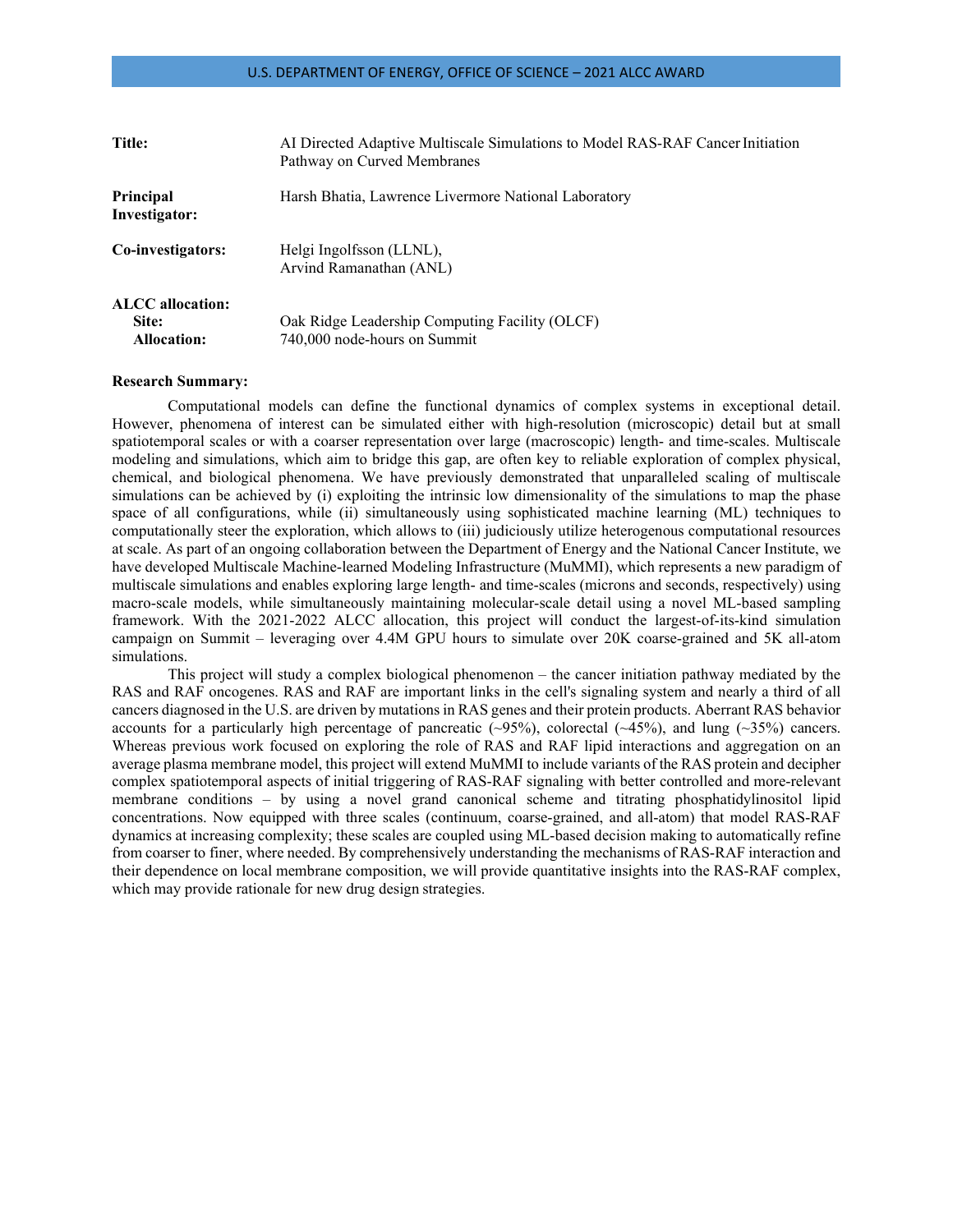**Title:** AI Directed Adaptive Multiscale Simulations to Model RAS-RAF Cancer Initiation Pathway on Curved Membranes

**Principal Investigator:** Harsh Bhatia, Lawrence Livermore National Laboratory

**Co-investigators:** Helgi Ingolfsson (LLNL), Arvind Ramanathan (ANL)

**ALCC allocation:**
**Site:** Oak Ridge Leadership Computing Facility (OLCF)
**Allocation:** 740,000 node-hours on Summit

**Research Summary:**

Computational models can define the functional dynamics of complex systems in exceptional detail. However, phenomena of interest can be simulated either with high-resolution (microscopic) detail but at small spatiotemporal scales or with a coarser representation over large (macroscopic) length- and time-scales. Multiscale modeling and simulations, which aim to bridge this gap, are often key to reliable exploration of complex physical, chemical, and biological phenomena. We have previously demonstrated that unparalleled scaling of multiscale simulations can be achieved by (i) exploiting the intrinsic low dimensionality of the simulations to map the phase space of all configurations, while (ii) simultaneously using sophisticated machine learning (ML) techniques to computationally steer the exploration, which allows to (iii) judiciously utilize heterogenous computational resources at scale. As part of an ongoing collaboration between the Department of Energy and the National Cancer Institute, we have developed Multiscale Machine-learned Modeling Infrastructure (MuMMI), which represents a new paradigm of multiscale simulations and enables exploring large length- and time-scales (microns and seconds, respectively) using macro-scale models, while simultaneously maintaining molecular-scale detail using a novel ML-based sampling framework. With the 2021-2022 ALCC allocation, this project will conduct the largest-of-its-kind simulation campaign on Summit – leveraging over 4.4M GPU hours to simulate over 20K coarse-grained and 5K all-atom simulations.

This project will study a complex biological phenomenon – the cancer initiation pathway mediated by the RAS and RAF oncogenes. RAS and RAF are important links in the cell's signaling system and nearly a third of all cancers diagnosed in the U.S. are driven by mutations in RAS genes and their protein products. Aberrant RAS behavior accounts for a particularly high percentage of pancreatic (~95%), colorectal (~45%), and lung (~35%) cancers. Whereas previous work focused on exploring the role of RAS and RAF lipid interactions and aggregation on an average plasma membrane model, this project will extend MuMMI to include variants of the RAS protein and decipher complex spatiotemporal aspects of initial triggering of RAS-RAF signaling with better controlled and more-relevant membrane conditions – by using a novel grand canonical scheme and titrating phosphatidylinositol lipid concentrations. Now equipped with three scales (continuum, coarse-grained, and all-atom) that model RAS-RAF dynamics at increasing complexity; these scales are coupled using ML-based decision making to automatically refine from coarser to finer, where needed. By comprehensively understanding the mechanisms of RAS-RAF interaction and their dependence on local membrane composition, we will provide quantitative insights into the RAS-RAF complex, which may provide rationale for new drug design strategies.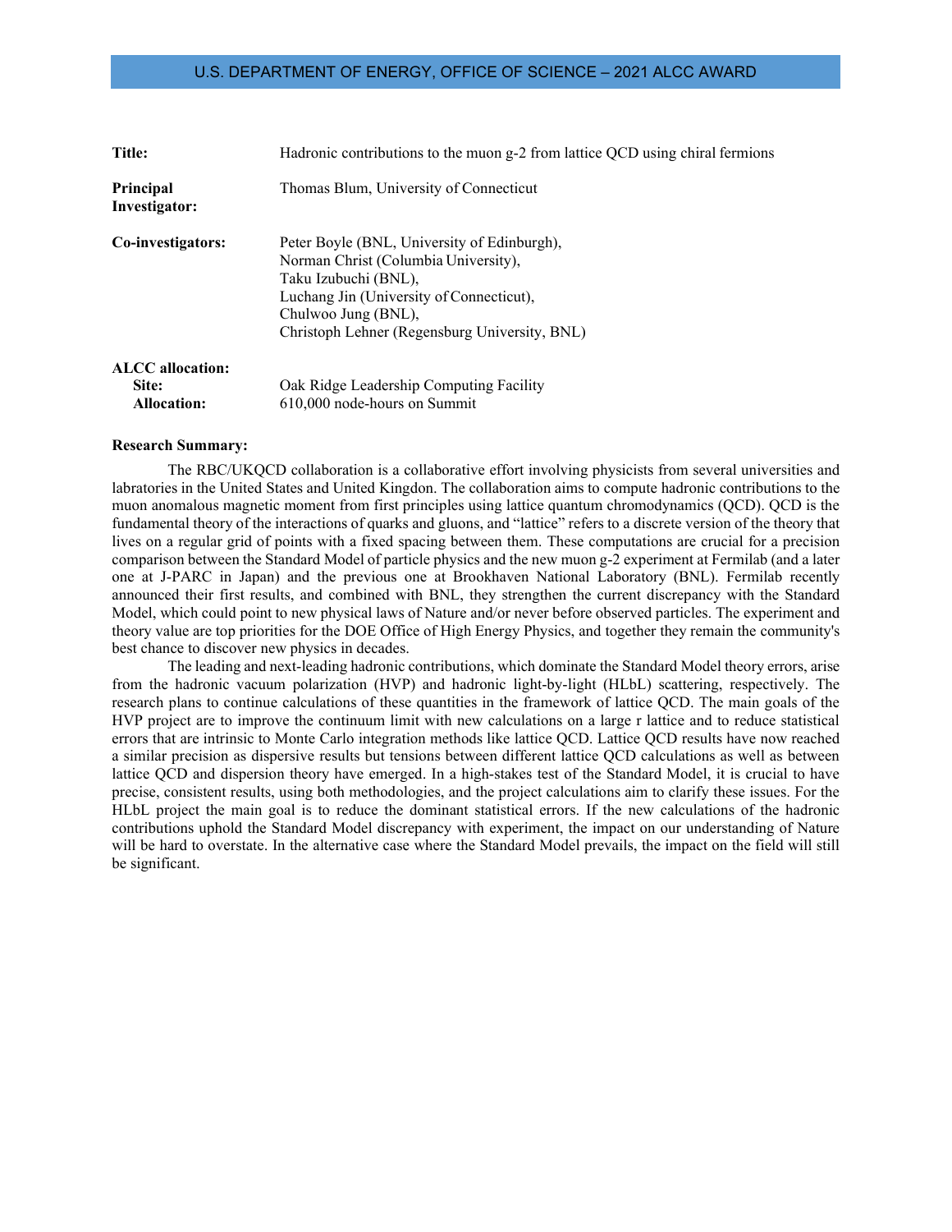U.S. DEPARTMENT OF ENERGY, OFFICE OF SCIENCE – 2021 ALCC AWARD

| | |
|---|---|
| **Title:** | Hadronic contributions to the muon g-2 from lattice QCD using chiral fermions |
| **Principal Investigator:** | Thomas Blum, University of Connecticut |
| **Co-investigators:** | Peter Boyle (BNL, University of Edinburgh),<br>Norman Christ (Columbia University),<br>Taku Izubuchi (BNL),<br>Luchang Jin (University of Connecticut),<br>Chulwoo Jung (BNL),<br>Christoph Lehner (Regensburg University, BNL) |
| **ALCC allocation:** | |
| **Site:** | Oak Ridge Leadership Computing Facility |
| **Allocation:** | 610,000 node-hours on Summit |

**Research Summary:**

The RBC/UKQCD collaboration is a collaborative effort involving physicists from several universities and labratories in the United States and United Kingdon. The collaboration aims to compute hadronic contributions to the muon anomalous magnetic moment from first principles using lattice quantum chromodynamics (QCD). QCD is the fundamental theory of the interactions of quarks and gluons, and "lattice" refers to a discrete version of the theory that lives on a regular grid of points with a fixed spacing between them. These computations are crucial for a precision comparison between the Standard Model of particle physics and the new muon g-2 experiment at Fermilab (and a later one at J-PARC in Japan) and the previous one at Brookhaven National Laboratory (BNL). Fermilab recently announced their first results, and combined with BNL, they strengthen the current discrepancy with the Standard Model, which could point to new physical laws of Nature and/or never before observed particles. The experiment and theory value are top priorities for the DOE Office of High Energy Physics, and together they remain the community's best chance to discover new physics in decades.

The leading and next-leading hadronic contributions, which dominate the Standard Model theory errors, arise from the hadronic vacuum polarization (HVP) and hadronic light-by-light (HLbL) scattering, respectively. The research plans to continue calculations of these quantities in the framework of lattice QCD. The main goals of the HVP project are to improve the continuum limit with new calculations on a large r lattice and to reduce statistical errors that are intrinsic to Monte Carlo integration methods like lattice QCD. Lattice QCD results have now reached a similar precision as dispersive results but tensions between different lattice QCD calculations as well as between lattice QCD and dispersion theory have emerged. In a high-stakes test of the Standard Model, it is crucial to have precise, consistent results, using both methodologies, and the project calculations aim to clarify these issues. For the HLbL project the main goal is to reduce the dominant statistical errors. If the new calculations of the hadronic contributions uphold the Standard Model discrepancy with experiment, the impact on our understanding of Nature will be hard to overstate. In the alternative case where the Standard Model prevails, the impact on the field will still be significant.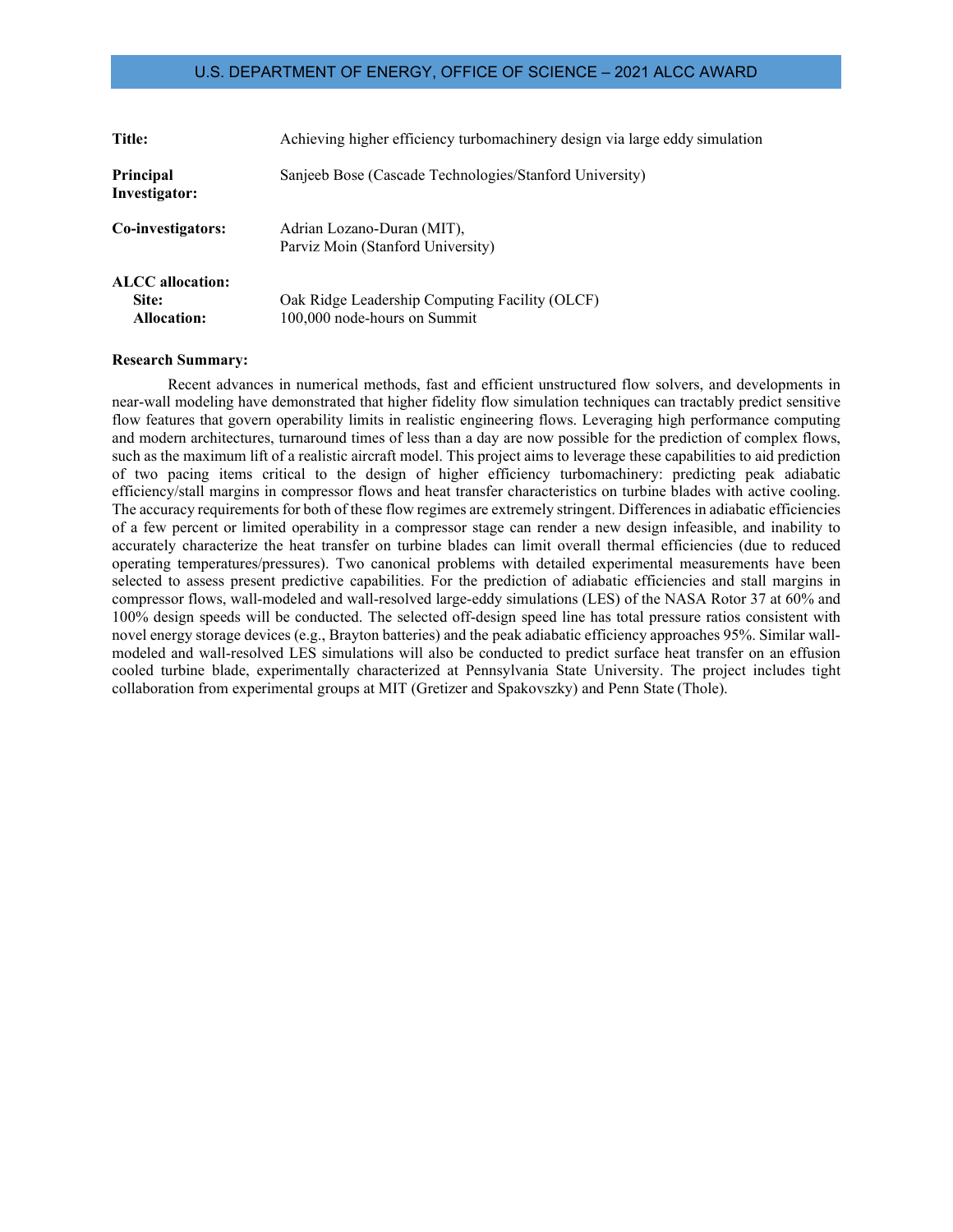U.S. DEPARTMENT OF ENERGY, OFFICE OF SCIENCE – 2021 ALCC AWARD

**Title:** Achieving higher efficiency turbomachinery design via large eddy simulation

**Principal Investigator:** Sanjeeb Bose (Cascade Technologies/Stanford University)

**Co-investigators:** Adrian Lozano-Duran (MIT), Parviz Moin (Stanford University)

**ALCC allocation:**

**Site:** Oak Ridge Leadership Computing Facility (OLCF)

**Allocation:** 100,000 node-hours on Summit

**Research Summary:**

Recent advances in numerical methods, fast and efficient unstructured flow solvers, and developments in near-wall modeling have demonstrated that higher fidelity flow simulation techniques can tractably predict sensitive flow features that govern operability limits in realistic engineering flows. Leveraging high performance computing and modern architectures, turnaround times of less than a day are now possible for the prediction of complex flows, such as the maximum lift of a realistic aircraft model. This project aims to leverage these capabilities to aid prediction of two pacing items critical to the design of higher efficiency turbomachinery: predicting peak adiabatic efficiency/stall margins in compressor flows and heat transfer characteristics on turbine blades with active cooling. The accuracy requirements for both of these flow regimes are extremely stringent. Differences in adiabatic efficiencies of a few percent or limited operability in a compressor stage can render a new design infeasible, and inability to accurately characterize the heat transfer on turbine blades can limit overall thermal efficiencies (due to reduced operating temperatures/pressures). Two canonical problems with detailed experimental measurements have been selected to assess present predictive capabilities. For the prediction of adiabatic efficiencies and stall margins in compressor flows, wall-modeled and wall-resolved large-eddy simulations (LES) of the NASA Rotor 37 at 60% and 100% design speeds will be conducted. The selected off-design speed line has total pressure ratios consistent with novel energy storage devices (e.g., Brayton batteries) and the peak adiabatic efficiency approaches 95%. Similar wall-modeled and wall-resolved LES simulations will also be conducted to predict surface heat transfer on an effusion cooled turbine blade, experimentally characterized at Pennsylvania State University. The project includes tight collaboration from experimental groups at MIT (Gretizer and Spakovszky) and Penn State (Thole).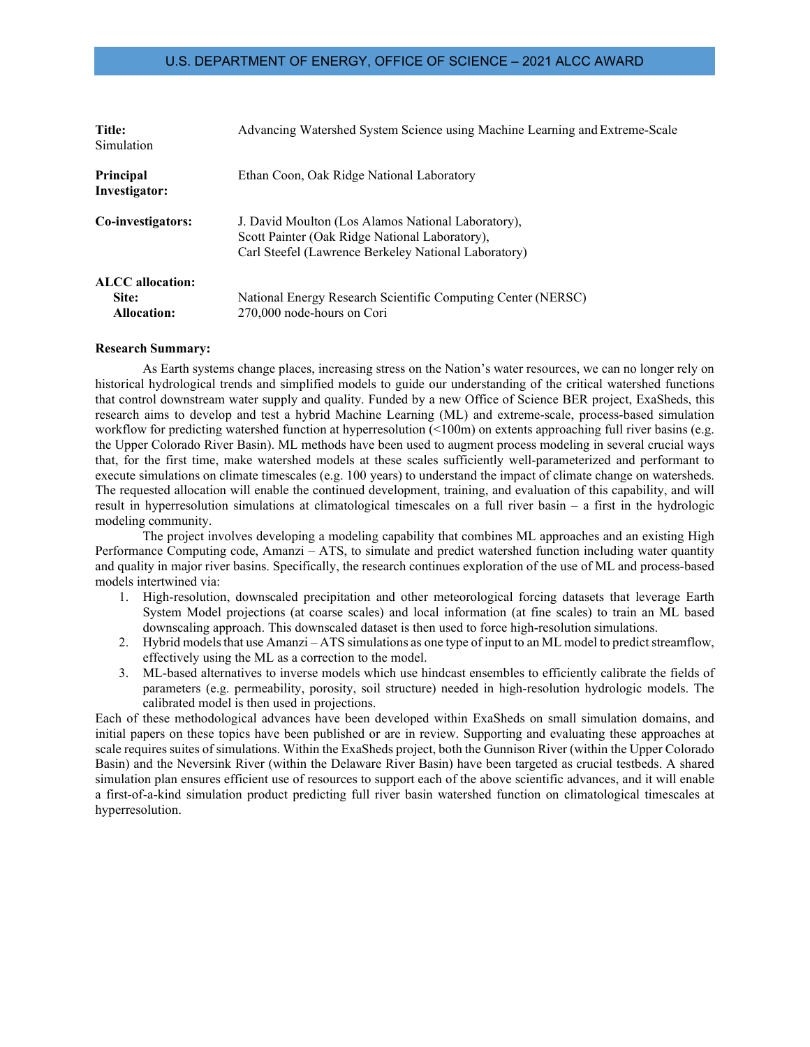**Title:** Advancing Watershed System Science using Machine Learning and Extreme-Scale Simulation

**Principal Investigator:** Ethan Coon, Oak Ridge National Laboratory

**Co-investigators:** J. David Moulton (Los Alamos National Laboratory), Scott Painter (Oak Ridge National Laboratory), Carl Steefel (Lawrence Berkeley National Laboratory)

**ALCC allocation:**

**Site:** National Energy Research Scientific Computing Center (NERSC)

**Allocation:** 270,000 node-hours on Cori

**Research Summary:**

As Earth systems change places, increasing stress on the Nation's water resources, we can no longer rely on historical hydrological trends and simplified models to guide our understanding of the critical watershed functions that control downstream water supply and quality. Funded by a new Office of Science BER project, ExaSheds, this research aims to develop and test a hybrid Machine Learning (ML) and extreme-scale, process-based simulation workflow for predicting watershed function at hyperresolution (<100m) on extents approaching full river basins (e.g. the Upper Colorado River Basin). ML methods have been used to augment process modeling in several crucial ways that, for the first time, make watershed models at these scales sufficiently well-parameterized and performant to execute simulations on climate timescales (e.g. 100 years) to understand the impact of climate change on watersheds. The requested allocation will enable the continued development, training, and evaluation of this capability, and will result in hyperresolution simulations at climatological timescales on a full river basin – a first in the hydrologic modeling community.

The project involves developing a modeling capability that combines ML approaches and an existing High Performance Computing code, Amanzi – ATS, to simulate and predict watershed function including water quantity and quality in major river basins. Specifically, the research continues exploration of the use of ML and process-based models intertwined via:

1. High-resolution, downscaled precipitation and other meteorological forcing datasets that leverage Earth System Model projections (at coarse scales) and local information (at fine scales) to train an ML based downscaling approach. This downscaled dataset is then used to force high-resolution simulations.
2. Hybrid models that use Amanzi – ATS simulations as one type of input to an ML model to predict streamflow, effectively using the ML as a correction to the model.
3. ML-based alternatives to inverse models which use hindcast ensembles to efficiently calibrate the fields of parameters (e.g. permeability, porosity, soil structure) needed in high-resolution hydrologic models. The calibrated model is then used in projections.

Each of these methodological advances have been developed within ExaSheds on small simulation domains, and initial papers on these topics have been published or are in review. Supporting and evaluating these approaches at scale requires suites of simulations. Within the ExaSheds project, both the Gunnison River (within the Upper Colorado Basin) and the Neversink River (within the Delaware River Basin) have been targeted as crucial testbeds. A shared simulation plan ensures efficient use of resources to support each of the above scientific advances, and it will enable a first-of-a-kind simulation product predicting full river basin watershed function on climatological timescales at hyperresolution.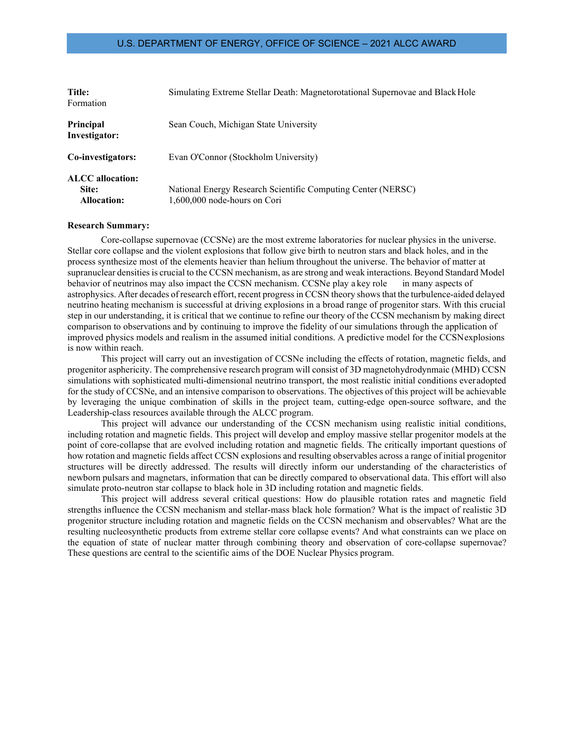U.S. DEPARTMENT OF ENERGY, OFFICE OF SCIENCE – 2021 ALCC AWARD

**Title:** Simulating Extreme Stellar Death: Magnetorotational Supernovae and Black Hole Formation

**Principal Investigator:** Sean Couch, Michigan State University

**Co-investigators:** Evan O'Connor (Stockholm University)

**ALCC allocation:**
**Site:** National Energy Research Scientific Computing Center (NERSC)
**Allocation:** 1,600,000 node-hours on Cori

**Research Summary:**

Core-collapse supernovae (CCSNe) are the most extreme laboratories for nuclear physics in the universe. Stellar core collapse and the violent explosions that follow give birth to neutron stars and black holes, and in the process synthesize most of the elements heavier than helium throughout the universe. The behavior of matter at supranuclear densities is crucial to the CCSN mechanism, as are strong and weak interactions. Beyond Standard Model behavior of neutrinos may also impact the CCSN mechanism. CCSNe play a key role in many aspects of astrophysics. After decades of research effort, recent progress in CCSN theory shows that the turbulence-aided delayed neutrino heating mechanism is successful at driving explosions in a broad range of progenitor stars. With this crucial step in our understanding, it is critical that we continue to refine our theory of the CCSN mechanism by making direct comparison to observations and by continuing to improve the fidelity of our simulations through the application of improved physics models and realism in the assumed initial conditions. A predictive model for the CCSN explosions is now within reach.

This project will carry out an investigation of CCSNe including the effects of rotation, magnetic fields, and progenitor asphericity. The comprehensive research program will consist of 3D magnetohydrodynmaic (MHD) CCSN simulations with sophisticated multi-dimensional neutrino transport, the most realistic initial conditions ever adopted for the study of CCSNe, and an intensive comparison to observations. The objectives of this project will be achievable by leveraging the unique combination of skills in the project team, cutting-edge open-source software, and the Leadership-class resources available through the ALCC program.

This project will advance our understanding of the CCSN mechanism using realistic initial conditions, including rotation and magnetic fields. This project will develop and employ massive stellar progenitor models at the point of core-collapse that are evolved including rotation and magnetic fields. The critically important questions of how rotation and magnetic fields affect CCSN explosions and resulting observables across a range of initial progenitor structures will be directly addressed. The results will directly inform our understanding of the characteristics of newborn pulsars and magnetars, information that can be directly compared to observational data. This effort will also simulate proto-neutron star collapse to black hole in 3D including rotation and magnetic fields.

This project will address several critical questions: How do plausible rotation rates and magnetic field strengths influence the CCSN mechanism and stellar-mass black hole formation? What is the impact of realistic 3D progenitor structure including rotation and magnetic fields on the CCSN mechanism and observables? What are the resulting nucleosynthetic products from extreme stellar core collapse events? And what constraints can we place on the equation of state of nuclear matter through combining theory and observation of core-collapse supernovae? These questions are central to the scientific aims of the DOE Nuclear Physics program.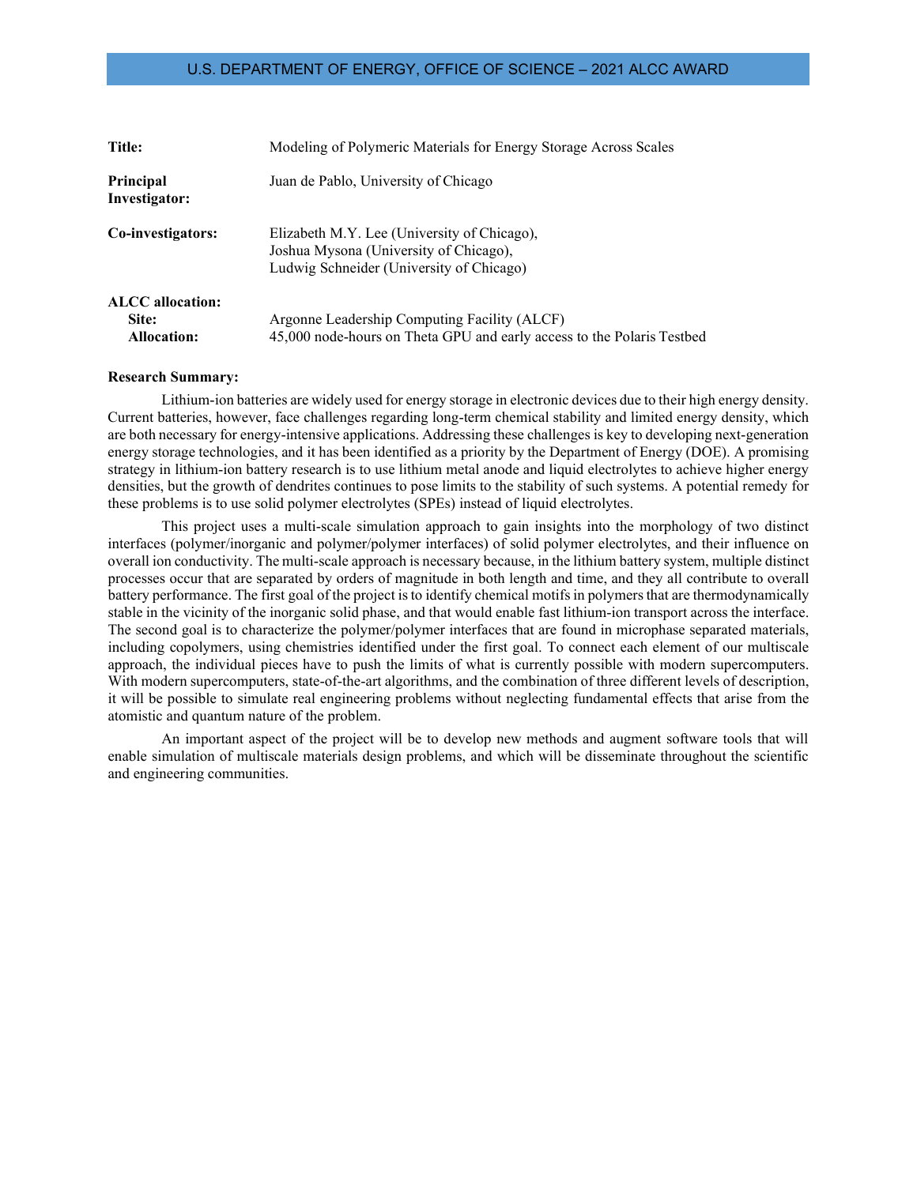| | |
|---|---|
| **Title:** | Modeling of Polymeric Materials for Energy Storage Across Scales |
| **Principal Investigator:** | Juan de Pablo, University of Chicago |
| **Co-investigators:** | Elizabeth M.Y. Lee (University of Chicago), Joshua Mysona (University of Chicago), Ludwig Schneider (University of Chicago) |
| **ALCC allocation:** | |
| **Site:** | Argonne Leadership Computing Facility (ALCF) |
| **Allocation:** | 45,000 node-hours on Theta GPU and early access to the Polaris Testbed |

**Research Summary:**

Lithium-ion batteries are widely used for energy storage in electronic devices due to their high energy density. Current batteries, however, face challenges regarding long-term chemical stability and limited energy density, which are both necessary for energy-intensive applications. Addressing these challenges is key to developing next-generation energy storage technologies, and it has been identified as a priority by the Department of Energy (DOE). A promising strategy in lithium-ion battery research is to use lithium metal anode and liquid electrolytes to achieve higher energy densities, but the growth of dendrites continues to pose limits to the stability of such systems. A potential remedy for these problems is to use solid polymer electrolytes (SPEs) instead of liquid electrolytes.

This project uses a multi-scale simulation approach to gain insights into the morphology of two distinct interfaces (polymer/inorganic and polymer/polymer interfaces) of solid polymer electrolytes, and their influence on overall ion conductivity. The multi-scale approach is necessary because, in the lithium battery system, multiple distinct processes occur that are separated by orders of magnitude in both length and time, and they all contribute to overall battery performance. The first goal of the project is to identify chemical motifs in polymers that are thermodynamically stable in the vicinity of the inorganic solid phase, and that would enable fast lithium-ion transport across the interface. The second goal is to characterize the polymer/polymer interfaces that are found in microphase separated materials, including copolymers, using chemistries identified under the first goal. To connect each element of our multiscale approach, the individual pieces have to push the limits of what is currently possible with modern supercomputers. With modern supercomputers, state-of-the-art algorithms, and the combination of three different levels of description, it will be possible to simulate real engineering problems without neglecting fundamental effects that arise from the atomistic and quantum nature of the problem.

An important aspect of the project will be to develop new methods and augment software tools that will enable simulation of multiscale materials design problems, and which will be disseminate throughout the scientific and engineering communities.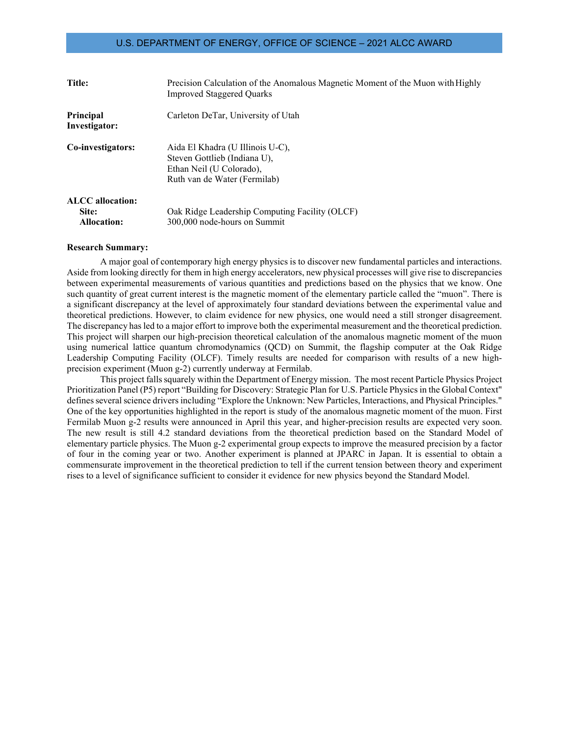U.S. DEPARTMENT OF ENERGY, OFFICE OF SCIENCE – 2021 ALCC AWARD

**Title:** Precision Calculation of the Anomalous Magnetic Moment of the Muon with Highly Improved Staggered Quarks

**Principal Investigator:** Carleton DeTar, University of Utah

**Co-investigators:** Aida El Khadra (U Illinois U-C), Steven Gottlieb (Indiana U), Ethan Neil (U Colorado), Ruth van de Water (Fermilab)

**ALCC allocation:**
**Site:** Oak Ridge Leadership Computing Facility (OLCF)
**Allocation:** 300,000 node-hours on Summit

**Research Summary:**

A major goal of contemporary high energy physics is to discover new fundamental particles and interactions. Aside from looking directly for them in high energy accelerators, new physical processes will give rise to discrepancies between experimental measurements of various quantities and predictions based on the physics that we know. One such quantity of great current interest is the magnetic moment of the elementary particle called the "muon". There is a significant discrepancy at the level of approximately four standard deviations between the experimental value and theoretical predictions. However, to claim evidence for new physics, one would need a still stronger disagreement. The discrepancy has led to a major effort to improve both the experimental measurement and the theoretical prediction. This project will sharpen our high-precision theoretical calculation of the anomalous magnetic moment of the muon using numerical lattice quantum chromodynamics (QCD) on Summit, the flagship computer at the Oak Ridge Leadership Computing Facility (OLCF). Timely results are needed for comparison with results of a new high-precision experiment (Muon g-2) currently underway at Fermilab.

This project falls squarely within the Department of Energy mission. The most recent Particle Physics Project Prioritization Panel (P5) report "Building for Discovery: Strategic Plan for U.S. Particle Physics in the Global Context" defines several science drivers including "Explore the Unknown: New Particles, Interactions, and Physical Principles." One of the key opportunities highlighted in the report is study of the anomalous magnetic moment of the muon. First Fermilab Muon g-2 results were announced in April this year, and higher-precision results are expected very soon. The new result is still 4.2 standard deviations from the theoretical prediction based on the Standard Model of elementary particle physics. The Muon g-2 experimental group expects to improve the measured precision by a factor of four in the coming year or two. Another experiment is planned at JPARC in Japan. It is essential to obtain a commensurate improvement in the theoretical prediction to tell if the current tension between theory and experiment rises to a level of significance sufficient to consider it evidence for new physics beyond the Standard Model.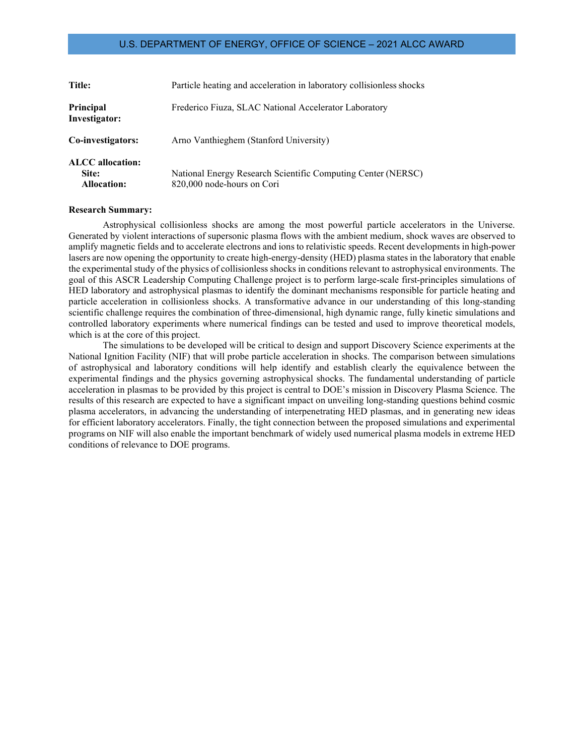U.S. DEPARTMENT OF ENERGY, OFFICE OF SCIENCE – 2021 ALCC AWARD

**Title:** Particle heating and acceleration in laboratory collisionless shocks

**Principal Investigator:** Frederico Fiuza, SLAC National Accelerator Laboratory

**Co-investigators:** Arno Vanthieghem (Stanford University)

**ALCC allocation:**
**Site:** National Energy Research Scientific Computing Center (NERSC)
**Allocation:** 820,000 node-hours on Cori

**Research Summary:**

Astrophysical collisionless shocks are among the most powerful particle accelerators in the Universe. Generated by violent interactions of supersonic plasma flows with the ambient medium, shock waves are observed to amplify magnetic fields and to accelerate electrons and ions to relativistic speeds. Recent developments in high-power lasers are now opening the opportunity to create high-energy-density (HED) plasma states in the laboratory that enable the experimental study of the physics of collisionless shocks in conditions relevant to astrophysical environments. The goal of this ASCR Leadership Computing Challenge project is to perform large-scale first-principles simulations of HED laboratory and astrophysical plasmas to identify the dominant mechanisms responsible for particle heating and particle acceleration in collisionless shocks. A transformative advance in our understanding of this long-standing scientific challenge requires the combination of three-dimensional, high dynamic range, fully kinetic simulations and controlled laboratory experiments where numerical findings can be tested and used to improve theoretical models, which is at the core of this project.

The simulations to be developed will be critical to design and support Discovery Science experiments at the National Ignition Facility (NIF) that will probe particle acceleration in shocks. The comparison between simulations of astrophysical and laboratory conditions will help identify and establish clearly the equivalence between the experimental findings and the physics governing astrophysical shocks. The fundamental understanding of particle acceleration in plasmas to be provided by this project is central to DOE's mission in Discovery Plasma Science. The results of this research are expected to have a significant impact on unveiling long-standing questions behind cosmic plasma accelerators, in advancing the understanding of interpenetrating HED plasmas, and in generating new ideas for efficient laboratory accelerators. Finally, the tight connection between the proposed simulations and experimental programs on NIF will also enable the important benchmark of widely used numerical plasma models in extreme HED conditions of relevance to DOE programs.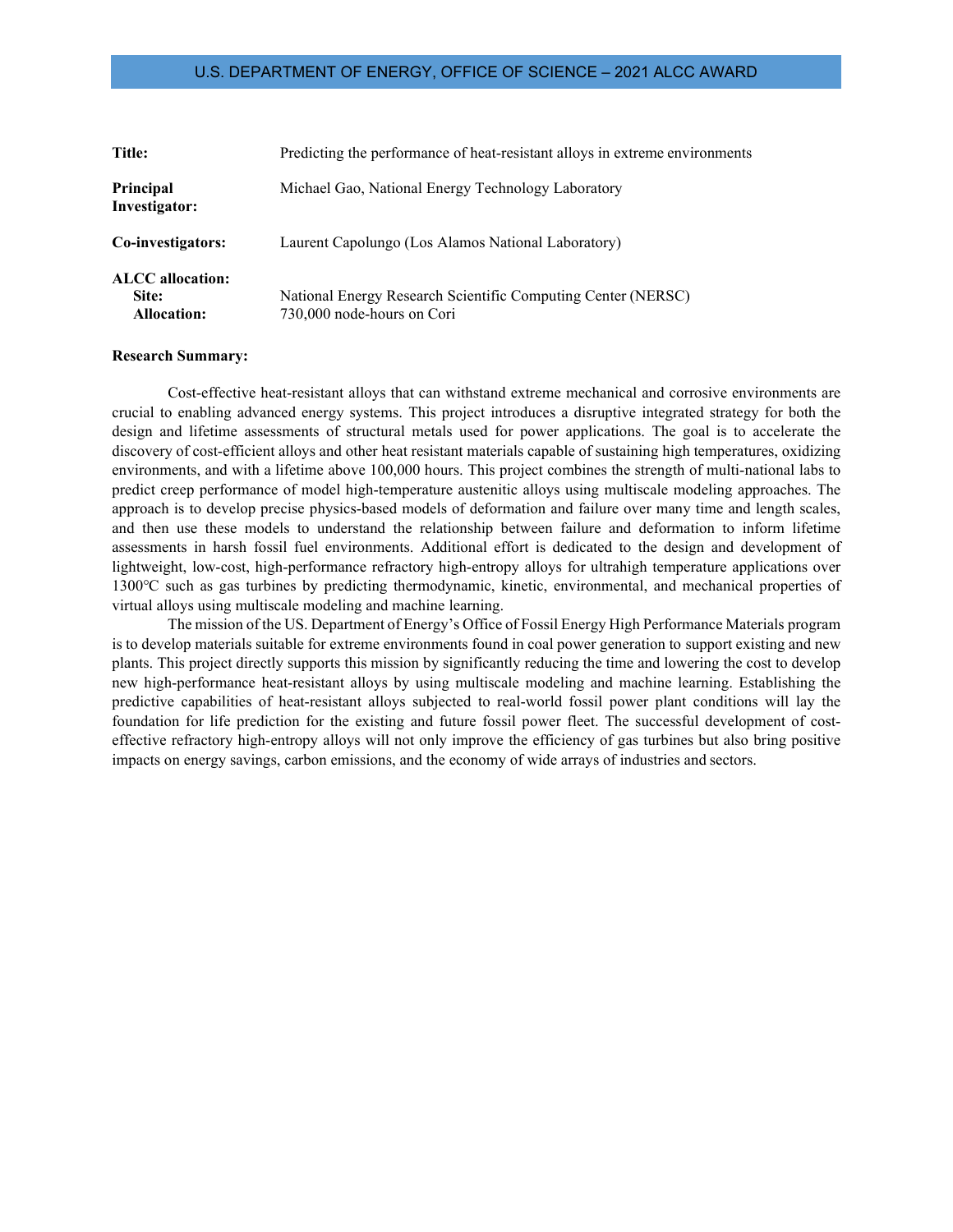U.S. DEPARTMENT OF ENERGY, OFFICE OF SCIENCE – 2021 ALCC AWARD

| | |
|---|---|
| **Title:** | Predicting the performance of heat-resistant alloys in extreme environments |
| **Principal Investigator:** | Michael Gao, National Energy Technology Laboratory |
| **Co-investigators:** | Laurent Capolungo (Los Alamos National Laboratory) |
| **ALCC allocation:** | |
| **Site:** | National Energy Research Scientific Computing Center (NERSC) |
| **Allocation:** | 730,000 node-hours on Cori |

**Research Summary:**

Cost-effective heat-resistant alloys that can withstand extreme mechanical and corrosive environments are crucial to enabling advanced energy systems. This project introduces a disruptive integrated strategy for both the design and lifetime assessments of structural metals used for power applications. The goal is to accelerate the discovery of cost-efficient alloys and other heat resistant materials capable of sustaining high temperatures, oxidizing environments, and with a lifetime above 100,000 hours. This project combines the strength of multi-national labs to predict creep performance of model high-temperature austenitic alloys using multiscale modeling approaches. The approach is to develop precise physics-based models of deformation and failure over many time and length scales, and then use these models to understand the relationship between failure and deformation to inform lifetime assessments in harsh fossil fuel environments. Additional effort is dedicated to the design and development of lightweight, low-cost, high-performance refractory high-entropy alloys for ultrahigh temperature applications over 1300°C such as gas turbines by predicting thermodynamic, kinetic, environmental, and mechanical properties of virtual alloys using multiscale modeling and machine learning.

The mission of the US. Department of Energy's Office of Fossil Energy High Performance Materials program is to develop materials suitable for extreme environments found in coal power generation to support existing and new plants. This project directly supports this mission by significantly reducing the time and lowering the cost to develop new high-performance heat-resistant alloys by using multiscale modeling and machine learning. Establishing the predictive capabilities of heat-resistant alloys subjected to real-world fossil power plant conditions will lay the foundation for life prediction for the existing and future fossil power fleet. The successful development of cost-effective refractory high-entropy alloys will not only improve the efficiency of gas turbines but also bring positive impacts on energy savings, carbon emissions, and the economy of wide arrays of industries and sectors.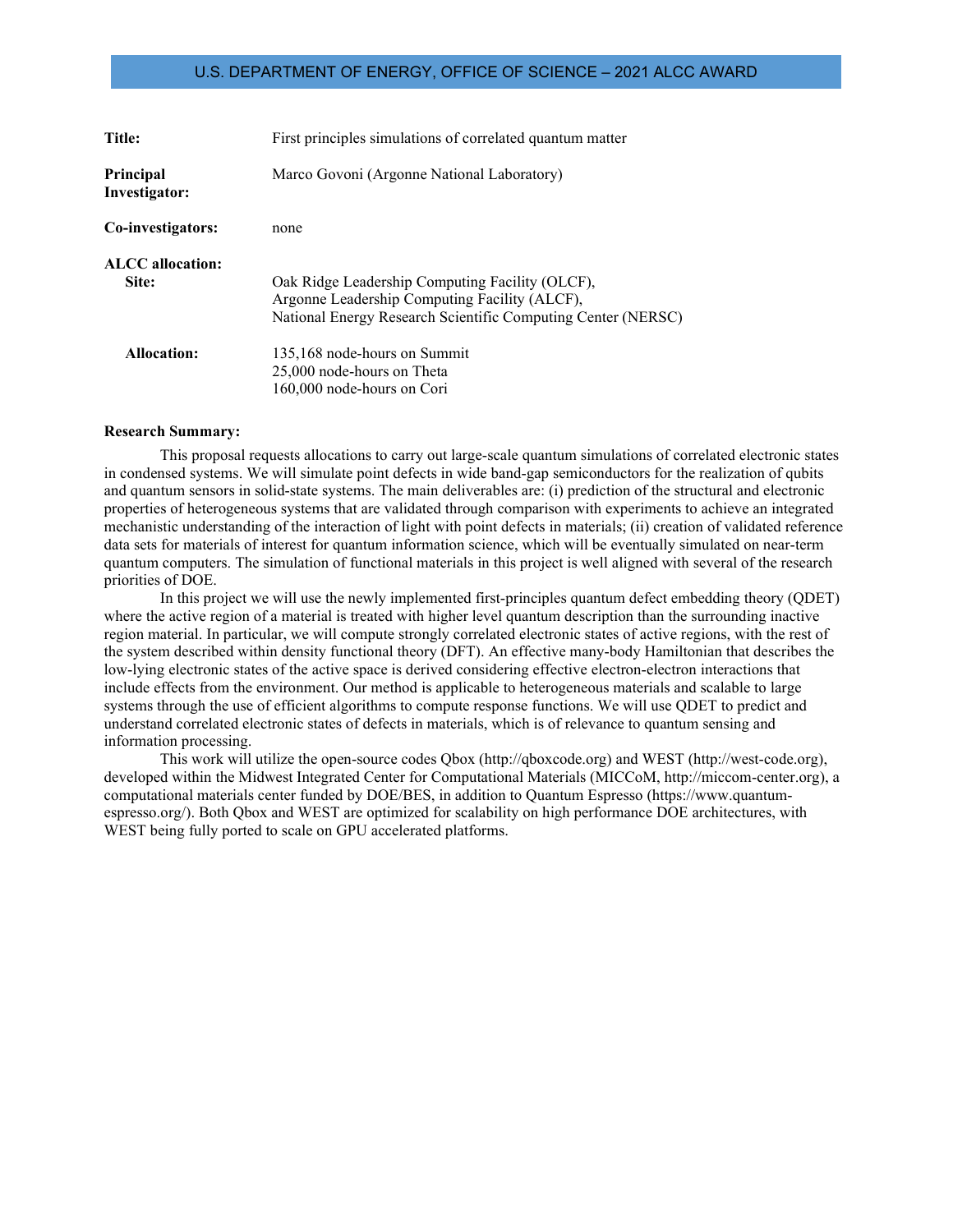U.S. DEPARTMENT OF ENERGY, OFFICE OF SCIENCE – 2021 ALCC AWARD

**Title:** First principles simulations of correlated quantum matter

**Principal Investigator:** Marco Govoni (Argonne National Laboratory)

**Co-investigators:** none

**ALCC allocation:**

**Site:** Oak Ridge Leadership Computing Facility (OLCF), Argonne Leadership Computing Facility (ALCF), National Energy Research Scientific Computing Center (NERSC)

**Allocation:** 135,168 node-hours on Summit
25,000 node-hours on Theta
160,000 node-hours on Cori

**Research Summary:**

This proposal requests allocations to carry out large-scale quantum simulations of correlated electronic states in condensed systems. We will simulate point defects in wide band-gap semiconductors for the realization of qubits and quantum sensors in solid-state systems. The main deliverables are: (i) prediction of the structural and electronic properties of heterogeneous systems that are validated through comparison with experiments to achieve an integrated mechanistic understanding of the interaction of light with point defects in materials; (ii) creation of validated reference data sets for materials of interest for quantum information science, which will be eventually simulated on near-term quantum computers. The simulation of functional materials in this project is well aligned with several of the research priorities of DOE.

In this project we will use the newly implemented first-principles quantum defect embedding theory (QDET) where the active region of a material is treated with higher level quantum description than the surrounding inactive region material. In particular, we will compute strongly correlated electronic states of active regions, with the rest of the system described within density functional theory (DFT). An effective many-body Hamiltonian that describes the low-lying electronic states of the active space is derived considering effective electron-electron interactions that include effects from the environment. Our method is applicable to heterogeneous materials and scalable to large systems through the use of efficient algorithms to compute response functions. We will use QDET to predict and understand correlated electronic states of defects in materials, which is of relevance to quantum sensing and information processing.

This work will utilize the open-source codes Qbox (http://qboxcode.org) and WEST (http://west-code.org), developed within the Midwest Integrated Center for Computational Materials (MICCoM, http://miccom-center.org), a computational materials center funded by DOE/BES, in addition to Quantum Espresso (https://www.quantum-espresso.org/). Both Qbox and WEST are optimized for scalability on high performance DOE architectures, with WEST being fully ported to scale on GPU accelerated platforms.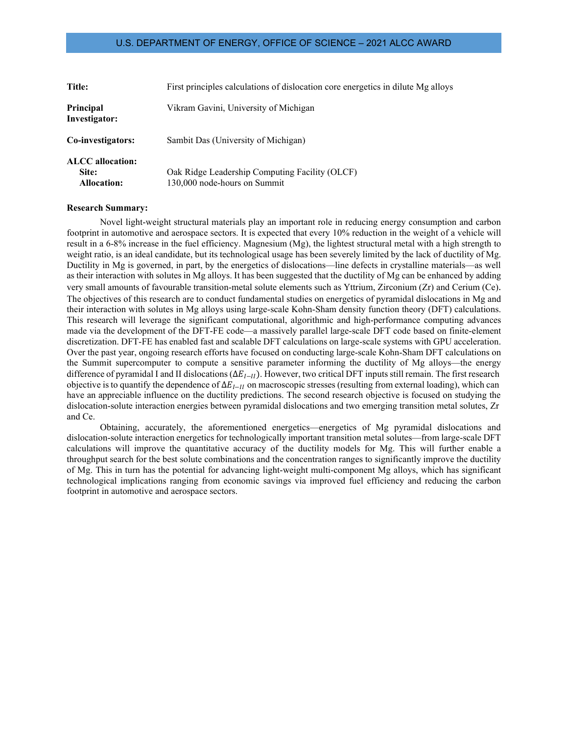**Title:** First principles calculations of dislocation core energetics in dilute Mg alloys

**Principal Investigator:** Vikram Gavini, University of Michigan

**Co-investigators:** Sambit Das (University of Michigan)

**ALCC allocation:**
**Site:** Oak Ridge Leadership Computing Facility (OLCF)
**Allocation:** 130,000 node-hours on Summit

**Research Summary:**

Novel light-weight structural materials play an important role in reducing energy consumption and carbon footprint in automotive and aerospace sectors. It is expected that every 10% reduction in the weight of a vehicle will result in a 6-8% increase in the fuel efficiency. Magnesium (Mg), the lightest structural metal with a high strength to weight ratio, is an ideal candidate, but its technological usage has been severely limited by the lack of ductility of Mg. Ductility in Mg is governed, in part, by the energetics of dislocations—line defects in crystalline materials—as well as their interaction with solutes in Mg alloys. It has been suggested that the ductility of Mg can be enhanced by adding very small amounts of favourable transition-metal solute elements such as Yttrium, Zirconium (Zr) and Cerium (Ce). The objectives of this research are to conduct fundamental studies on energetics of pyramidal dislocations in Mg and their interaction with solutes in Mg alloys using large-scale Kohn-Sham density function theory (DFT) calculations. This research will leverage the significant computational, algorithmic and high-performance computing advances made via the development of the DFT-FE code—a massively parallel large-scale DFT code based on finite-element discretization. DFT-FE has enabled fast and scalable DFT calculations on large-scale systems with GPU acceleration. Over the past year, ongoing research efforts have focused on conducting large-scale Kohn-Sham DFT calculations on the Summit supercomputer to compute a sensitive parameter informing the ductility of Mg alloys—the energy difference of pyramidal I and II dislocations ($\Delta E_{I-II}$). However, two critical DFT inputs still remain. The first research objective is to quantify the dependence of $\Delta E_{I-II}$ on macroscopic stresses (resulting from external loading), which can have an appreciable influence on the ductility predictions. The second research objective is focused on studying the dislocation-solute interaction energies between pyramidal dislocations and two emerging transition metal solutes, Zr and Ce.

Obtaining, accurately, the aforementioned energetics—energetics of Mg pyramidal dislocations and dislocation-solute interaction energetics for technologically important transition metal solutes—from large-scale DFT calculations will improve the quantitative accuracy of the ductility models for Mg. This will further enable a throughput search for the best solute combinations and the concentration ranges to significantly improve the ductility of Mg. This in turn has the potential for advancing light-weight multi-component Mg alloys, which has significant technological implications ranging from economic savings via improved fuel efficiency and reducing the carbon footprint in automotive and aerospace sectors.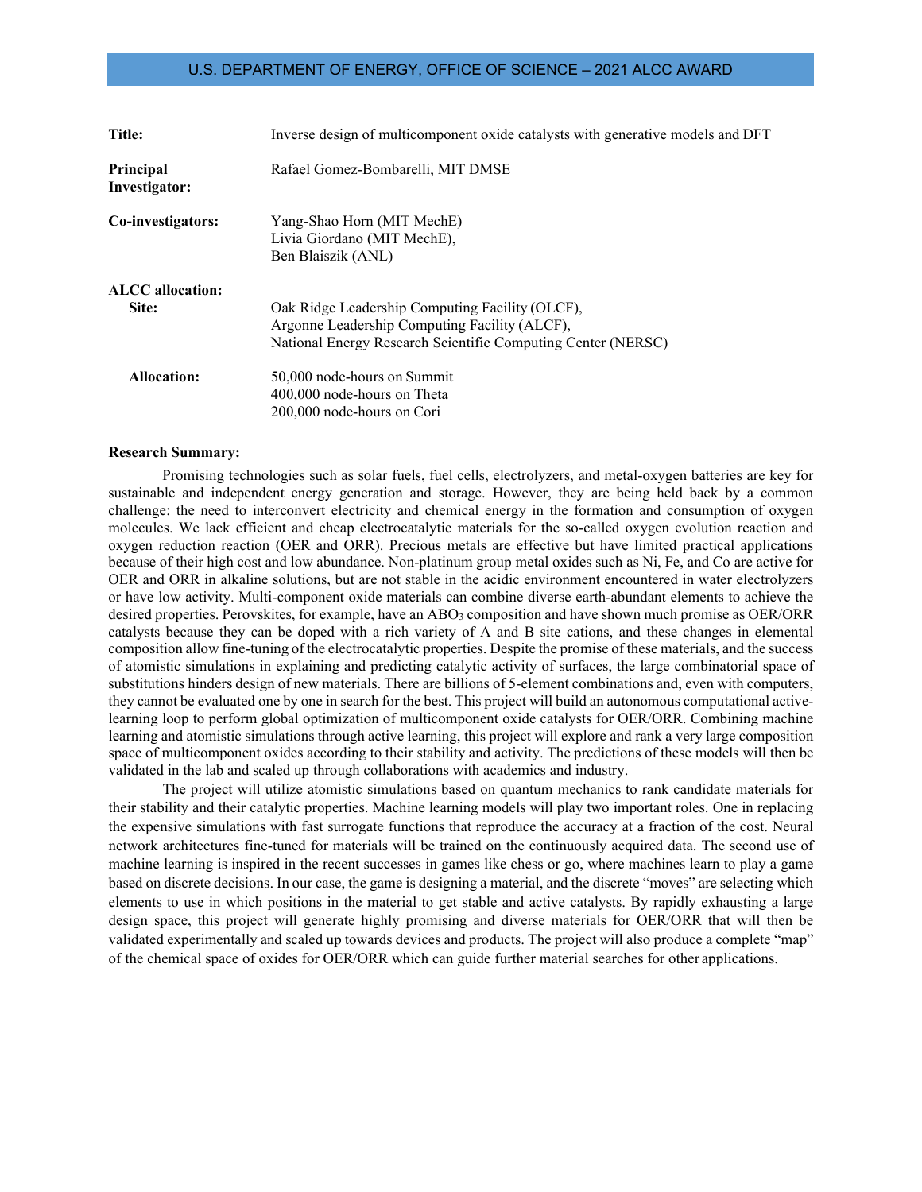U.S. DEPARTMENT OF ENERGY, OFFICE OF SCIENCE – 2021 ALCC AWARD

| | |
|---|---|
| **Title:** | Inverse design of multicomponent oxide catalysts with generative models and DFT |
| **Principal Investigator:** | Rafael Gomez-Bombarelli, MIT DMSE |
| **Co-investigators:** | Yang-Shao Horn (MIT MechE)<br>Livia Giordano (MIT MechE),<br>Ben Blaiszik (ANL) |
| **ALCC allocation:** | |
| **Site:** | Oak Ridge Leadership Computing Facility (OLCF),<br>Argonne Leadership Computing Facility (ALCF),<br>National Energy Research Scientific Computing Center (NERSC) |
| **Allocation:** | 50,000 node-hours on Summit<br>400,000 node-hours on Theta<br>200,000 node-hours on Cori |

**Research Summary:**

Promising technologies such as solar fuels, fuel cells, electrolyzers, and metal-oxygen batteries are key for sustainable and independent energy generation and storage. However, they are being held back by a common challenge: the need to interconvert electricity and chemical energy in the formation and consumption of oxygen molecules. We lack efficient and cheap electrocatalytic materials for the so-called oxygen evolution reaction and oxygen reduction reaction (OER and ORR). Precious metals are effective but have limited practical applications because of their high cost and low abundance. Non-platinum group metal oxides such as Ni, Fe, and Co are active for OER and ORR in alkaline solutions, but are not stable in the acidic environment encountered in water electrolyzers or have low activity. Multi-component oxide materials can combine diverse earth-abundant elements to achieve the desired properties. Perovskites, for example, have an $ABO_3$ composition and have shown much promise as OER/ORR catalysts because they can be doped with a rich variety of A and B site cations, and these changes in elemental composition allow fine-tuning of the electrocatalytic properties. Despite the promise of these materials, and the success of atomistic simulations in explaining and predicting catalytic activity of surfaces, the large combinatorial space of substitutions hinders design of new materials. There are billions of 5-element combinations and, even with computers, they cannot be evaluated one by one in search for the best. This project will build an autonomous computational active-learning loop to perform global optimization of multicomponent oxide catalysts for OER/ORR. Combining machine learning and atomistic simulations through active learning, this project will explore and rank a very large composition space of multicomponent oxides according to their stability and activity. The predictions of these models will then be validated in the lab and scaled up through collaborations with academics and industry.

The project will utilize atomistic simulations based on quantum mechanics to rank candidate materials for their stability and their catalytic properties. Machine learning models will play two important roles. One in replacing the expensive simulations with fast surrogate functions that reproduce the accuracy at a fraction of the cost. Neural network architectures fine-tuned for materials will be trained on the continuously acquired data. The second use of machine learning is inspired in the recent successes in games like chess or go, where machines learn to play a game based on discrete decisions. In our case, the game is designing a material, and the discrete "moves" are selecting which elements to use in which positions in the material to get stable and active catalysts. By rapidly exhausting a large design space, this project will generate highly promising and diverse materials for OER/ORR that will then be validated experimentally and scaled up towards devices and products. The project will also produce a complete "map" of the chemical space of oxides for OER/ORR which can guide further material searches for other applications.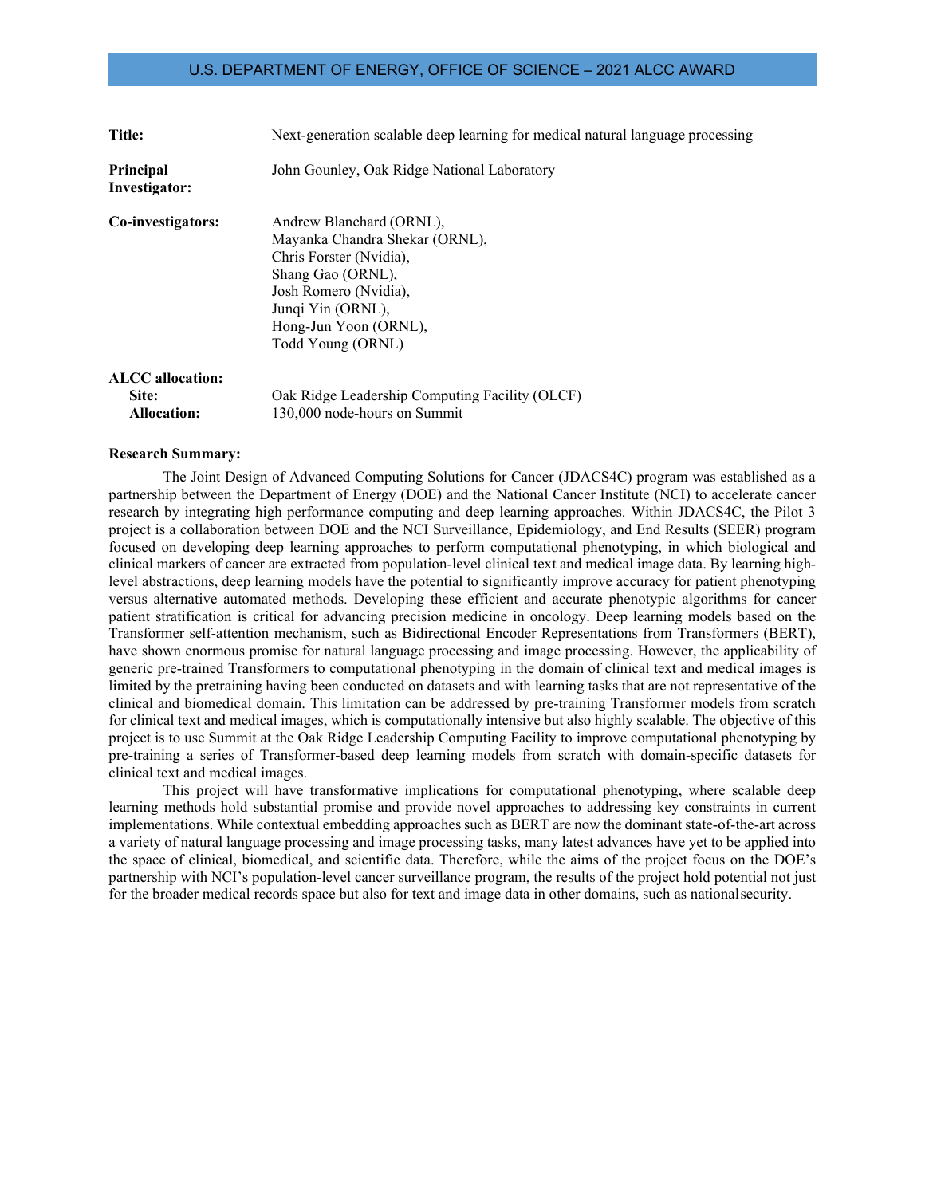U.S. DEPARTMENT OF ENERGY, OFFICE OF SCIENCE – 2021 ALCC AWARD

**Title:** Next-generation scalable deep learning for medical natural language processing

**Principal Investigator:** John Gounley, Oak Ridge National Laboratory

**Co-investigators:** Andrew Blanchard (ORNL),
Mayanka Chandra Shekar (ORNL),
Chris Forster (Nvidia),
Shang Gao (ORNL),
Josh Romero (Nvidia),
Junqi Yin (ORNL),
Hong-Jun Yoon (ORNL),
Todd Young (ORNL)

**ALCC allocation:**
**Site:** Oak Ridge Leadership Computing Facility (OLCF)
**Allocation:** 130,000 node-hours on Summit

**Research Summary:**

The Joint Design of Advanced Computing Solutions for Cancer (JDACS4C) program was established as a partnership between the Department of Energy (DOE) and the National Cancer Institute (NCI) to accelerate cancer research by integrating high performance computing and deep learning approaches. Within JDACS4C, the Pilot 3 project is a collaboration between DOE and the NCI Surveillance, Epidemiology, and End Results (SEER) program focused on developing deep learning approaches to perform computational phenotyping, in which biological and clinical markers of cancer are extracted from population-level clinical text and medical image data. By learning high-level abstractions, deep learning models have the potential to significantly improve accuracy for patient phenotyping versus alternative automated methods. Developing these efficient and accurate phenotypic algorithms for cancer patient stratification is critical for advancing precision medicine in oncology. Deep learning models based on the Transformer self-attention mechanism, such as Bidirectional Encoder Representations from Transformers (BERT), have shown enormous promise for natural language processing and image processing. However, the applicability of generic pre-trained Transformers to computational phenotyping in the domain of clinical text and medical images is limited by the pretraining having been conducted on datasets and with learning tasks that are not representative of the clinical and biomedical domain. This limitation can be addressed by pre-training Transformer models from scratch for clinical text and medical images, which is computationally intensive but also highly scalable. The objective of this project is to use Summit at the Oak Ridge Leadership Computing Facility to improve computational phenotyping by pre-training a series of Transformer-based deep learning models from scratch with domain-specific datasets for clinical text and medical images.

This project will have transformative implications for computational phenotyping, where scalable deep learning methods hold substantial promise and provide novel approaches to addressing key constraints in current implementations. While contextual embedding approaches such as BERT are now the dominant state-of-the-art across a variety of natural language processing and image processing tasks, many latest advances have yet to be applied into the space of clinical, biomedical, and scientific data. Therefore, while the aims of the project focus on the DOE's partnership with NCI's population-level cancer surveillance program, the results of the project hold potential not just for the broader medical records space but also for text and image data in other domains, such as national security.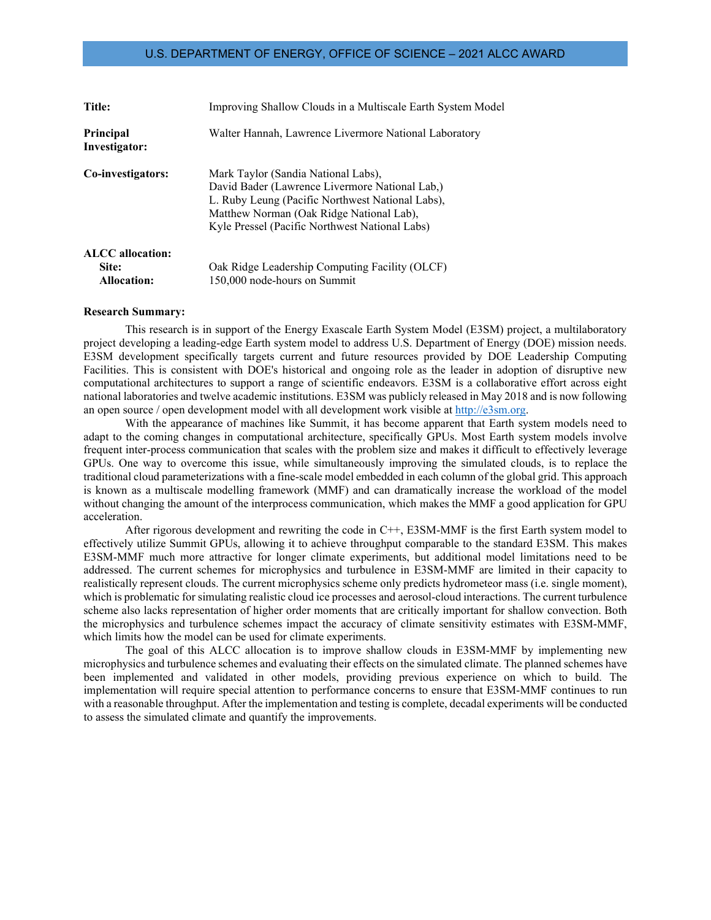U.S. DEPARTMENT OF ENERGY, OFFICE OF SCIENCE – 2021 ALCC AWARD

| | |
|---|---|
| **Title:** | Improving Shallow Clouds in a Multiscale Earth System Model |
| **Principal Investigator:** | Walter Hannah, Lawrence Livermore National Laboratory |
| **Co-investigators:** | Mark Taylor (Sandia National Labs),<br>David Bader (Lawrence Livermore National Lab,)<br>L. Ruby Leung (Pacific Northwest National Labs),<br>Matthew Norman (Oak Ridge National Lab),<br>Kyle Pressel (Pacific Northwest National Labs) |
| **ALCC allocation:** | |
| **Site:** | Oak Ridge Leadership Computing Facility (OLCF) |
| **Allocation:** | 150,000 node-hours on Summit |

**Research Summary:**

This research is in support of the Energy Exascale Earth System Model (E3SM) project, a multilaboratory project developing a leading-edge Earth system model to address U.S. Department of Energy (DOE) mission needs. E3SM development specifically targets current and future resources provided by DOE Leadership Computing Facilities. This is consistent with DOE's historical and ongoing role as the leader in adoption of disruptive new computational architectures to support a range of scientific endeavors. E3SM is a collaborative effort across eight national laboratories and twelve academic institutions. E3SM was publicly released in May 2018 and is now following an open source / open development model with all development work visible at http://e3sm.org.

With the appearance of machines like Summit, it has become apparent that Earth system models need to adapt to the coming changes in computational architecture, specifically GPUs. Most Earth system models involve frequent inter-process communication that scales with the problem size and makes it difficult to effectively leverage GPUs. One way to overcome this issue, while simultaneously improving the simulated clouds, is to replace the traditional cloud parameterizations with a fine-scale model embedded in each column of the global grid. This approach is known as a multiscale modelling framework (MMF) and can dramatically increase the workload of the model without changing the amount of the interprocess communication, which makes the MMF a good application for GPU acceleration.

After rigorous development and rewriting the code in C++, E3SM-MMF is the first Earth system model to effectively utilize Summit GPUs, allowing it to achieve throughput comparable to the standard E3SM. This makes E3SM-MMF much more attractive for longer climate experiments, but additional model limitations need to be addressed. The current schemes for microphysics and turbulence in E3SM-MMF are limited in their capacity to realistically represent clouds. The current microphysics scheme only predicts hydrometeor mass (i.e. single moment), which is problematic for simulating realistic cloud ice processes and aerosol-cloud interactions. The current turbulence scheme also lacks representation of higher order moments that are critically important for shallow convection. Both the microphysics and turbulence schemes impact the accuracy of climate sensitivity estimates with E3SM-MMF, which limits how the model can be used for climate experiments.

The goal of this ALCC allocation is to improve shallow clouds in E3SM-MMF by implementing new microphysics and turbulence schemes and evaluating their effects on the simulated climate. The planned schemes have been implemented and validated in other models, providing previous experience on which to build. The implementation will require special attention to performance concerns to ensure that E3SM-MMF continues to run with a reasonable throughput. After the implementation and testing is complete, decadal experiments will be conducted to assess the simulated climate and quantify the improvements.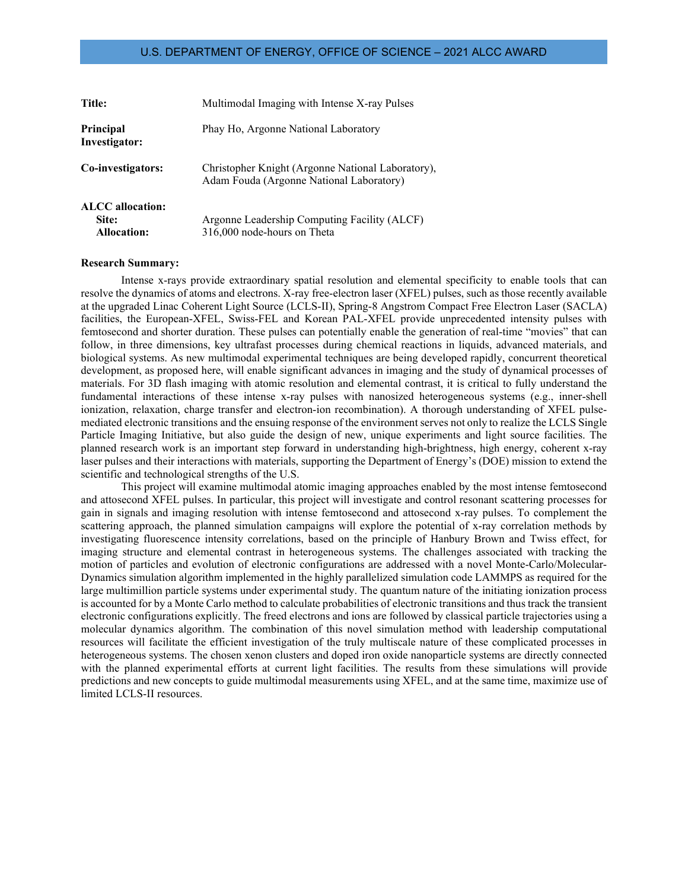| | |
|---|---|
| **Title:** | Multimodal Imaging with Intense X-ray Pulses |
| **Principal Investigator:** | Phay Ho, Argonne National Laboratory |
| **Co-investigators:** | Christopher Knight (Argonne National Laboratory), Adam Fouda (Argonne National Laboratory) |
| **ALCC allocation:** | |
| **Site:** | Argonne Leadership Computing Facility (ALCF) |
| **Allocation:** | 316,000 node-hours on Theta |

**Research Summary:**

Intense x-rays provide extraordinary spatial resolution and elemental specificity to enable tools that can resolve the dynamics of atoms and electrons. X-ray free-electron laser (XFEL) pulses, such as those recently available at the upgraded Linac Coherent Light Source (LCLS-II), Spring-8 Angstrom Compact Free Electron Laser (SACLA) facilities, the European-XFEL, Swiss-FEL and Korean PAL-XFEL provide unprecedented intensity pulses with femtosecond and shorter duration. These pulses can potentially enable the generation of real-time "movies" that can follow, in three dimensions, key ultrafast processes during chemical reactions in liquids, advanced materials, and biological systems. As new multimodal experimental techniques are being developed rapidly, concurrent theoretical development, as proposed here, will enable significant advances in imaging and the study of dynamical processes of materials. For 3D flash imaging with atomic resolution and elemental contrast, it is critical to fully understand the fundamental interactions of these intense x-ray pulses with nanosized heterogeneous systems (e.g., inner-shell ionization, relaxation, charge transfer and electron-ion recombination). A thorough understanding of XFEL pulse-mediated electronic transitions and the ensuing response of the environment serves not only to realize the LCLS Single Particle Imaging Initiative, but also guide the design of new, unique experiments and light source facilities. The planned research work is an important step forward in understanding high-brightness, high energy, coherent x-ray laser pulses and their interactions with materials, supporting the Department of Energy's (DOE) mission to extend the scientific and technological strengths of the U.S.

This project will examine multimodal atomic imaging approaches enabled by the most intense femtosecond and attosecond XFEL pulses. In particular, this project will investigate and control resonant scattering processes for gain in signals and imaging resolution with intense femtosecond and attosecond x-ray pulses. To complement the scattering approach, the planned simulation campaigns will explore the potential of x-ray correlation methods by investigating fluorescence intensity correlations, based on the principle of Hanbury Brown and Twiss effect, for imaging structure and elemental contrast in heterogeneous systems. The challenges associated with tracking the motion of particles and evolution of electronic configurations are addressed with a novel Monte-Carlo/Molecular-Dynamics simulation algorithm implemented in the highly parallelized simulation code LAMMPS as required for the large multimillion particle systems under experimental study. The quantum nature of the initiating ionization process is accounted for by a Monte Carlo method to calculate probabilities of electronic transitions and thus track the transient electronic configurations explicitly. The freed electrons and ions are followed by classical particle trajectories using a molecular dynamics algorithm. The combination of this novel simulation method with leadership computational resources will facilitate the efficient investigation of the truly multiscale nature of these complicated processes in heterogeneous systems. The chosen xenon clusters and doped iron oxide nanoparticle systems are directly connected with the planned experimental efforts at current light facilities. The results from these simulations will provide predictions and new concepts to guide multimodal measurements using XFEL, and at the same time, maximize use of limited LCLS-II resources.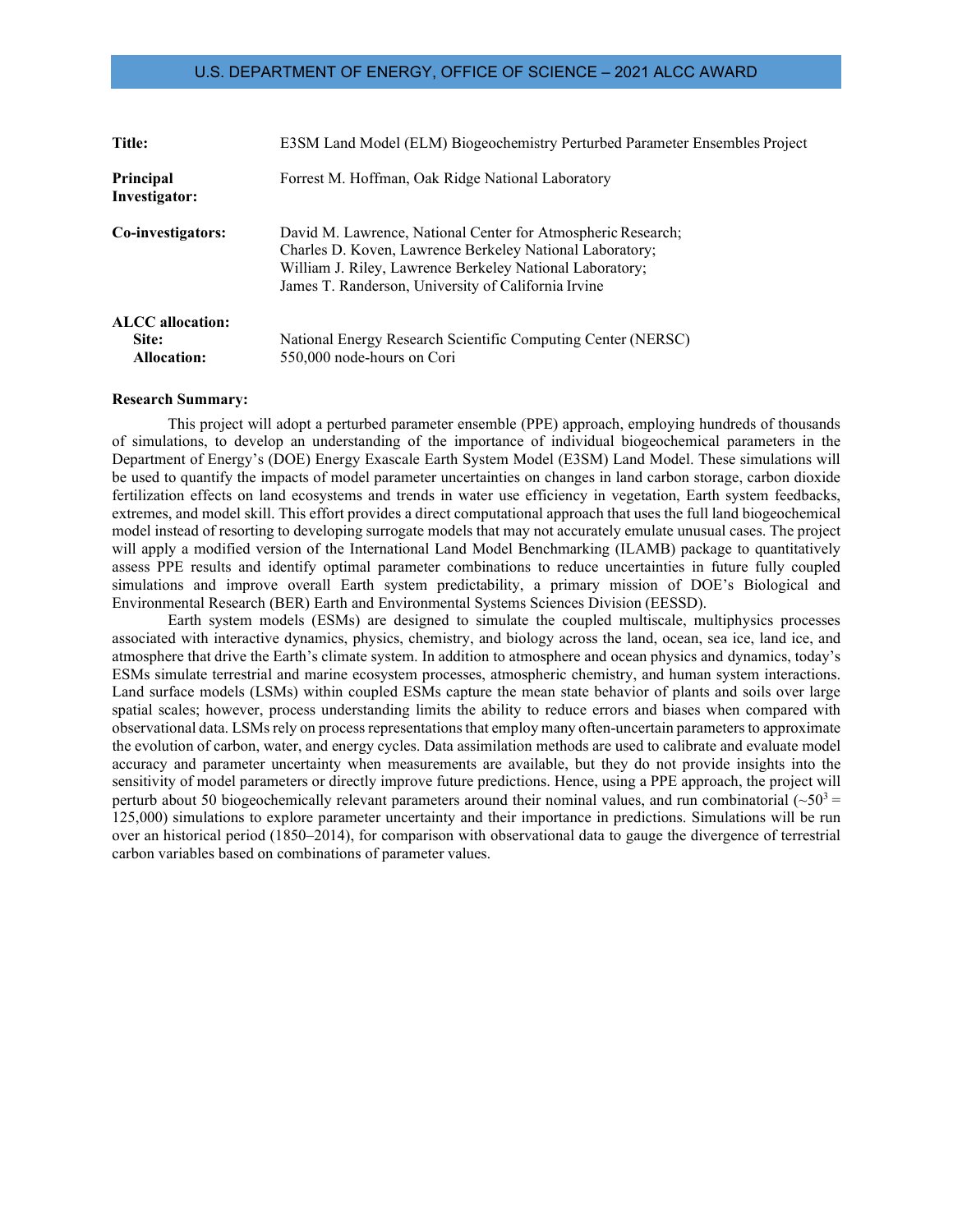U.S. DEPARTMENT OF ENERGY, OFFICE OF SCIENCE – 2021 ALCC AWARD

| | |
|---|---|
| **Title:** | E3SM Land Model (ELM) Biogeochemistry Perturbed Parameter Ensembles Project |
| **Principal Investigator:** | Forrest M. Hoffman, Oak Ridge National Laboratory |
| **Co-investigators:** | David M. Lawrence, National Center for Atmospheric Research; Charles D. Koven, Lawrence Berkeley National Laboratory; William J. Riley, Lawrence Berkeley National Laboratory; James T. Randerson, University of California Irvine |
| **ALCC allocation:** | |
| **Site:** | National Energy Research Scientific Computing Center (NERSC) |
| **Allocation:** | 550,000 node-hours on Cori |

**Research Summary:**

This project will adopt a perturbed parameter ensemble (PPE) approach, employing hundreds of thousands of simulations, to develop an understanding of the importance of individual biogeochemical parameters in the Department of Energy's (DOE) Energy Exascale Earth System Model (E3SM) Land Model. These simulations will be used to quantify the impacts of model parameter uncertainties on changes in land carbon storage, carbon dioxide fertilization effects on land ecosystems and trends in water use efficiency in vegetation, Earth system feedbacks, extremes, and model skill. This effort provides a direct computational approach that uses the full land biogeochemical model instead of resorting to developing surrogate models that may not accurately emulate unusual cases. The project will apply a modified version of the International Land Model Benchmarking (ILAMB) package to quantitatively assess PPE results and identify optimal parameter combinations to reduce uncertainties in future fully coupled simulations and improve overall Earth system predictability, a primary mission of DOE's Biological and Environmental Research (BER) Earth and Environmental Systems Sciences Division (EESSD).

Earth system models (ESMs) are designed to simulate the coupled multiscale, multiphysics processes associated with interactive dynamics, physics, chemistry, and biology across the land, ocean, sea ice, land ice, and atmosphere that drive the Earth's climate system. In addition to atmosphere and ocean physics and dynamics, today's ESMs simulate terrestrial and marine ecosystem processes, atmospheric chemistry, and human system interactions. Land surface models (LSMs) within coupled ESMs capture the mean state behavior of plants and soils over large spatial scales; however, process understanding limits the ability to reduce errors and biases when compared with observational data. LSMs rely on process representations that employ many often-uncertain parameters to approximate the evolution of carbon, water, and energy cycles. Data assimilation methods are used to calibrate and evaluate model accuracy and parameter uncertainty when measurements are available, but they do not provide insights into the sensitivity of model parameters or directly improve future predictions. Hence, using a PPE approach, the project will perturb about 50 biogeochemically relevant parameters around their nominal values, and run combinatorial ($\sim 50^3 =$ 125,000) simulations to explore parameter uncertainty and their importance in predictions. Simulations will be run over an historical period (1850–2014), for comparison with observational data to gauge the divergence of terrestrial carbon variables based on combinations of parameter values.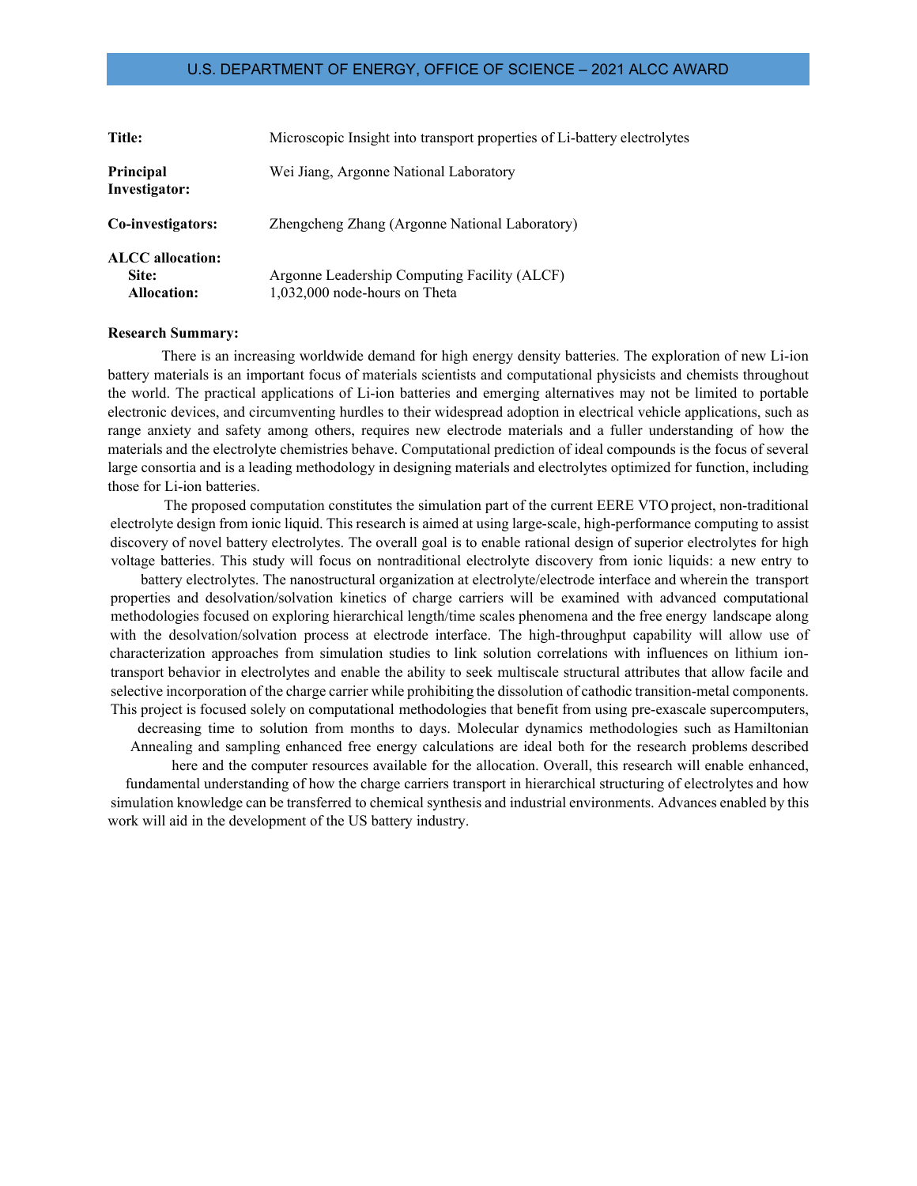U.S. DEPARTMENT OF ENERGY, OFFICE OF SCIENCE – 2021 ALCC AWARD

| | |
|---|---|
| **Title:** | Microscopic Insight into transport properties of Li-battery electrolytes |
| **Principal Investigator:** | Wei Jiang, Argonne National Laboratory |
| **Co-investigators:** | Zhengcheng Zhang (Argonne National Laboratory) |
| **ALCC allocation:** | |
| **Site:** | Argonne Leadership Computing Facility (ALCF) |
| **Allocation:** | 1,032,000 node-hours on Theta |

**Research Summary:**

There is an increasing worldwide demand for high energy density batteries. The exploration of new Li-ion battery materials is an important focus of materials scientists and computational physicists and chemists throughout the world. The practical applications of Li-ion batteries and emerging alternatives may not be limited to portable electronic devices, and circumventing hurdles to their widespread adoption in electrical vehicle applications, such as range anxiety and safety among others, requires new electrode materials and a fuller understanding of how the materials and the electrolyte chemistries behave. Computational prediction of ideal compounds is the focus of several large consortia and is a leading methodology in designing materials and electrolytes optimized for function, including those for Li-ion batteries.

The proposed computation constitutes the simulation part of the current EERE VTO project, non-traditional electrolyte design from ionic liquid. This research is aimed at using large-scale, high-performance computing to assist discovery of novel battery electrolytes. The overall goal is to enable rational design of superior electrolytes for high voltage batteries. This study will focus on nontraditional electrolyte discovery from ionic liquids: a new entry to battery electrolytes. The nanostructural organization at electrolyte/electrode interface and wherein the transport properties and desolvation/solvation kinetics of charge carriers will be examined with advanced computational methodologies focused on exploring hierarchical length/time scales phenomena and the free energy landscape along with the desolvation/solvation process at electrode interface. The high-throughput capability will allow use of characterization approaches from simulation studies to link solution correlations with influences on lithium ion-transport behavior in electrolytes and enable the ability to seek multiscale structural attributes that allow facile and selective incorporation of the charge carrier while prohibiting the dissolution of cathodic transition-metal components. This project is focused solely on computational methodologies that benefit from using pre-exascale supercomputers, decreasing time to solution from months to days. Molecular dynamics methodologies such as Hamiltonian Annealing and sampling enhanced free energy calculations are ideal both for the research problems described here and the computer resources available for the allocation. Overall, this research will enable enhanced, fundamental understanding of how the charge carriers transport in hierarchical structuring of electrolytes and how simulation knowledge can be transferred to chemical synthesis and industrial environments. Advances enabled by this work will aid in the development of the US battery industry.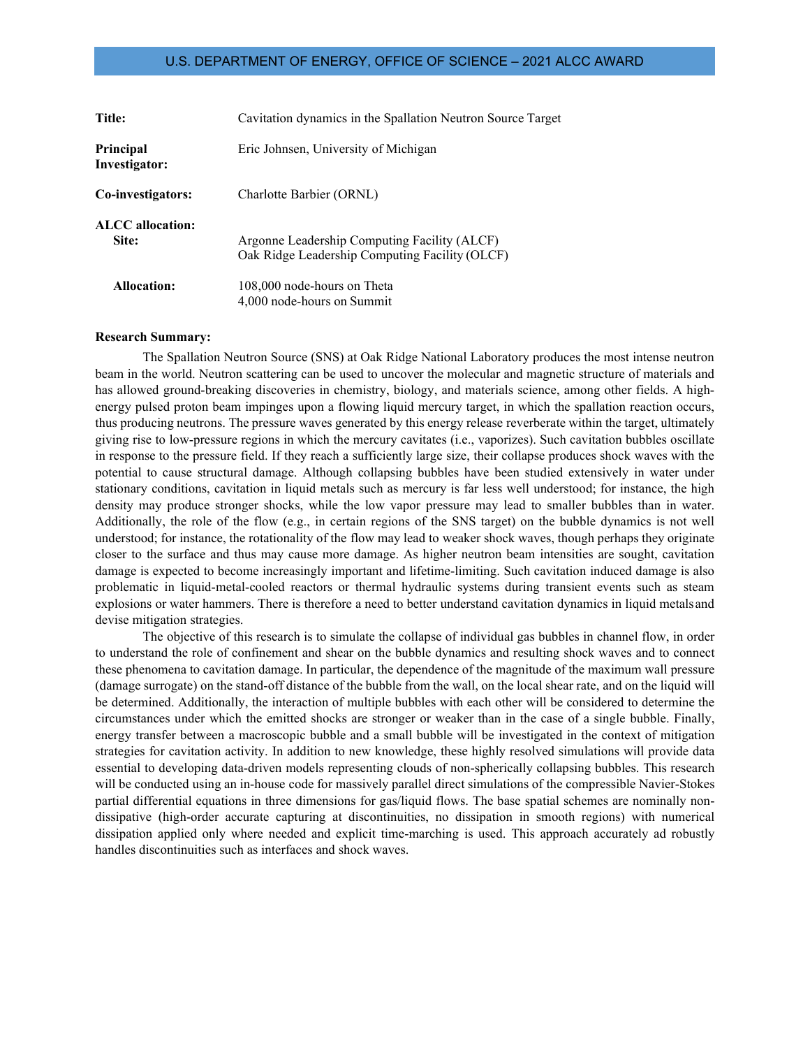U.S. DEPARTMENT OF ENERGY, OFFICE OF SCIENCE – 2021 ALCC AWARD

| | |
|---|---|
| **Title:** | Cavitation dynamics in the Spallation Neutron Source Target |
| **Principal Investigator:** | Eric Johnsen, University of Michigan |
| **Co-investigators:** | Charlotte Barbier (ORNL) |
| **ALCC allocation: Site:** | Argonne Leadership Computing Facility (ALCF)<br>Oak Ridge Leadership Computing Facility (OLCF) |
| **Allocation:** | 108,000 node-hours on Theta<br>4,000 node-hours on Summit |

**Research Summary:**

The Spallation Neutron Source (SNS) at Oak Ridge National Laboratory produces the most intense neutron beam in the world. Neutron scattering can be used to uncover the molecular and magnetic structure of materials and has allowed ground-breaking discoveries in chemistry, biology, and materials science, among other fields. A high-energy pulsed proton beam impinges upon a flowing liquid mercury target, in which the spallation reaction occurs, thus producing neutrons. The pressure waves generated by this energy release reverberate within the target, ultimately giving rise to low-pressure regions in which the mercury cavitates (i.e., vaporizes). Such cavitation bubbles oscillate in response to the pressure field. If they reach a sufficiently large size, their collapse produces shock waves with the potential to cause structural damage. Although collapsing bubbles have been studied extensively in water under stationary conditions, cavitation in liquid metals such as mercury is far less well understood; for instance, the high density may produce stronger shocks, while the low vapor pressure may lead to smaller bubbles than in water. Additionally, the role of the flow (e.g., in certain regions of the SNS target) on the bubble dynamics is not well understood; for instance, the rotationality of the flow may lead to weaker shock waves, though perhaps they originate closer to the surface and thus may cause more damage. As higher neutron beam intensities are sought, cavitation damage is expected to become increasingly important and lifetime-limiting. Such cavitation induced damage is also problematic in liquid-metal-cooled reactors or thermal hydraulic systems during transient events such as steam explosions or water hammers. There is therefore a need to better understand cavitation dynamics in liquid metals and devise mitigation strategies.

The objective of this research is to simulate the collapse of individual gas bubbles in channel flow, in order to understand the role of confinement and shear on the bubble dynamics and resulting shock waves and to connect these phenomena to cavitation damage. In particular, the dependence of the magnitude of the maximum wall pressure (damage surrogate) on the stand-off distance of the bubble from the wall, on the local shear rate, and on the liquid will be determined. Additionally, the interaction of multiple bubbles with each other will be considered to determine the circumstances under which the emitted shocks are stronger or weaker than in the case of a single bubble. Finally, energy transfer between a macroscopic bubble and a small bubble will be investigated in the context of mitigation strategies for cavitation activity. In addition to new knowledge, these highly resolved simulations will provide data essential to developing data-driven models representing clouds of non-spherically collapsing bubbles. This research will be conducted using an in-house code for massively parallel direct simulations of the compressible Navier-Stokes partial differential equations in three dimensions for gas/liquid flows. The base spatial schemes are nominally non-dissipative (high-order accurate capturing at discontinuities, no dissipation in smooth regions) with numerical dissipation applied only where needed and explicit time-marching is used. This approach accurately ad robustly handles discontinuities such as interfaces and shock waves.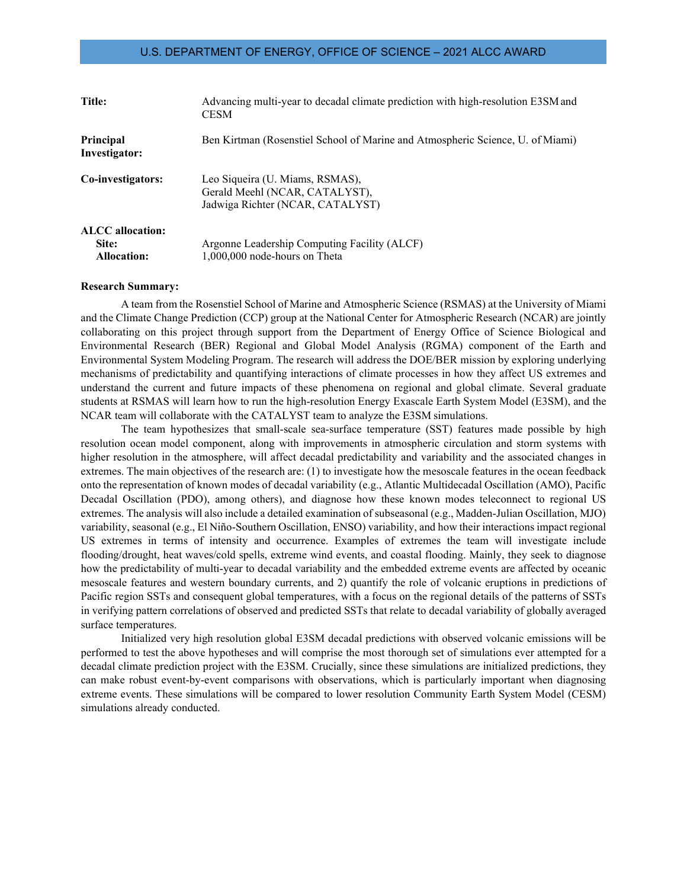U.S. DEPARTMENT OF ENERGY, OFFICE OF SCIENCE – 2021 ALCC AWARD

| | |
|---|---|
| **Title:** | Advancing multi-year to decadal climate prediction with high-resolution E3SM and CESM |
| **Principal Investigator:** | Ben Kirtman (Rosenstiel School of Marine and Atmospheric Science, U. of Miami) |
| **Co-investigators:** | Leo Siqueira (U. Miams, RSMAS), Gerald Meehl (NCAR, CATALYST), Jadwiga Richter (NCAR, CATALYST) |
| **ALCC allocation:** | |
| **Site:** | Argonne Leadership Computing Facility (ALCF) |
| **Allocation:** | 1,000,000 node-hours on Theta |

**Research Summary:**

A team from the Rosenstiel School of Marine and Atmospheric Science (RSMAS) at the University of Miami and the Climate Change Prediction (CCP) group at the National Center for Atmospheric Research (NCAR) are jointly collaborating on this project through support from the Department of Energy Office of Science Biological and Environmental Research (BER) Regional and Global Model Analysis (RGMA) component of the Earth and Environmental System Modeling Program. The research will address the DOE/BER mission by exploring underlying mechanisms of predictability and quantifying interactions of climate processes in how they affect US extremes and understand the current and future impacts of these phenomena on regional and global climate. Several graduate students at RSMAS will learn how to run the high-resolution Energy Exascale Earth System Model (E3SM), and the NCAR team will collaborate with the CATALYST team to analyze the E3SM simulations.

The team hypothesizes that small-scale sea-surface temperature (SST) features made possible by high resolution ocean model component, along with improvements in atmospheric circulation and storm systems with higher resolution in the atmosphere, will affect decadal predictability and variability and the associated changes in extremes. The main objectives of the research are: (1) to investigate how the mesoscale features in the ocean feedback onto the representation of known modes of decadal variability (e.g., Atlantic Multidecadal Oscillation (AMO), Pacific Decadal Oscillation (PDO), among others), and diagnose how these known modes teleconnect to regional US extremes. The analysis will also include a detailed examination of subseasonal (e.g., Madden-Julian Oscillation, MJO) variability, seasonal (e.g., El Niño-Southern Oscillation, ENSO) variability, and how their interactions impact regional US extremes in terms of intensity and occurrence. Examples of extremes the team will investigate include flooding/drought, heat waves/cold spells, extreme wind events, and coastal flooding. Mainly, they seek to diagnose how the predictability of multi-year to decadal variability and the embedded extreme events are affected by oceanic mesoscale features and western boundary currents, and 2) quantify the role of volcanic eruptions in predictions of Pacific region SSTs and consequent global temperatures, with a focus on the regional details of the patterns of SSTs in verifying pattern correlations of observed and predicted SSTs that relate to decadal variability of globally averaged surface temperatures.

Initialized very high resolution global E3SM decadal predictions with observed volcanic emissions will be performed to test the above hypotheses and will comprise the most thorough set of simulations ever attempted for a decadal climate prediction project with the E3SM. Crucially, since these simulations are initialized predictions, they can make robust event-by-event comparisons with observations, which is particularly important when diagnosing extreme events. These simulations will be compared to lower resolution Community Earth System Model (CESM) simulations already conducted.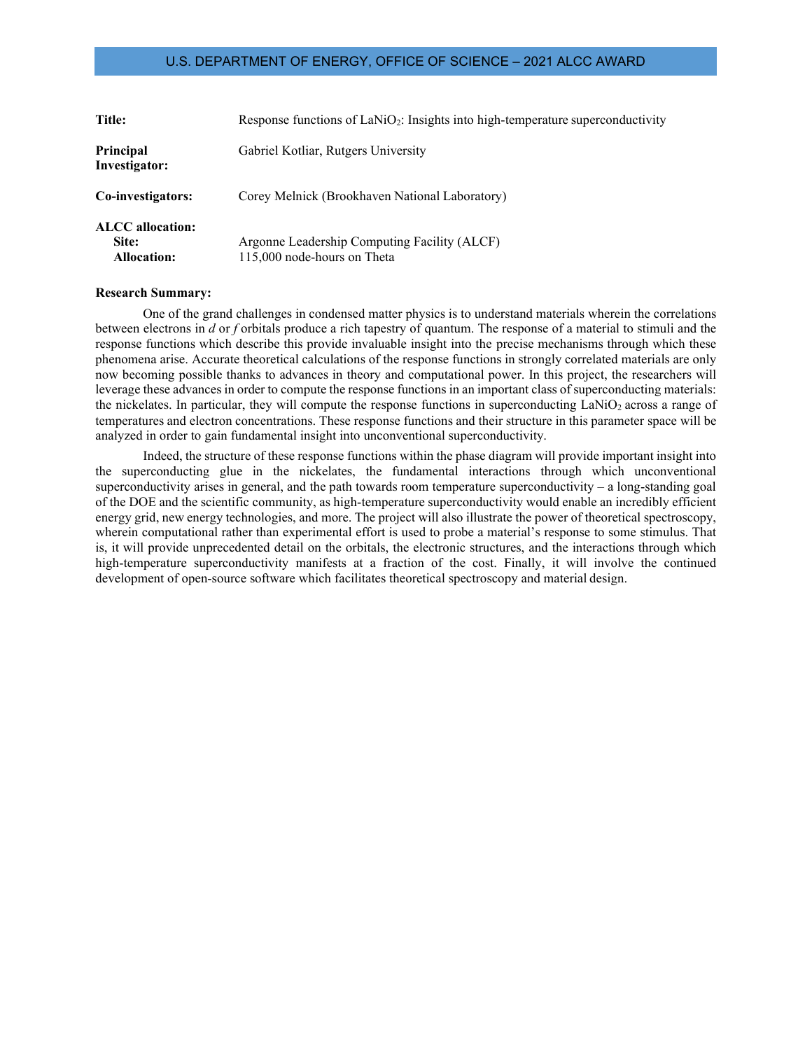U.S. DEPARTMENT OF ENERGY, OFFICE OF SCIENCE – 2021 ALCC AWARD

**Title:** Response functions of $LaNiO_2$: Insights into high-temperature superconductivity

**Principal Investigator:** Gabriel Kotliar, Rutgers University

**Co-investigators:** Corey Melnick (Brookhaven National Laboratory)

**ALCC allocation:**
**Site:** Argonne Leadership Computing Facility (ALCF)
**Allocation:** 115,000 node-hours on Theta

**Research Summary:**

One of the grand challenges in condensed matter physics is to understand materials wherein the correlations between electrons in *d* or *f* orbitals produce a rich tapestry of quantum. The response of a material to stimuli and the response functions which describe this provide invaluable insight into the precise mechanisms through which these phenomena arise. Accurate theoretical calculations of the response functions in strongly correlated materials are only now becoming possible thanks to advances in theory and computational power. In this project, the researchers will leverage these advances in order to compute the response functions in an important class of superconducting materials: the nickelates. In particular, they will compute the response functions in superconducting $LaNiO_2$ across a range of temperatures and electron concentrations. These response functions and their structure in this parameter space will be analyzed in order to gain fundamental insight into unconventional superconductivity.

Indeed, the structure of these response functions within the phase diagram will provide important insight into the superconducting glue in the nickelates, the fundamental interactions through which unconventional superconductivity arises in general, and the path towards room temperature superconductivity – a long-standing goal of the DOE and the scientific community, as high-temperature superconductivity would enable an incredibly efficient energy grid, new energy technologies, and more. The project will also illustrate the power of theoretical spectroscopy, wherein computational rather than experimental effort is used to probe a material's response to some stimulus. That is, it will provide unprecedented detail on the orbitals, the electronic structures, and the interactions through which high-temperature superconductivity manifests at a fraction of the cost. Finally, it will involve the continued development of open-source software which facilitates theoretical spectroscopy and material design.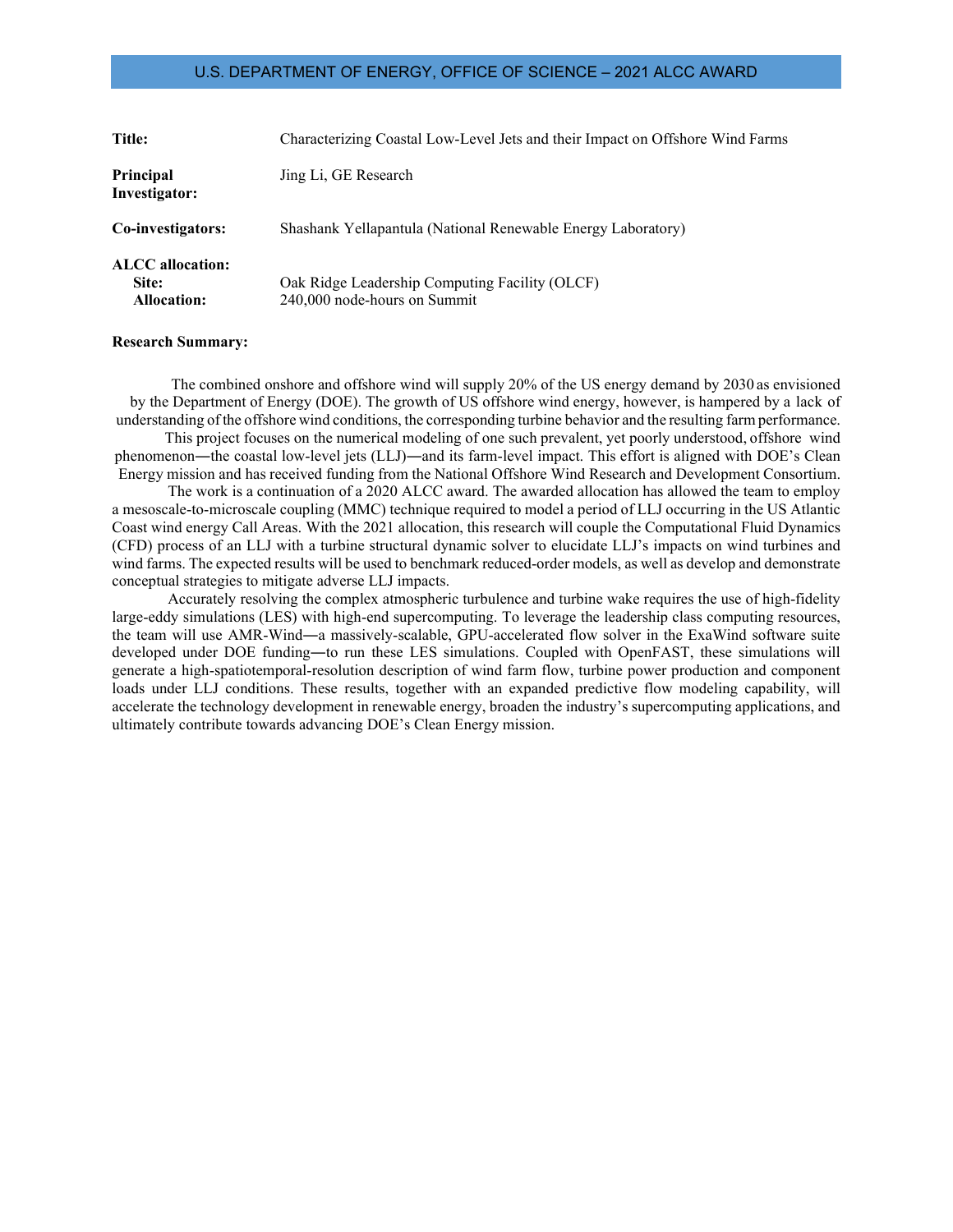U.S. DEPARTMENT OF ENERGY, OFFICE OF SCIENCE – 2021 ALCC AWARD

**Title:** Characterizing Coastal Low-Level Jets and their Impact on Offshore Wind Farms

**Principal Investigator:** Jing Li, GE Research

**Co-investigators:** Shashank Yellapantula (National Renewable Energy Laboratory)

**ALCC allocation:**
**Site:** Oak Ridge Leadership Computing Facility (OLCF)
**Allocation:** 240,000 node-hours on Summit

**Research Summary:**

The combined onshore and offshore wind will supply 20% of the US energy demand by 2030 as envisioned by the Department of Energy (DOE). The growth of US offshore wind energy, however, is hampered by a lack of understanding of the offshore wind conditions, the corresponding turbine behavior and the resulting farm performance.

This project focuses on the numerical modeling of one such prevalent, yet poorly understood, offshore wind phenomenon―the coastal low-level jets (LLJ)―and its farm-level impact. This effort is aligned with DOE's Clean Energy mission and has received funding from the National Offshore Wind Research and Development Consortium.

The work is a continuation of a 2020 ALCC award. The awarded allocation has allowed the team to employ a mesoscale-to-microscale coupling (MMC) technique required to model a period of LLJ occurring in the US Atlantic Coast wind energy Call Areas. With the 2021 allocation, this research will couple the Computational Fluid Dynamics (CFD) process of an LLJ with a turbine structural dynamic solver to elucidate LLJ's impacts on wind turbines and wind farms. The expected results will be used to benchmark reduced-order models, as well as develop and demonstrate conceptual strategies to mitigate adverse LLJ impacts.

Accurately resolving the complex atmospheric turbulence and turbine wake requires the use of high-fidelity large-eddy simulations (LES) with high-end supercomputing. To leverage the leadership class computing resources, the team will use AMR-Wind―a massively-scalable, GPU-accelerated flow solver in the ExaWind software suite developed under DOE funding―to run these LES simulations. Coupled with OpenFAST, these simulations will generate a high-spatiotemporal-resolution description of wind farm flow, turbine power production and component loads under LLJ conditions. These results, together with an expanded predictive flow modeling capability, will accelerate the technology development in renewable energy, broaden the industry's supercomputing applications, and ultimately contribute towards advancing DOE's Clean Energy mission.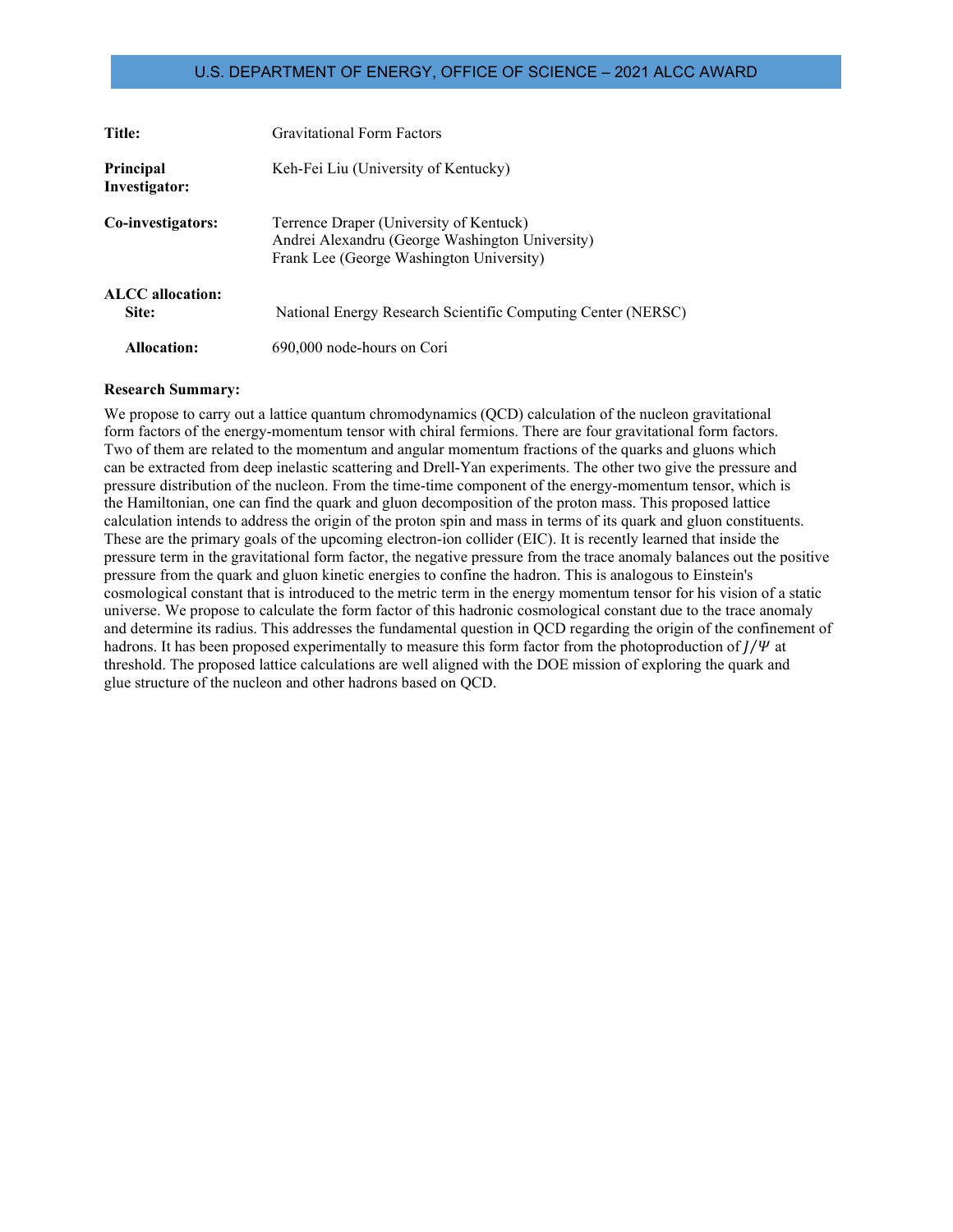U.S. DEPARTMENT OF ENERGY, OFFICE OF SCIENCE – 2021 ALCC AWARD

| | |
|---|---|
| **Title:** | Gravitational Form Factors |
| **Principal Investigator:** | Keh-Fei Liu (University of Kentucky) |
| **Co-investigators:** | Terrence Draper (University of Kentuck)<br>Andrei Alexandru (George Washington University)<br>Frank Lee (George Washington University) |
| **ALCC allocation:** | |
| **Site:** | National Energy Research Scientific Computing Center (NERSC) |
| **Allocation:** | 690,000 node-hours on Cori |

**Research Summary:**

We propose to carry out a lattice quantum chromodynamics (QCD) calculation of the nucleon gravitational form factors of the energy-momentum tensor with chiral fermions. There are four gravitational form factors. Two of them are related to the momentum and angular momentum fractions of the quarks and gluons which can be extracted from deep inelastic scattering and Drell-Yan experiments. The other two give the pressure and pressure distribution of the nucleon. From the time-time component of the energy-momentum tensor, which is the Hamiltonian, one can find the quark and gluon decomposition of the proton mass. This proposed lattice calculation intends to address the origin of the proton spin and mass in terms of its quark and gluon constituents. These are the primary goals of the upcoming electron-ion collider (EIC). It is recently learned that inside the pressure term in the gravitational form factor, the negative pressure from the trace anomaly balances out the positive pressure from the quark and gluon kinetic energies to confine the hadron. This is analogous to Einstein's cosmological constant that is introduced to the metric term in the energy momentum tensor for his vision of a static universe. We propose to calculate the form factor of this hadronic cosmological constant due to the trace anomaly and determine its radius. This addresses the fundamental question in QCD regarding the origin of the confinement of hadrons. It has been proposed experimentally to measure this form factor from the photoproduction of $J/\Psi$ at threshold. The proposed lattice calculations are well aligned with the DOE mission of exploring the quark and glue structure of the nucleon and other hadrons based on QCD.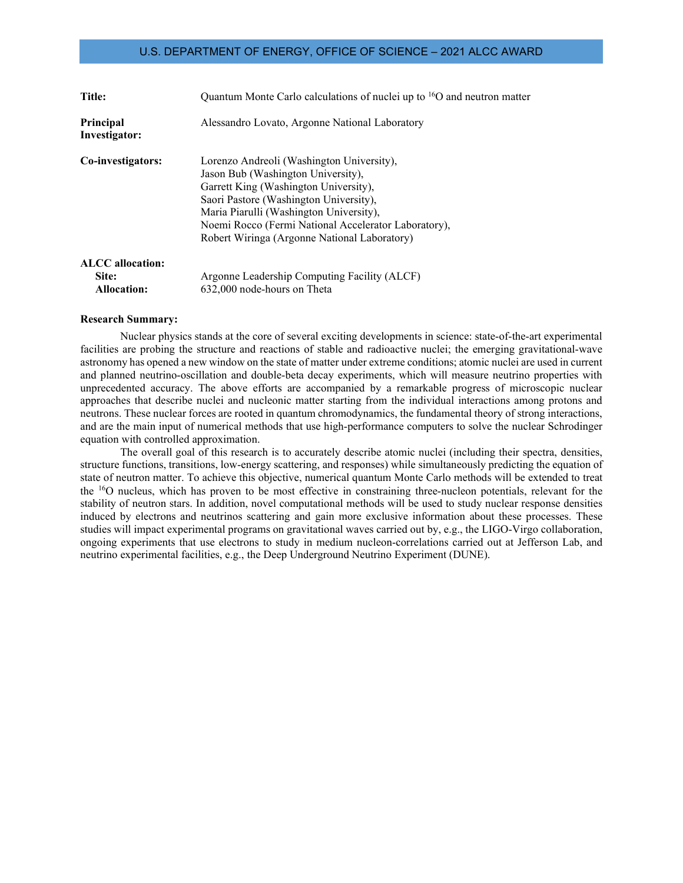## U.S. DEPARTMENT OF ENERGY, OFFICE OF SCIENCE – 2021 ALCC AWARD

**Title:** Quantum Monte Carlo calculations of nuclei up to $^{16}O$ and neutron matter

**Principal Investigator:** Alessandro Lovato, Argonne National Laboratory

**Co-investigators:** Lorenzo Andreoli (Washington University), Jason Bub (Washington University), Garrett King (Washington University), Saori Pastore (Washington University), Maria Piarulli (Washington University), Noemi Rocco (Fermi National Accelerator Laboratory), Robert Wiringa (Argonne National Laboratory)

**ALCC allocation:**
**Site:** Argonne Leadership Computing Facility (ALCF)
**Allocation:** 632,000 node-hours on Theta

**Research Summary:**

Nuclear physics stands at the core of several exciting developments in science: state-of-the-art experimental facilities are probing the structure and reactions of stable and radioactive nuclei; the emerging gravitational-wave astronomy has opened a new window on the state of matter under extreme conditions; atomic nuclei are used in current and planned neutrino-oscillation and double-beta decay experiments, which will measure neutrino properties with unprecedented accuracy. The above efforts are accompanied by a remarkable progress of microscopic nuclear approaches that describe nuclei and nucleonic matter starting from the individual interactions among protons and neutrons. These nuclear forces are rooted in quantum chromodynamics, the fundamental theory of strong interactions, and are the main input of numerical methods that use high-performance computers to solve the nuclear Schrodinger equation with controlled approximation.

The overall goal of this research is to accurately describe atomic nuclei (including their spectra, densities, structure functions, transitions, low-energy scattering, and responses) while simultaneously predicting the equation of state of neutron matter. To achieve this objective, numerical quantum Monte Carlo methods will be extended to treat the $^{16}O$ nucleus, which has proven to be most effective in constraining three-nucleon potentials, relevant for the stability of neutron stars. In addition, novel computational methods will be used to study nuclear response densities induced by electrons and neutrinos scattering and gain more exclusive information about these processes. These studies will impact experimental programs on gravitational waves carried out by, e.g., the LIGO-Virgo collaboration, ongoing experiments that use electrons to study in medium nucleon-correlations carried out at Jefferson Lab, and neutrino experimental facilities, e.g., the Deep Underground Neutrino Experiment (DUNE).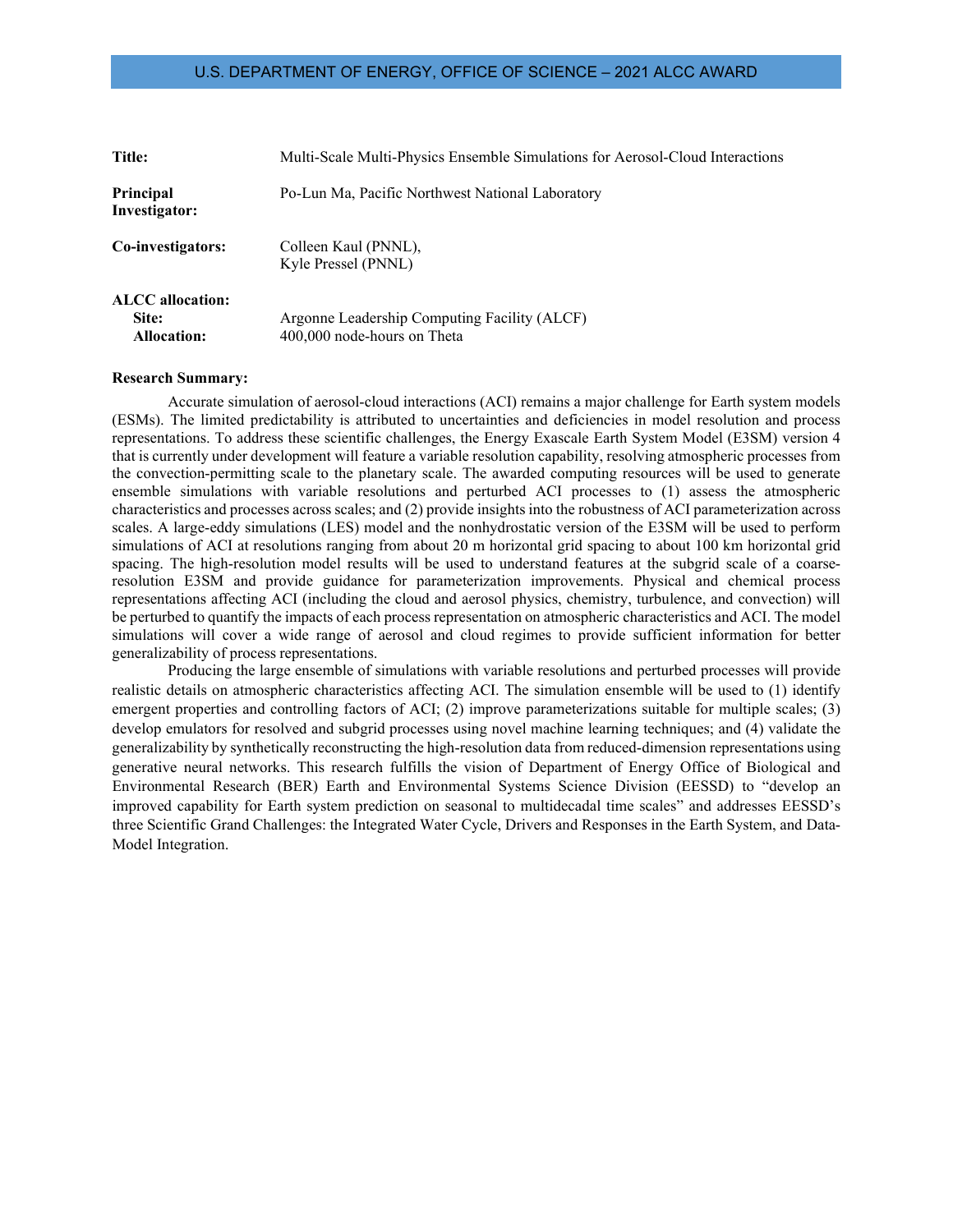| | |
|---|---|
| **Title:** | Multi-Scale Multi-Physics Ensemble Simulations for Aerosol-Cloud Interactions |
| **Principal Investigator:** | Po-Lun Ma, Pacific Northwest National Laboratory |
| **Co-investigators:** | Colleen Kaul (PNNL), Kyle Pressel (PNNL) |
| **ALCC allocation:** | |
| **Site:** | Argonne Leadership Computing Facility (ALCF) |
| **Allocation:** | 400,000 node-hours on Theta |

**Research Summary:**

Accurate simulation of aerosol-cloud interactions (ACI) remains a major challenge for Earth system models (ESMs). The limited predictability is attributed to uncertainties and deficiencies in model resolution and process representations. To address these scientific challenges, the Energy Exascale Earth System Model (E3SM) version 4 that is currently under development will feature a variable resolution capability, resolving atmospheric processes from the convection-permitting scale to the planetary scale. The awarded computing resources will be used to generate ensemble simulations with variable resolutions and perturbed ACI processes to (1) assess the atmospheric characteristics and processes across scales; and (2) provide insights into the robustness of ACI parameterization across scales. A large-eddy simulations (LES) model and the nonhydrostatic version of the E3SM will be used to perform simulations of ACI at resolutions ranging from about 20 m horizontal grid spacing to about 100 km horizontal grid spacing. The high-resolution model results will be used to understand features at the subgrid scale of a coarse-resolution E3SM and provide guidance for parameterization improvements. Physical and chemical process representations affecting ACI (including the cloud and aerosol physics, chemistry, turbulence, and convection) will be perturbed to quantify the impacts of each process representation on atmospheric characteristics and ACI. The model simulations will cover a wide range of aerosol and cloud regimes to provide sufficient information for better generalizability of process representations.

Producing the large ensemble of simulations with variable resolutions and perturbed processes will provide realistic details on atmospheric characteristics affecting ACI. The simulation ensemble will be used to (1) identify emergent properties and controlling factors of ACI; (2) improve parameterizations suitable for multiple scales; (3) develop emulators for resolved and subgrid processes using novel machine learning techniques; and (4) validate the generalizability by synthetically reconstructing the high-resolution data from reduced-dimension representations using generative neural networks. This research fulfills the vision of Department of Energy Office of Biological and Environmental Research (BER) Earth and Environmental Systems Science Division (EESSD) to "develop an improved capability for Earth system prediction on seasonal to multidecadal time scales" and addresses EESSD's three Scientific Grand Challenges: the Integrated Water Cycle, Drivers and Responses in the Earth System, and Data-Model Integration.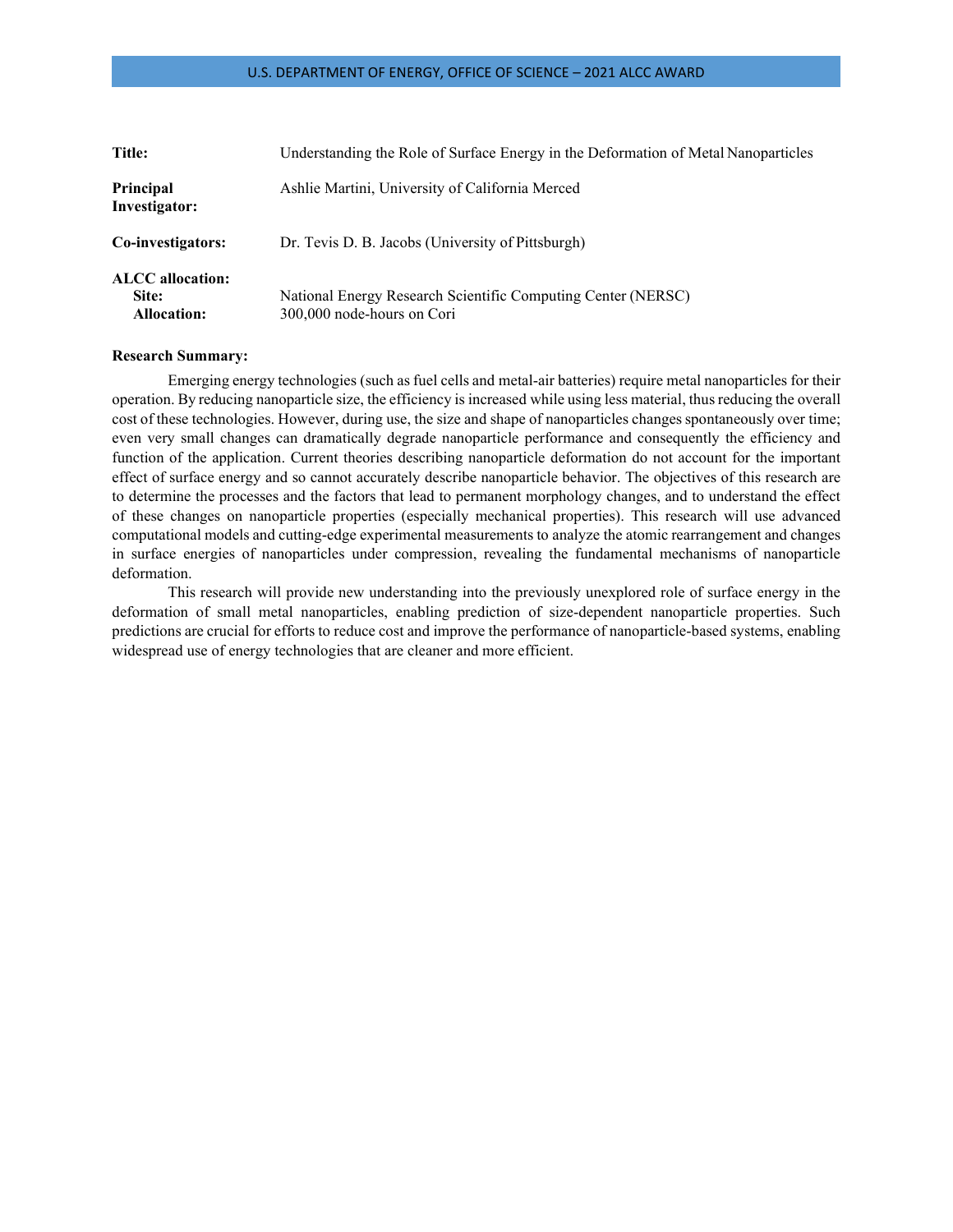| | |
|---|---|
| **Title:** | Understanding the Role of Surface Energy in the Deformation of Metal Nanoparticles |
| **Principal Investigator:** | Ashlie Martini, University of California Merced |
| **Co-investigators:** | Dr. Tevis D. B. Jacobs (University of Pittsburgh) |
| **ALCC allocation:** | |
| **Site:** | National Energy Research Scientific Computing Center (NERSC) |
| **Allocation:** | 300,000 node-hours on Cori |

**Research Summary:**

Emerging energy technologies (such as fuel cells and metal-air batteries) require metal nanoparticles for their operation. By reducing nanoparticle size, the efficiency is increased while using less material, thus reducing the overall cost of these technologies. However, during use, the size and shape of nanoparticles changes spontaneously over time; even very small changes can dramatically degrade nanoparticle performance and consequently the efficiency and function of the application. Current theories describing nanoparticle deformation do not account for the important effect of surface energy and so cannot accurately describe nanoparticle behavior. The objectives of this research are to determine the processes and the factors that lead to permanent morphology changes, and to understand the effect of these changes on nanoparticle properties (especially mechanical properties). This research will use advanced computational models and cutting-edge experimental measurements to analyze the atomic rearrangement and changes in surface energies of nanoparticles under compression, revealing the fundamental mechanisms of nanoparticle deformation.

This research will provide new understanding into the previously unexplored role of surface energy in the deformation of small metal nanoparticles, enabling prediction of size-dependent nanoparticle properties. Such predictions are crucial for efforts to reduce cost and improve the performance of nanoparticle-based systems, enabling widespread use of energy technologies that are cleaner and more efficient.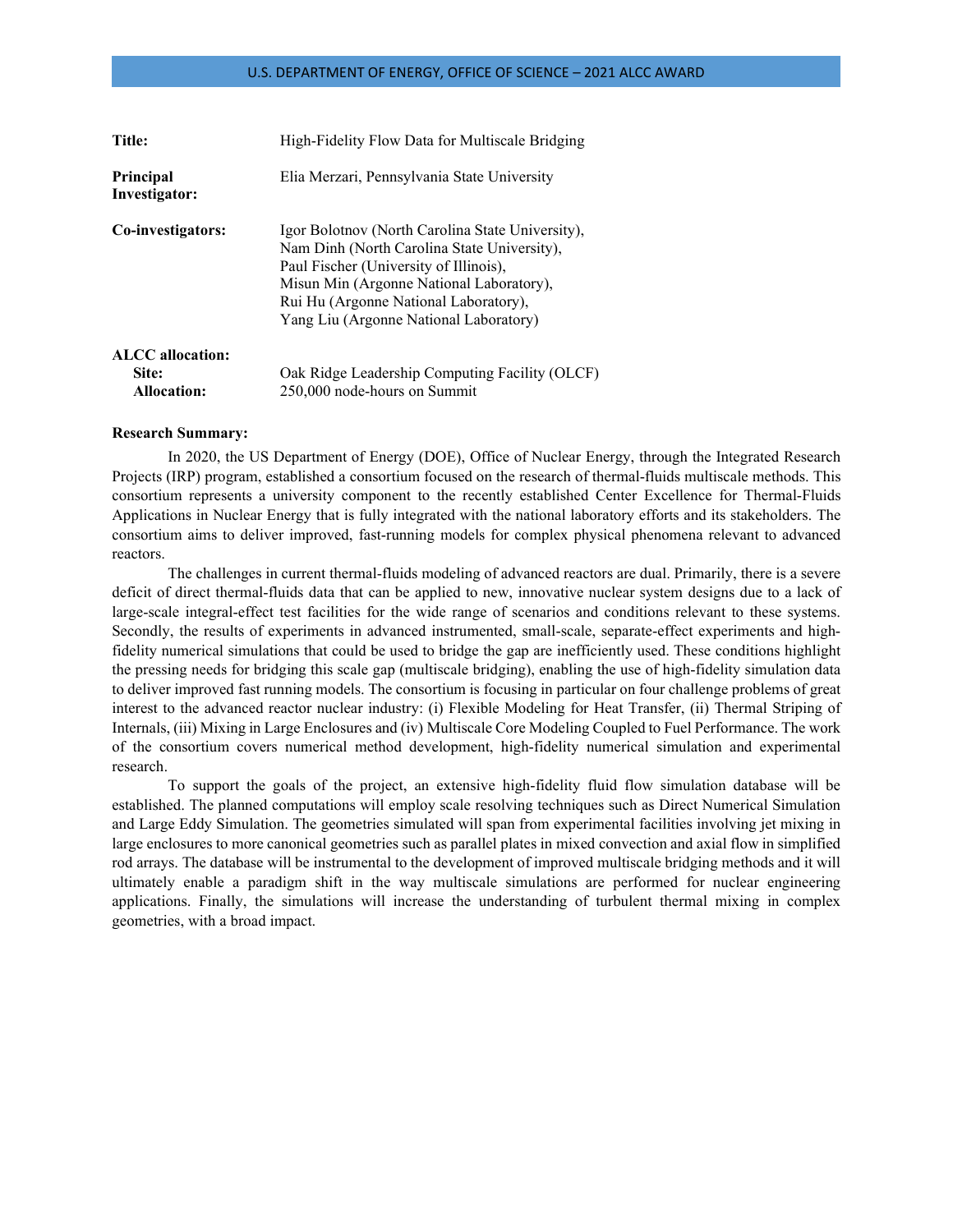| | |
|---|---|
| **Title:** | High-Fidelity Flow Data for Multiscale Bridging |
| **Principal Investigator:** | Elia Merzari, Pennsylvania State University |
| **Co-investigators:** | Igor Bolotnov (North Carolina State University), Nam Dinh (North Carolina State University), Paul Fischer (University of Illinois), Misun Min (Argonne National Laboratory), Rui Hu (Argonne National Laboratory), Yang Liu (Argonne National Laboratory) |
| **ALCC allocation:** | |
| **Site:** | Oak Ridge Leadership Computing Facility (OLCF) |
| **Allocation:** | 250,000 node-hours on Summit |

**Research Summary:**

In 2020, the US Department of Energy (DOE), Office of Nuclear Energy, through the Integrated Research Projects (IRP) program, established a consortium focused on the research of thermal-fluids multiscale methods. This consortium represents a university component to the recently established Center Excellence for Thermal-Fluids Applications in Nuclear Energy that is fully integrated with the national laboratory efforts and its stakeholders. The consortium aims to deliver improved, fast-running models for complex physical phenomena relevant to advanced reactors.

The challenges in current thermal-fluids modeling of advanced reactors are dual. Primarily, there is a severe deficit of direct thermal-fluids data that can be applied to new, innovative nuclear system designs due to a lack of large-scale integral-effect test facilities for the wide range of scenarios and conditions relevant to these systems. Secondly, the results of experiments in advanced instrumented, small-scale, separate-effect experiments and high-fidelity numerical simulations that could be used to bridge the gap are inefficiently used. These conditions highlight the pressing needs for bridging this scale gap (multiscale bridging), enabling the use of high-fidelity simulation data to deliver improved fast running models. The consortium is focusing in particular on four challenge problems of great interest to the advanced reactor nuclear industry: (i) Flexible Modeling for Heat Transfer, (ii) Thermal Striping of Internals, (iii) Mixing in Large Enclosures and (iv) Multiscale Core Modeling Coupled to Fuel Performance. The work of the consortium covers numerical method development, high-fidelity numerical simulation and experimental research.

To support the goals of the project, an extensive high-fidelity fluid flow simulation database will be established. The planned computations will employ scale resolving techniques such as Direct Numerical Simulation and Large Eddy Simulation. The geometries simulated will span from experimental facilities involving jet mixing in large enclosures to more canonical geometries such as parallel plates in mixed convection and axial flow in simplified rod arrays. The database will be instrumental to the development of improved multiscale bridging methods and it will ultimately enable a paradigm shift in the way multiscale simulations are performed for nuclear engineering applications. Finally, the simulations will increase the understanding of turbulent thermal mixing in complex geometries, with a broad impact.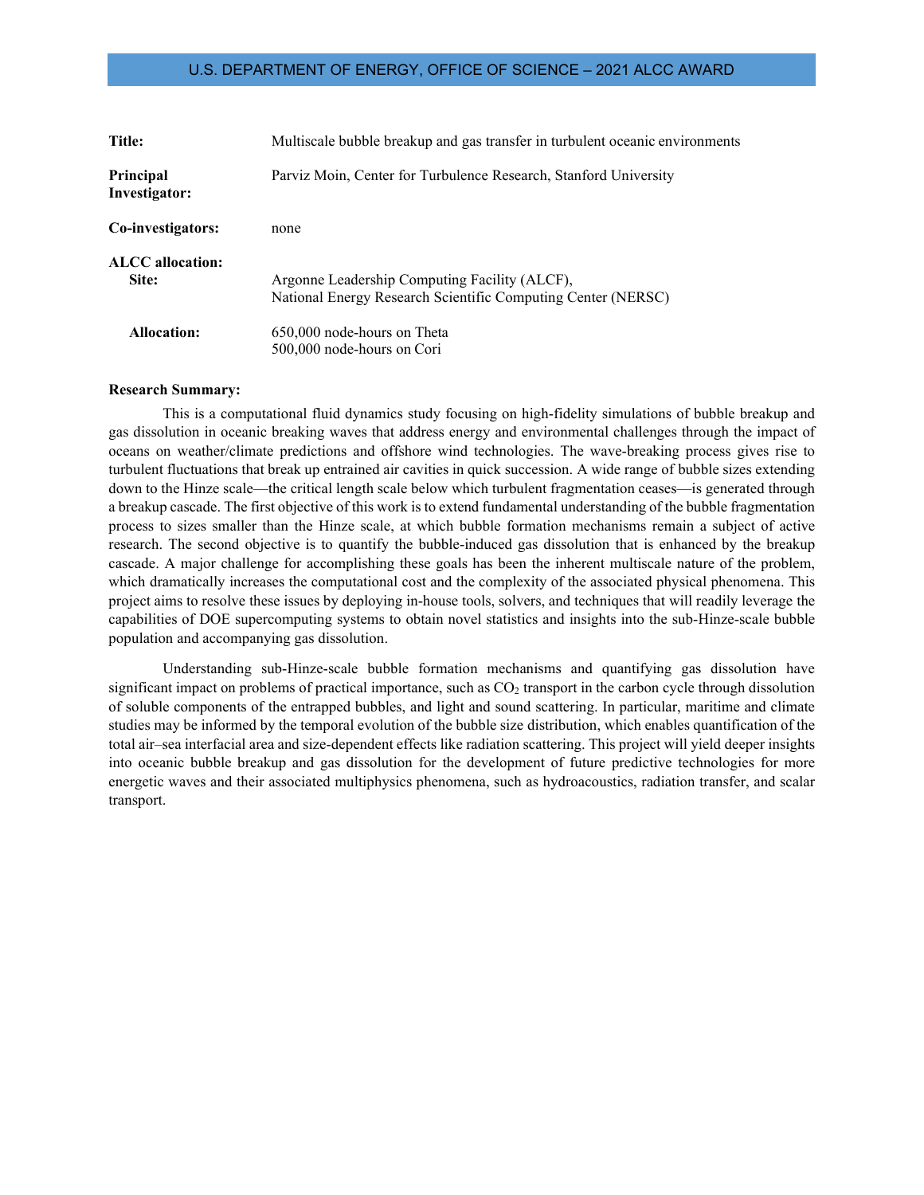U.S. DEPARTMENT OF ENERGY, OFFICE OF SCIENCE – 2021 ALCC AWARD

| | |
|---|---|
| **Title:** | Multiscale bubble breakup and gas transfer in turbulent oceanic environments |
| **Principal Investigator:** | Parviz Moin, Center for Turbulence Research, Stanford University |
| **Co-investigators:** | none |
| **ALCC allocation:** | |
| **Site:** | Argonne Leadership Computing Facility (ALCF), National Energy Research Scientific Computing Center (NERSC) |
| **Allocation:** | 650,000 node-hours on Theta<br>500,000 node-hours on Cori |

**Research Summary:**

This is a computational fluid dynamics study focusing on high-fidelity simulations of bubble breakup and gas dissolution in oceanic breaking waves that address energy and environmental challenges through the impact of oceans on weather/climate predictions and offshore wind technologies. The wave-breaking process gives rise to turbulent fluctuations that break up entrained air cavities in quick succession. A wide range of bubble sizes extending down to the Hinze scale—the critical length scale below which turbulent fragmentation ceases—is generated through a breakup cascade. The first objective of this work is to extend fundamental understanding of the bubble fragmentation process to sizes smaller than the Hinze scale, at which bubble formation mechanisms remain a subject of active research. The second objective is to quantify the bubble-induced gas dissolution that is enhanced by the breakup cascade. A major challenge for accomplishing these goals has been the inherent multiscale nature of the problem, which dramatically increases the computational cost and the complexity of the associated physical phenomena. This project aims to resolve these issues by deploying in-house tools, solvers, and techniques that will readily leverage the capabilities of DOE supercomputing systems to obtain novel statistics and insights into the sub-Hinze-scale bubble population and accompanying gas dissolution.

Understanding sub-Hinze-scale bubble formation mechanisms and quantifying gas dissolution have significant impact on problems of practical importance, such as $CO_2$ transport in the carbon cycle through dissolution of soluble components of the entrapped bubbles, and light and sound scattering. In particular, maritime and climate studies may be informed by the temporal evolution of the bubble size distribution, which enables quantification of the total air–sea interfacial area and size-dependent effects like radiation scattering. This project will yield deeper insights into oceanic bubble breakup and gas dissolution for the development of future predictive technologies for more energetic waves and their associated multiphysics phenomena, such as hydroacoustics, radiation transfer, and scalar transport.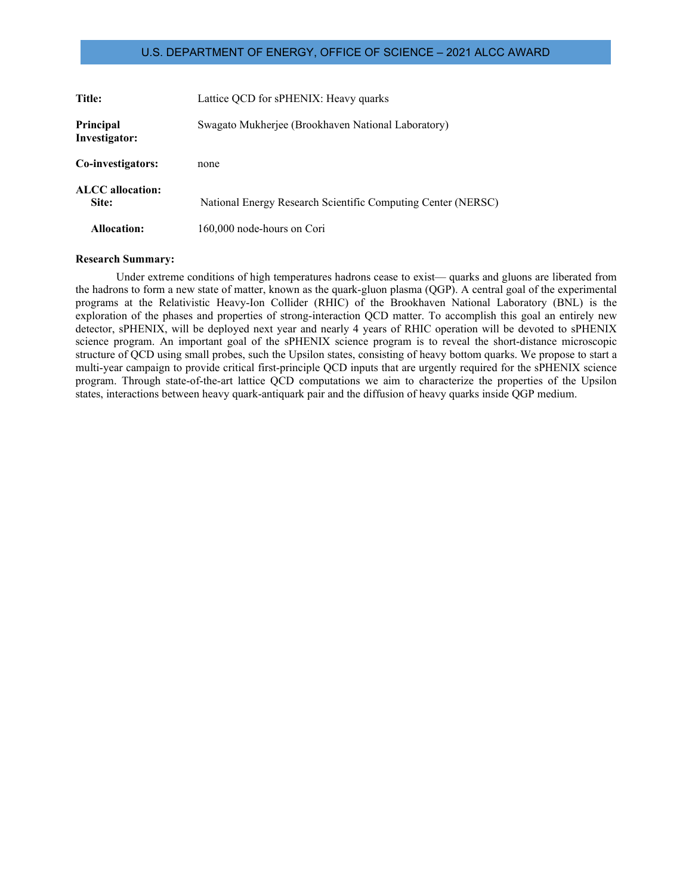U.S. DEPARTMENT OF ENERGY, OFFICE OF SCIENCE – 2021 ALCC AWARD

**Title:** Lattice QCD for sPHENIX: Heavy quarks

**Principal Investigator:** Swagato Mukherjee (Brookhaven National Laboratory)

**Co-investigators:** none

**ALCC allocation:**

**Site:** National Energy Research Scientific Computing Center (NERSC)

**Allocation:** 160,000 node-hours on Cori

**Research Summary:**

Under extreme conditions of high temperatures hadrons cease to exist— quarks and gluons are liberated from the hadrons to form a new state of matter, known as the quark-gluon plasma (QGP). A central goal of the experimental programs at the Relativistic Heavy-Ion Collider (RHIC) of the Brookhaven National Laboratory (BNL) is the exploration of the phases and properties of strong-interaction QCD matter. To accomplish this goal an entirely new detector, sPHENIX, will be deployed next year and nearly 4 years of RHIC operation will be devoted to sPHENIX science program. An important goal of the sPHENIX science program is to reveal the short-distance microscopic structure of QCD using small probes, such the Upsilon states, consisting of heavy bottom quarks. We propose to start a multi-year campaign to provide critical first-principle QCD inputs that are urgently required for the sPHENIX science program. Through state-of-the-art lattice QCD computations we aim to characterize the properties of the Upsilon states, interactions between heavy quark-antiquark pair and the diffusion of heavy quarks inside QGP medium.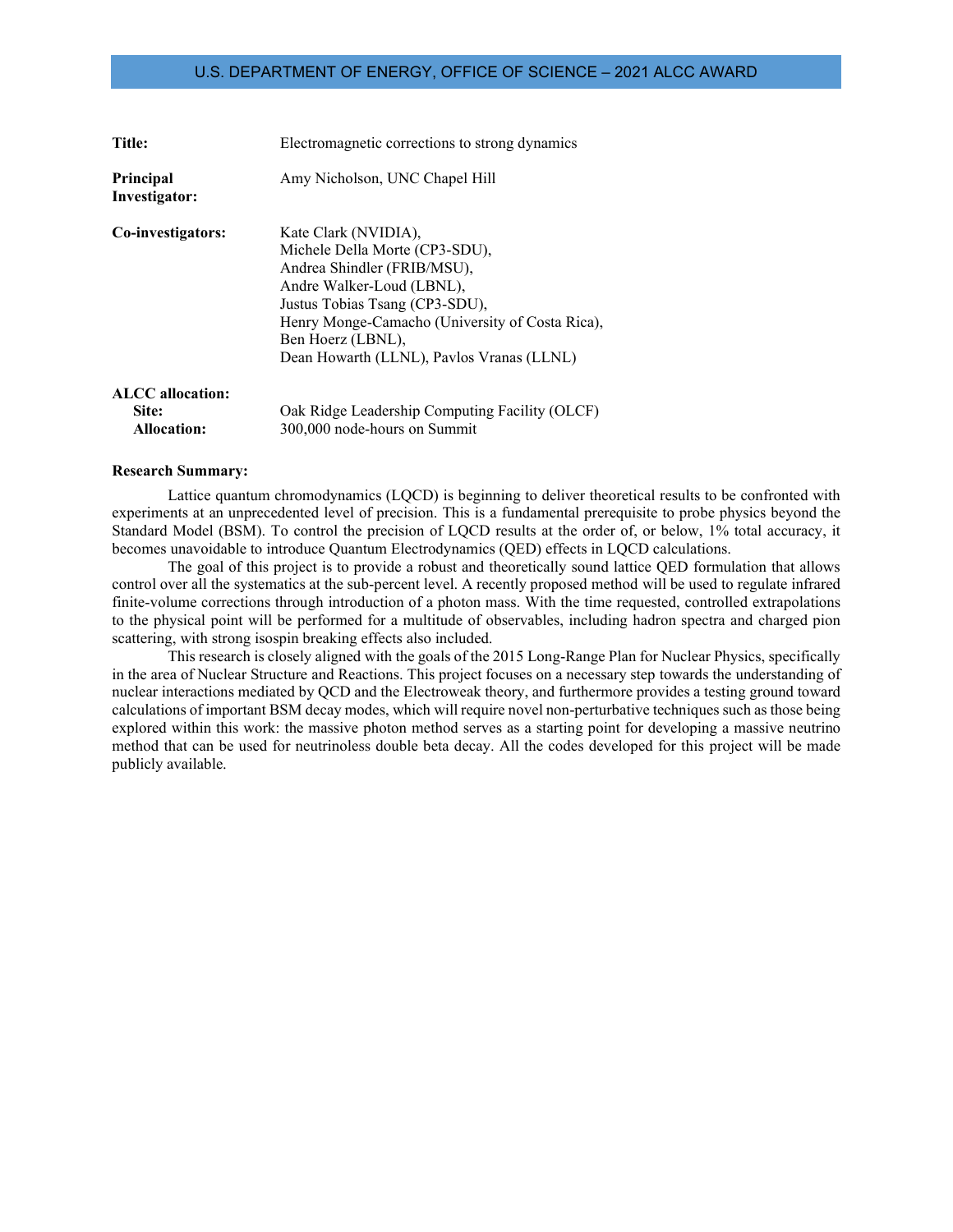U.S. DEPARTMENT OF ENERGY, OFFICE OF SCIENCE – 2021 ALCC AWARD

**Title:** Electromagnetic corrections to strong dynamics

**Principal Investigator:** Amy Nicholson, UNC Chapel Hill

**Co-investigators:** Kate Clark (NVIDIA), Michele Della Morte (CP3-SDU), Andrea Shindler (FRIB/MSU), Andre Walker-Loud (LBNL), Justus Tobias Tsang (CP3-SDU), Henry Monge-Camacho (University of Costa Rica), Ben Hoerz (LBNL), Dean Howarth (LLNL), Pavlos Vranas (LLNL)

**ALCC allocation:**
**Site:** Oak Ridge Leadership Computing Facility (OLCF)
**Allocation:** 300,000 node-hours on Summit

**Research Summary:**

Lattice quantum chromodynamics (LQCD) is beginning to deliver theoretical results to be confronted with experiments at an unprecedented level of precision. This is a fundamental prerequisite to probe physics beyond the Standard Model (BSM). To control the precision of LQCD results at the order of, or below, 1% total accuracy, it becomes unavoidable to introduce Quantum Electrodynamics (QED) effects in LQCD calculations.

The goal of this project is to provide a robust and theoretically sound lattice QED formulation that allows control over all the systematics at the sub-percent level. A recently proposed method will be used to regulate infrared finite-volume corrections through introduction of a photon mass. With the time requested, controlled extrapolations to the physical point will be performed for a multitude of observables, including hadron spectra and charged pion scattering, with strong isospin breaking effects also included.

This research is closely aligned with the goals of the 2015 Long-Range Plan for Nuclear Physics, specifically in the area of Nuclear Structure and Reactions. This project focuses on a necessary step towards the understanding of nuclear interactions mediated by QCD and the Electroweak theory, and furthermore provides a testing ground toward calculations of important BSM decay modes, which will require novel non-perturbative techniques such as those being explored within this work: the massive photon method serves as a starting point for developing a massive neutrino method that can be used for neutrinoless double beta decay. All the codes developed for this project will be made publicly available.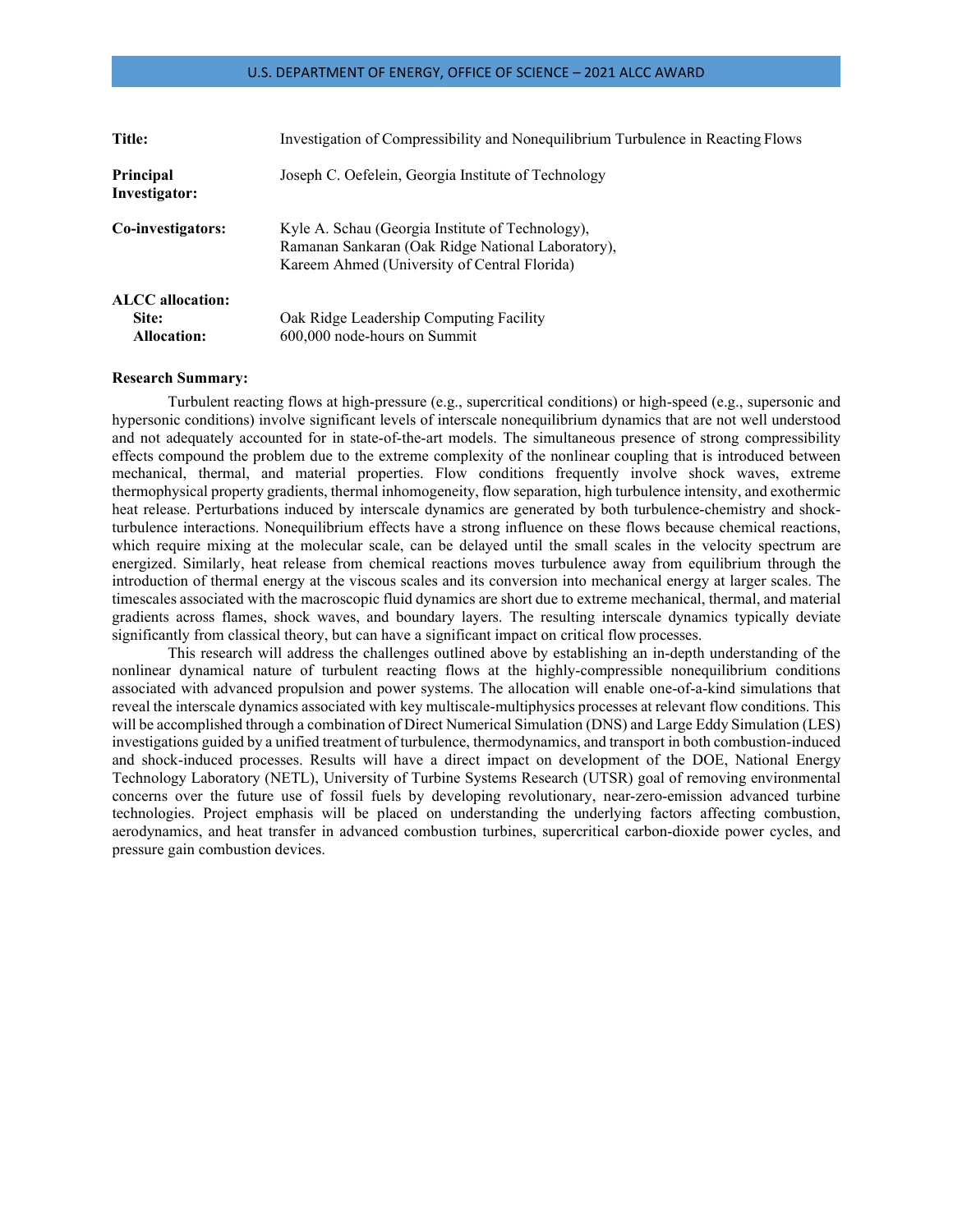| | |
|---|---|
| **Title:** | Investigation of Compressibility and Nonequilibrium Turbulence in Reacting Flows |
| **Principal Investigator:** | Joseph C. Oefelein, Georgia Institute of Technology |
| **Co-investigators:** | Kyle A. Schau (Georgia Institute of Technology), Ramanan Sankaran (Oak Ridge National Laboratory), Kareem Ahmed (University of Central Florida) |
| **ALCC allocation:** | |
| **Site:** | Oak Ridge Leadership Computing Facility |
| **Allocation:** | 600,000 node-hours on Summit |

**Research Summary:**

Turbulent reacting flows at high-pressure (e.g., supercritical conditions) or high-speed (e.g., supersonic and hypersonic conditions) involve significant levels of interscale nonequilibrium dynamics that are not well understood and not adequately accounted for in state-of-the-art models. The simultaneous presence of strong compressibility effects compound the problem due to the extreme complexity of the nonlinear coupling that is introduced between mechanical, thermal, and material properties. Flow conditions frequently involve shock waves, extreme thermophysical property gradients, thermal inhomogeneity, flow separation, high turbulence intensity, and exothermic heat release. Perturbations induced by interscale dynamics are generated by both turbulence-chemistry and shock-turbulence interactions. Nonequilibrium effects have a strong influence on these flows because chemical reactions, which require mixing at the molecular scale, can be delayed until the small scales in the velocity spectrum are energized. Similarly, heat release from chemical reactions moves turbulence away from equilibrium through the introduction of thermal energy at the viscous scales and its conversion into mechanical energy at larger scales. The timescales associated with the macroscopic fluid dynamics are short due to extreme mechanical, thermal, and material gradients across flames, shock waves, and boundary layers. The resulting interscale dynamics typically deviate significantly from classical theory, but can have a significant impact on critical flow processes.

This research will address the challenges outlined above by establishing an in-depth understanding of the nonlinear dynamical nature of turbulent reacting flows at the highly-compressible nonequilibrium conditions associated with advanced propulsion and power systems. The allocation will enable one-of-a-kind simulations that reveal the interscale dynamics associated with key multiscale-multiphysics processes at relevant flow conditions. This will be accomplished through a combination of Direct Numerical Simulation (DNS) and Large Eddy Simulation (LES) investigations guided by a unified treatment of turbulence, thermodynamics, and transport in both combustion-induced and shock-induced processes. Results will have a direct impact on development of the DOE, National Energy Technology Laboratory (NETL), University of Turbine Systems Research (UTSR) goal of removing environmental concerns over the future use of fossil fuels by developing revolutionary, near-zero-emission advanced turbine technologies. Project emphasis will be placed on understanding the underlying factors affecting combustion, aerodynamics, and heat transfer in advanced combustion turbines, supercritical carbon-dioxide power cycles, and pressure gain combustion devices.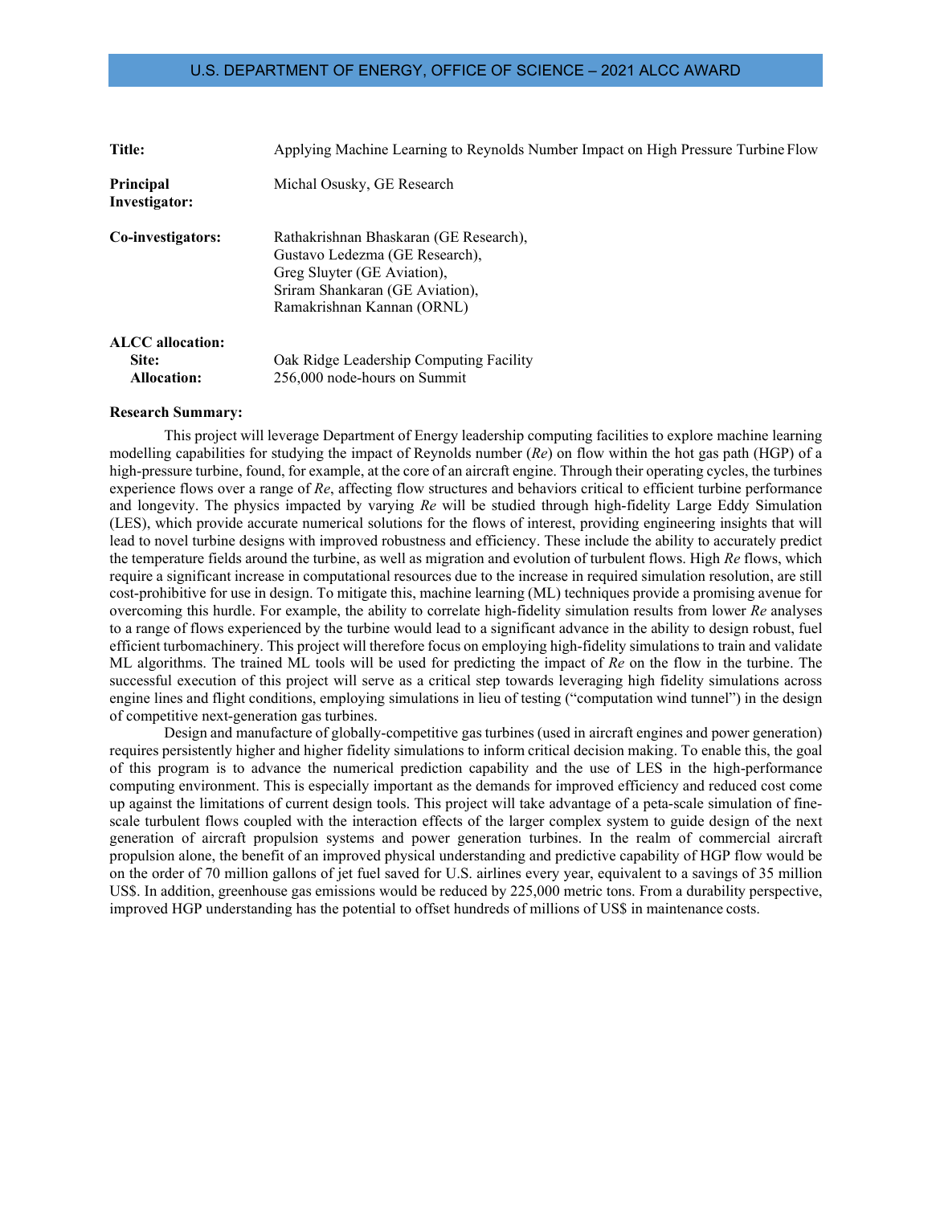**Title:** Applying Machine Learning to Reynolds Number Impact on High Pressure Turbine Flow

**Principal Investigator:** Michal Osusky, GE Research

**Co-investigators:** Rathakrishnan Bhaskaran (GE Research), Gustavo Ledezma (GE Research), Greg Sluyter (GE Aviation), Sriram Shankaran (GE Aviation), Ramakrishnan Kannan (ORNL)

**ALCC allocation:**
**Site:** Oak Ridge Leadership Computing Facility
**Allocation:** 256,000 node-hours on Summit

**Research Summary:**

This project will leverage Department of Energy leadership computing facilities to explore machine learning modelling capabilities for studying the impact of Reynolds number (*Re*) on flow within the hot gas path (HGP) of a high-pressure turbine, found, for example, at the core of an aircraft engine. Through their operating cycles, the turbines experience flows over a range of *Re*, affecting flow structures and behaviors critical to efficient turbine performance and longevity. The physics impacted by varying *Re* will be studied through high-fidelity Large Eddy Simulation (LES), which provide accurate numerical solutions for the flows of interest, providing engineering insights that will lead to novel turbine designs with improved robustness and efficiency. These include the ability to accurately predict the temperature fields around the turbine, as well as migration and evolution of turbulent flows. High *Re* flows, which require a significant increase in computational resources due to the increase in required simulation resolution, are still cost-prohibitive for use in design. To mitigate this, machine learning (ML) techniques provide a promising avenue for overcoming this hurdle. For example, the ability to correlate high-fidelity simulation results from lower *Re* analyses to a range of flows experienced by the turbine would lead to a significant advance in the ability to design robust, fuel efficient turbomachinery. This project will therefore focus on employing high-fidelity simulations to train and validate ML algorithms. The trained ML tools will be used for predicting the impact of *Re* on the flow in the turbine. The successful execution of this project will serve as a critical step towards leveraging high fidelity simulations across engine lines and flight conditions, employing simulations in lieu of testing ("computation wind tunnel") in the design of competitive next-generation gas turbines.

Design and manufacture of globally-competitive gas turbines (used in aircraft engines and power generation) requires persistently higher and higher fidelity simulations to inform critical decision making. To enable this, the goal of this program is to advance the numerical prediction capability and the use of LES in the high-performance computing environment. This is especially important as the demands for improved efficiency and reduced cost come up against the limitations of current design tools. This project will take advantage of a peta-scale simulation of fine-scale turbulent flows coupled with the interaction effects of the larger complex system to guide design of the next generation of aircraft propulsion systems and power generation turbines. In the realm of commercial aircraft propulsion alone, the benefit of an improved physical understanding and predictive capability of HGP flow would be on the order of 70 million gallons of jet fuel saved for U.S. airlines every year, equivalent to a savings of 35 million US$. In addition, greenhouse gas emissions would be reduced by 225,000 metric tons. From a durability perspective, improved HGP understanding has the potential to offset hundreds of millions of US$ in maintenance costs.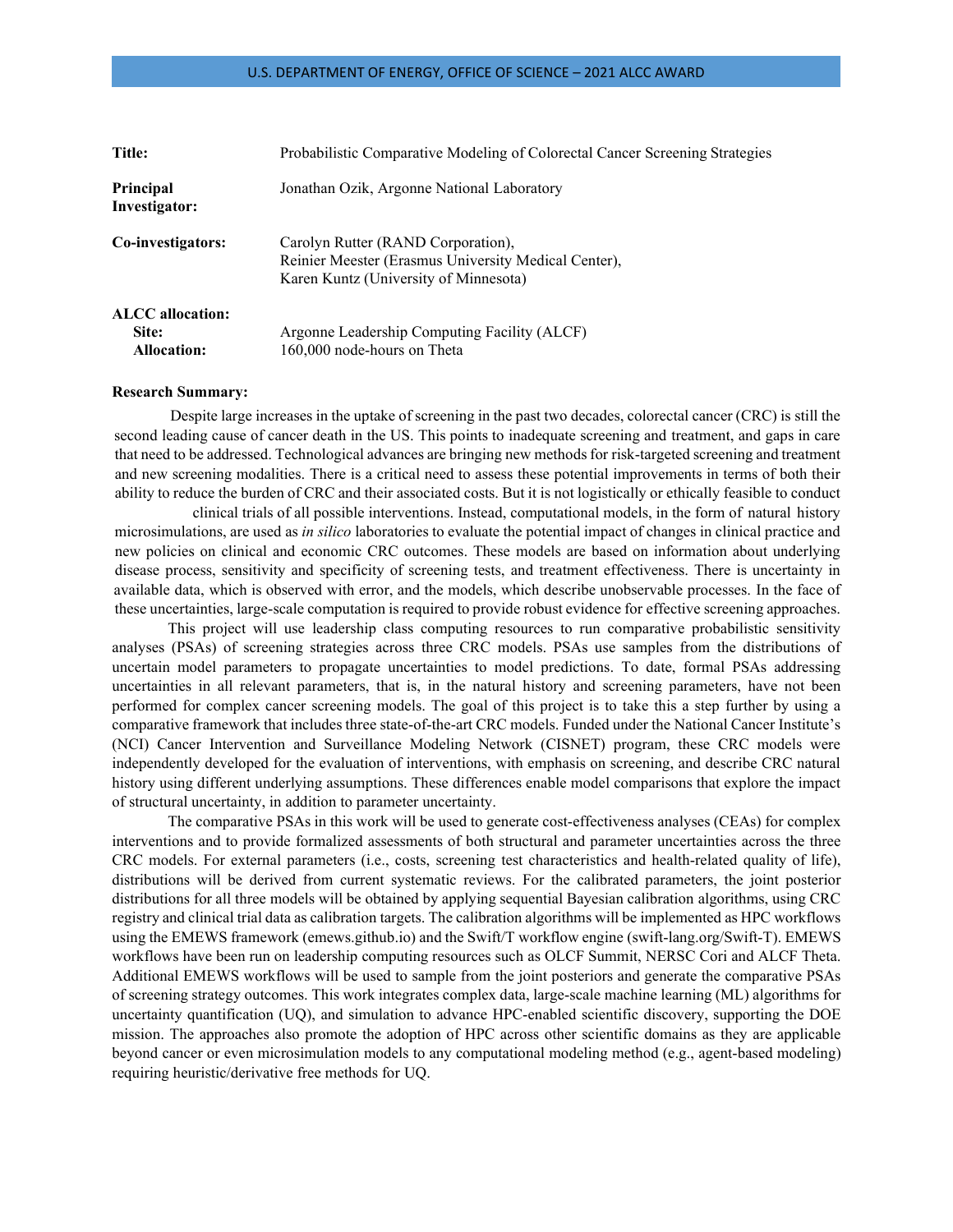| | |
|---|---|
| **Title:** | Probabilistic Comparative Modeling of Colorectal Cancer Screening Strategies |
| **Principal Investigator:** | Jonathan Ozik, Argonne National Laboratory |
| **Co-investigators:** | Carolyn Rutter (RAND Corporation), Reinier Meester (Erasmus University Medical Center), Karen Kuntz (University of Minnesota) |
| **ALCC allocation:** | |
| **Site:** | Argonne Leadership Computing Facility (ALCF) |
| **Allocation:** | 160,000 node-hours on Theta |

**Research Summary:**

Despite large increases in the uptake of screening in the past two decades, colorectal cancer (CRC) is still the second leading cause of cancer death in the US. This points to inadequate screening and treatment, and gaps in care that need to be addressed. Technological advances are bringing new methods for risk-targeted screening and treatment and new screening modalities. There is a critical need to assess these potential improvements in terms of both their ability to reduce the burden of CRC and their associated costs. But it is not logistically or ethically feasible to conduct clinical trials of all possible interventions. Instead, computational models, in the form of natural history microsimulations, are used as *in silico* laboratories to evaluate the potential impact of changes in clinical practice and new policies on clinical and economic CRC outcomes. These models are based on information about underlying disease process, sensitivity and specificity of screening tests, and treatment effectiveness. There is uncertainty in available data, which is observed with error, and the models, which describe unobservable processes. In the face of these uncertainties, large-scale computation is required to provide robust evidence for effective screening approaches.

This project will use leadership class computing resources to run comparative probabilistic sensitivity analyses (PSAs) of screening strategies across three CRC models. PSAs use samples from the distributions of uncertain model parameters to propagate uncertainties to model predictions. To date, formal PSAs addressing uncertainties in all relevant parameters, that is, in the natural history and screening parameters, have not been performed for complex cancer screening models. The goal of this project is to take this a step further by using a comparative framework that includes three state-of-the-art CRC models. Funded under the National Cancer Institute's (NCI) Cancer Intervention and Surveillance Modeling Network (CISNET) program, these CRC models were independently developed for the evaluation of interventions, with emphasis on screening, and describe CRC natural history using different underlying assumptions. These differences enable model comparisons that explore the impact of structural uncertainty, in addition to parameter uncertainty.

The comparative PSAs in this work will be used to generate cost-effectiveness analyses (CEAs) for complex interventions and to provide formalized assessments of both structural and parameter uncertainties across the three CRC models. For external parameters (i.e., costs, screening test characteristics and health-related quality of life), distributions will be derived from current systematic reviews. For the calibrated parameters, the joint posterior distributions for all three models will be obtained by applying sequential Bayesian calibration algorithms, using CRC registry and clinical trial data as calibration targets. The calibration algorithms will be implemented as HPC workflows using the EMEWS framework (emews.github.io) and the Swift/T workflow engine (swift-lang.org/Swift-T). EMEWS workflows have been run on leadership computing resources such as OLCF Summit, NERSC Cori and ALCF Theta. Additional EMEWS workflows will be used to sample from the joint posteriors and generate the comparative PSAs of screening strategy outcomes. This work integrates complex data, large-scale machine learning (ML) algorithms for uncertainty quantification (UQ), and simulation to advance HPC-enabled scientific discovery, supporting the DOE mission. The approaches also promote the adoption of HPC across other scientific domains as they are applicable beyond cancer or even microsimulation models to any computational modeling method (e.g., agent-based modeling) requiring heuristic/derivative free methods for UQ.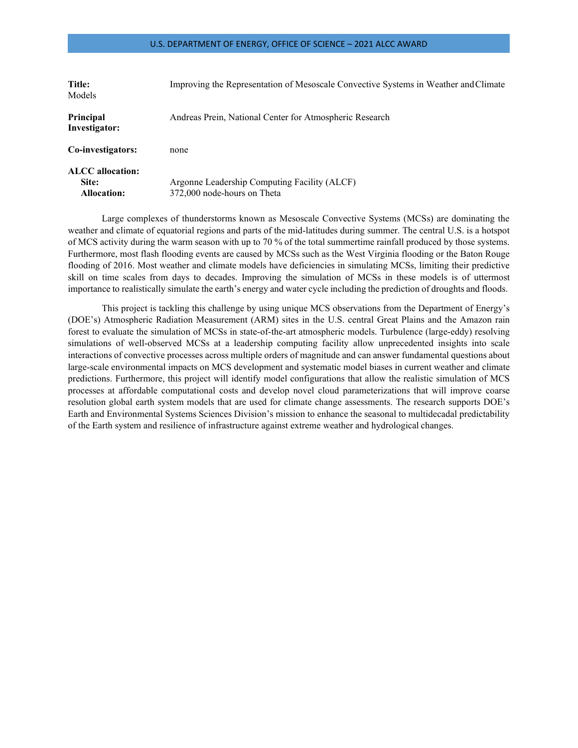**Title:** Improving the Representation of Mesoscale Convective Systems in Weather and Climate Models

**Principal Investigator:** Andreas Prein, National Center for Atmospheric Research

**Co-investigators:** none

**ALCC allocation:**
**Site:** Argonne Leadership Computing Facility (ALCF)
**Allocation:** 372,000 node-hours on Theta

Large complexes of thunderstorms known as Mesoscale Convective Systems (MCSs) are dominating the weather and climate of equatorial regions and parts of the mid-latitudes during summer. The central U.S. is a hotspot of MCS activity during the warm season with up to 70 % of the total summertime rainfall produced by those systems. Furthermore, most flash flooding events are caused by MCSs such as the West Virginia flooding or the Baton Rouge flooding of 2016. Most weather and climate models have deficiencies in simulating MCSs, limiting their predictive skill on time scales from days to decades. Improving the simulation of MCSs in these models is of uttermost importance to realistically simulate the earth's energy and water cycle including the prediction of droughts and floods.

This project is tackling this challenge by using unique MCS observations from the Department of Energy's (DOE's) Atmospheric Radiation Measurement (ARM) sites in the U.S. central Great Plains and the Amazon rain forest to evaluate the simulation of MCSs in state-of-the-art atmospheric models. Turbulence (large-eddy) resolving simulations of well-observed MCSs at a leadership computing facility allow unprecedented insights into scale interactions of convective processes across multiple orders of magnitude and can answer fundamental questions about large-scale environmental impacts on MCS development and systematic model biases in current weather and climate predictions. Furthermore, this project will identify model configurations that allow the realistic simulation of MCS processes at affordable computational costs and develop novel cloud parameterizations that will improve coarse resolution global earth system models that are used for climate change assessments. The research supports DOE's Earth and Environmental Systems Sciences Division's mission to enhance the seasonal to multidecadal predictability of the Earth system and resilience of infrastructure against extreme weather and hydrological changes.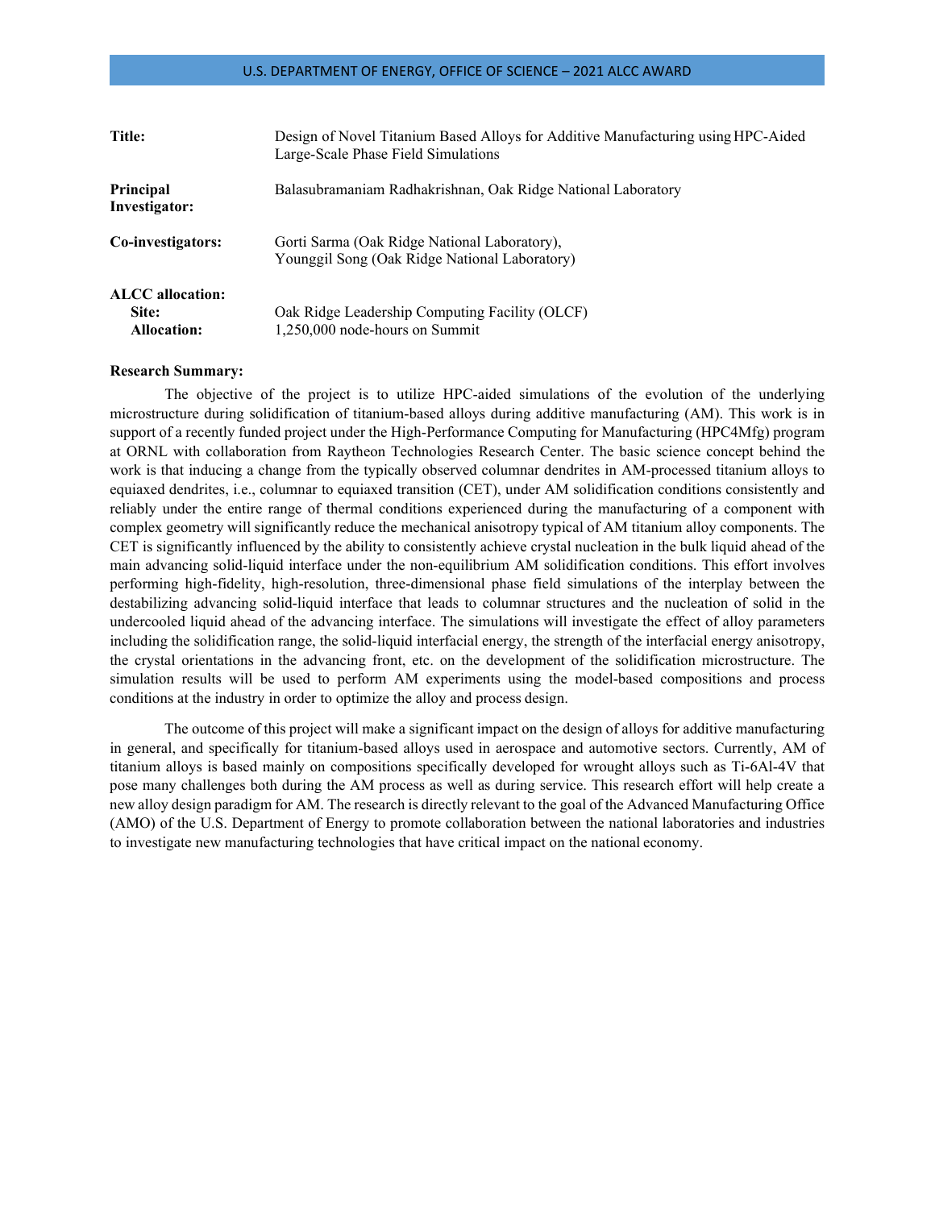| | |
|---|---|
| **Title:** | Design of Novel Titanium Based Alloys for Additive Manufacturing using HPC-Aided Large-Scale Phase Field Simulations |
| **Principal Investigator:** | Balasubramaniam Radhakrishnan, Oak Ridge National Laboratory |
| **Co-investigators:** | Gorti Sarma (Oak Ridge National Laboratory), Younggil Song (Oak Ridge National Laboratory) |
| **ALCC allocation:** | |
| **Site:** | Oak Ridge Leadership Computing Facility (OLCF) |
| **Allocation:** | 1,250,000 node-hours on Summit |

**Research Summary:**

The objective of the project is to utilize HPC-aided simulations of the evolution of the underlying microstructure during solidification of titanium-based alloys during additive manufacturing (AM). This work is in support of a recently funded project under the High-Performance Computing for Manufacturing (HPC4Mfg) program at ORNL with collaboration from Raytheon Technologies Research Center. The basic science concept behind the work is that inducing a change from the typically observed columnar dendrites in AM-processed titanium alloys to equiaxed dendrites, i.e., columnar to equiaxed transition (CET), under AM solidification conditions consistently and reliably under the entire range of thermal conditions experienced during the manufacturing of a component with complex geometry will significantly reduce the mechanical anisotropy typical of AM titanium alloy components. The CET is significantly influenced by the ability to consistently achieve crystal nucleation in the bulk liquid ahead of the main advancing solid-liquid interface under the non-equilibrium AM solidification conditions. This effort involves performing high-fidelity, high-resolution, three-dimensional phase field simulations of the interplay between the destabilizing advancing solid-liquid interface that leads to columnar structures and the nucleation of solid in the undercooled liquid ahead of the advancing interface. The simulations will investigate the effect of alloy parameters including the solidification range, the solid-liquid interfacial energy, the strength of the interfacial energy anisotropy, the crystal orientations in the advancing front, etc. on the development of the solidification microstructure. The simulation results will be used to perform AM experiments using the model-based compositions and process conditions at the industry in order to optimize the alloy and process design.

The outcome of this project will make a significant impact on the design of alloys for additive manufacturing in general, and specifically for titanium-based alloys used in aerospace and automotive sectors. Currently, AM of titanium alloys is based mainly on compositions specifically developed for wrought alloys such as Ti-6Al-4V that pose many challenges both during the AM process as well as during service. This research effort will help create a new alloy design paradigm for AM. The research is directly relevant to the goal of the Advanced Manufacturing Office (AMO) of the U.S. Department of Energy to promote collaboration between the national laboratories and industries to investigate new manufacturing technologies that have critical impact on the national economy.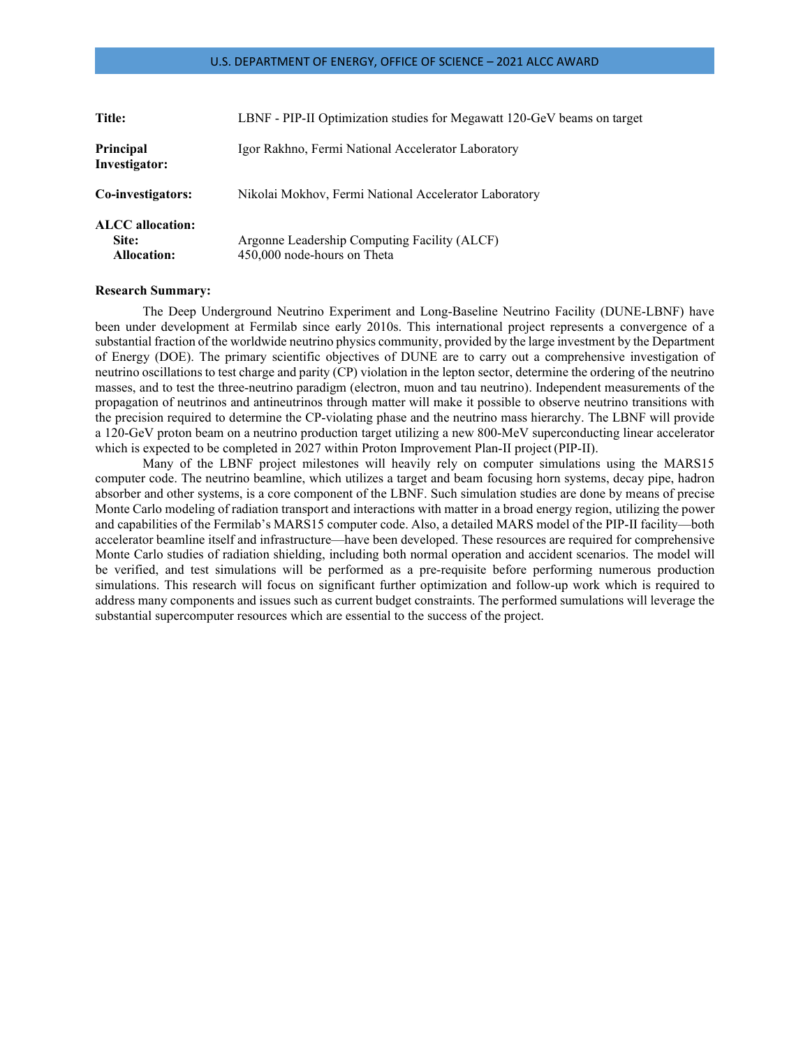**Title:** LBNF - PIP-II Optimization studies for Megawatt 120-GeV beams on target

**Principal Investigator:** Igor Rakhno, Fermi National Accelerator Laboratory

**Co-investigators:** Nikolai Mokhov, Fermi National Accelerator Laboratory

**ALCC allocation:**
**Site:** Argonne Leadership Computing Facility (ALCF)
**Allocation:** 450,000 node-hours on Theta

**Research Summary:**

The Deep Underground Neutrino Experiment and Long-Baseline Neutrino Facility (DUNE-LBNF) have been under development at Fermilab since early 2010s. This international project represents a convergence of a substantial fraction of the worldwide neutrino physics community, provided by the large investment by the Department of Energy (DOE). The primary scientific objectives of DUNE are to carry out a comprehensive investigation of neutrino oscillations to test charge and parity (CP) violation in the lepton sector, determine the ordering of the neutrino masses, and to test the three-neutrino paradigm (electron, muon and tau neutrino). Independent measurements of the propagation of neutrinos and antineutrinos through matter will make it possible to observe neutrino transitions with the precision required to determine the CP-violating phase and the neutrino mass hierarchy. The LBNF will provide a 120-GeV proton beam on a neutrino production target utilizing a new 800-MeV superconducting linear accelerator which is expected to be completed in 2027 within Proton Improvement Plan-II project (PIP-II).

Many of the LBNF project milestones will heavily rely on computer simulations using the MARS15 computer code. The neutrino beamline, which utilizes a target and beam focusing horn systems, decay pipe, hadron absorber and other systems, is a core component of the LBNF. Such simulation studies are done by means of precise Monte Carlo modeling of radiation transport and interactions with matter in a broad energy region, utilizing the power and capabilities of the Fermilab's MARS15 computer code. Also, a detailed MARS model of the PIP-II facility—both accelerator beamline itself and infrastructure—have been developed. These resources are required for comprehensive Monte Carlo studies of radiation shielding, including both normal operation and accident scenarios. The model will be verified, and test simulations will be performed as a pre-requisite before performing numerous production simulations. This research will focus on significant further optimization and follow-up work which is required to address many components and issues such as current budget constraints. The performed sumulations will leverage the substantial supercomputer resources which are essential to the success of the project.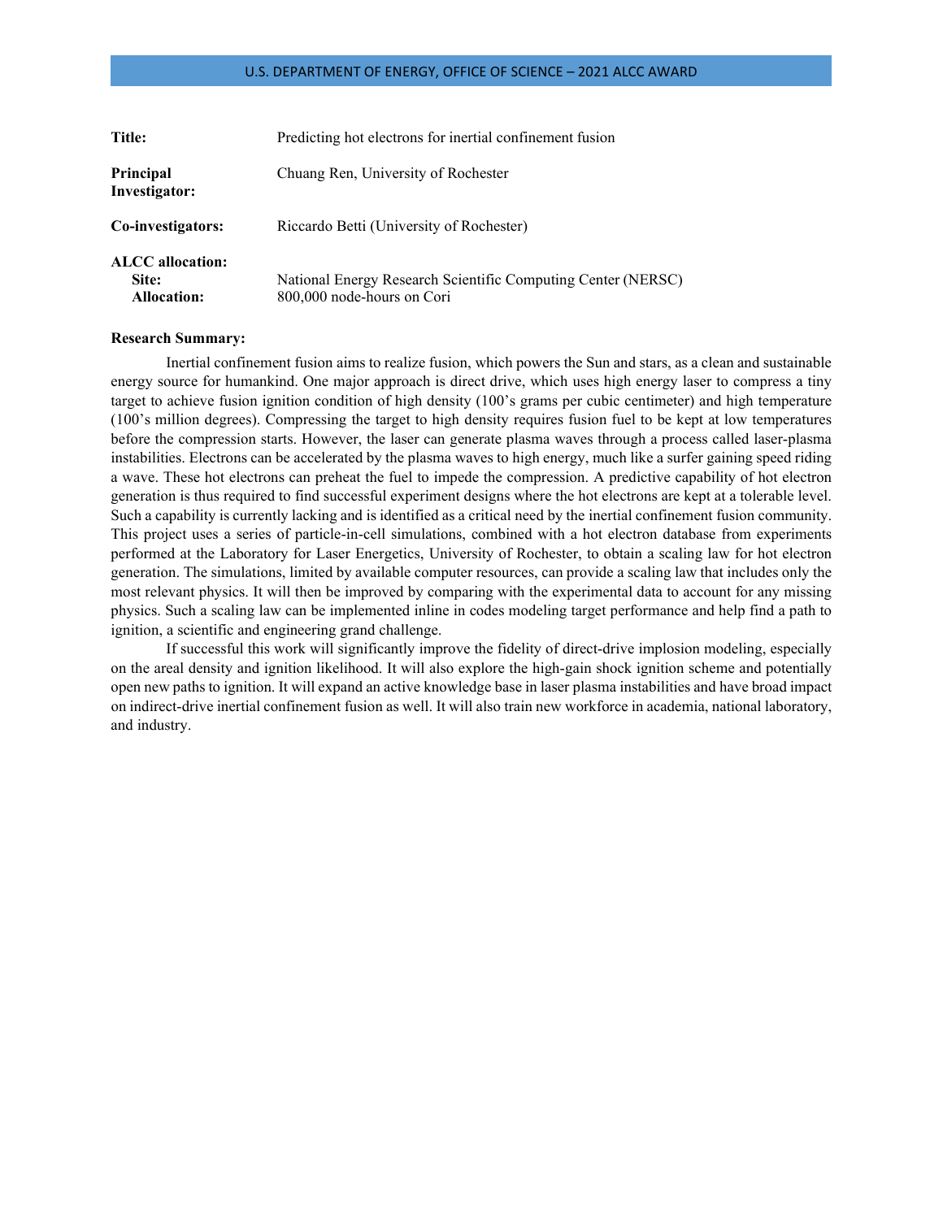**Title:** Predicting hot electrons for inertial confinement fusion

**Principal Investigator:** Chuang Ren, University of Rochester

**Co-investigators:** Riccardo Betti (University of Rochester)

**ALCC allocation:**
**Site:** National Energy Research Scientific Computing Center (NERSC)
**Allocation:** 800,000 node-hours on Cori

**Research Summary:**

Inertial confinement fusion aims to realize fusion, which powers the Sun and stars, as a clean and sustainable energy source for humankind. One major approach is direct drive, which uses high energy laser to compress a tiny target to achieve fusion ignition condition of high density (100's grams per cubic centimeter) and high temperature (100's million degrees). Compressing the target to high density requires fusion fuel to be kept at low temperatures before the compression starts. However, the laser can generate plasma waves through a process called laser-plasma instabilities. Electrons can be accelerated by the plasma waves to high energy, much like a surfer gaining speed riding a wave. These hot electrons can preheat the fuel to impede the compression. A predictive capability of hot electron generation is thus required to find successful experiment designs where the hot electrons are kept at a tolerable level. Such a capability is currently lacking and is identified as a critical need by the inertial confinement fusion community. This project uses a series of particle-in-cell simulations, combined with a hot electron database from experiments performed at the Laboratory for Laser Energetics, University of Rochester, to obtain a scaling law for hot electron generation. The simulations, limited by available computer resources, can provide a scaling law that includes only the most relevant physics. It will then be improved by comparing with the experimental data to account for any missing physics. Such a scaling law can be implemented inline in codes modeling target performance and help find a path to ignition, a scientific and engineering grand challenge.

If successful this work will significantly improve the fidelity of direct-drive implosion modeling, especially on the areal density and ignition likelihood. It will also explore the high-gain shock ignition scheme and potentially open new paths to ignition. It will expand an active knowledge base in laser plasma instabilities and have broad impact on indirect-drive inertial confinement fusion as well. It will also train new workforce in academia, national laboratory, and industry.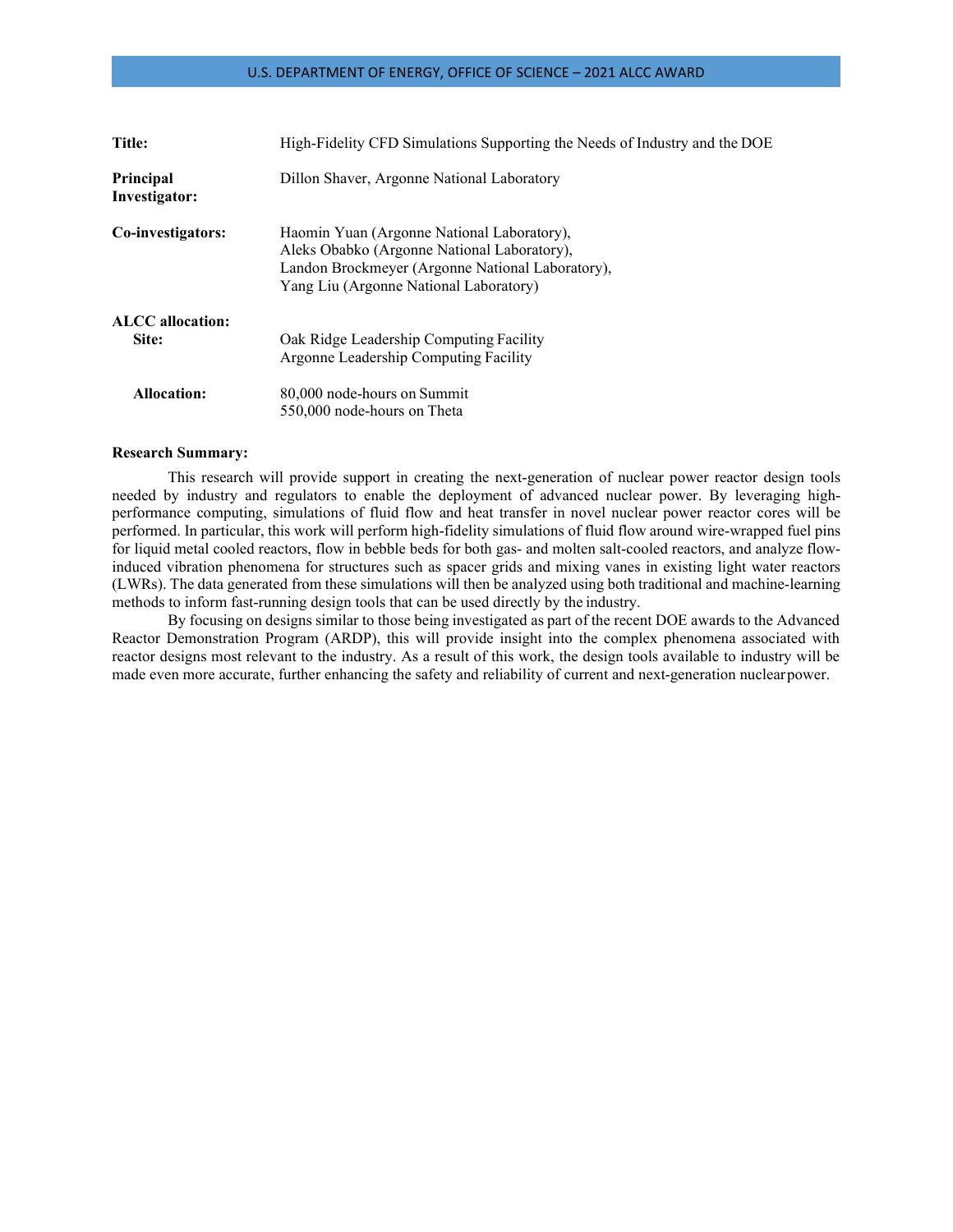| | |
|---|---|
| **Title:** | High-Fidelity CFD Simulations Supporting the Needs of Industry and the DOE |
| **Principal Investigator:** | Dillon Shaver, Argonne National Laboratory |
| **Co-investigators:** | Haomin Yuan (Argonne National Laboratory),<br>Aleks Obabko (Argonne National Laboratory),<br>Landon Brockmeyer (Argonne National Laboratory),<br>Yang Liu (Argonne National Laboratory) |
| **ALCC allocation:** | |
| **Site:** | Oak Ridge Leadership Computing Facility<br>Argonne Leadership Computing Facility |
| **Allocation:** | 80,000 node-hours on Summit<br>550,000 node-hours on Theta |

**Research Summary:**

This research will provide support in creating the next-generation of nuclear power reactor design tools needed by industry and regulators to enable the deployment of advanced nuclear power. By leveraging high-performance computing, simulations of fluid flow and heat transfer in novel nuclear power reactor cores will be performed. In particular, this work will perform high-fidelity simulations of fluid flow around wire-wrapped fuel pins for liquid metal cooled reactors, flow in bebble beds for both gas- and molten salt-cooled reactors, and analyze flow-induced vibration phenomena for structures such as spacer grids and mixing vanes in existing light water reactors (LWRs). The data generated from these simulations will then be analyzed using both traditional and machine-learning methods to inform fast-running design tools that can be used directly by the industry.

By focusing on designs similar to those being investigated as part of the recent DOE awards to the Advanced Reactor Demonstration Program (ARDP), this will provide insight into the complex phenomena associated with reactor designs most relevant to the industry. As a result of this work, the design tools available to industry will be made even more accurate, further enhancing the safety and reliability of current and next-generation nuclear power.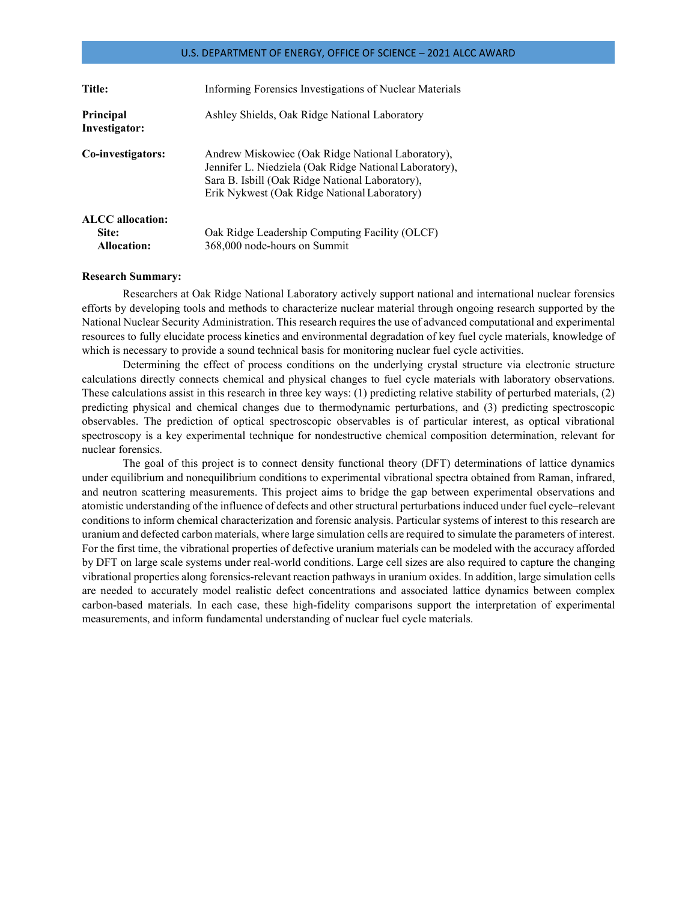**Title:** Informing Forensics Investigations of Nuclear Materials

**Principal Investigator:** Ashley Shields, Oak Ridge National Laboratory

**Co-investigators:** Andrew Miskowiec (Oak Ridge National Laboratory), Jennifer L. Niedziela (Oak Ridge National Laboratory), Sara B. Isbill (Oak Ridge National Laboratory), Erik Nykwest (Oak Ridge National Laboratory)

**ALCC allocation:**
**Site:** Oak Ridge Leadership Computing Facility (OLCF)
**Allocation:** 368,000 node-hours on Summit

**Research Summary:**

Researchers at Oak Ridge National Laboratory actively support national and international nuclear forensics efforts by developing tools and methods to characterize nuclear material through ongoing research supported by the National Nuclear Security Administration. This research requires the use of advanced computational and experimental resources to fully elucidate process kinetics and environmental degradation of key fuel cycle materials, knowledge of which is necessary to provide a sound technical basis for monitoring nuclear fuel cycle activities.

Determining the effect of process conditions on the underlying crystal structure via electronic structure calculations directly connects chemical and physical changes to fuel cycle materials with laboratory observations. These calculations assist in this research in three key ways: (1) predicting relative stability of perturbed materials, (2) predicting physical and chemical changes due to thermodynamic perturbations, and (3) predicting spectroscopic observables. The prediction of optical spectroscopic observables is of particular interest, as optical vibrational spectroscopy is a key experimental technique for nondestructive chemical composition determination, relevant for nuclear forensics.

The goal of this project is to connect density functional theory (DFT) determinations of lattice dynamics under equilibrium and nonequilibrium conditions to experimental vibrational spectra obtained from Raman, infrared, and neutron scattering measurements. This project aims to bridge the gap between experimental observations and atomistic understanding of the influence of defects and other structural perturbations induced under fuel cycle–relevant conditions to inform chemical characterization and forensic analysis. Particular systems of interest to this research are uranium and defected carbon materials, where large simulation cells are required to simulate the parameters of interest. For the first time, the vibrational properties of defective uranium materials can be modeled with the accuracy afforded by DFT on large scale systems under real-world conditions. Large cell sizes are also required to capture the changing vibrational properties along forensics-relevant reaction pathways in uranium oxides. In addition, large simulation cells are needed to accurately model realistic defect concentrations and associated lattice dynamics between complex carbon-based materials. In each case, these high-fidelity comparisons support the interpretation of experimental measurements, and inform fundamental understanding of nuclear fuel cycle materials.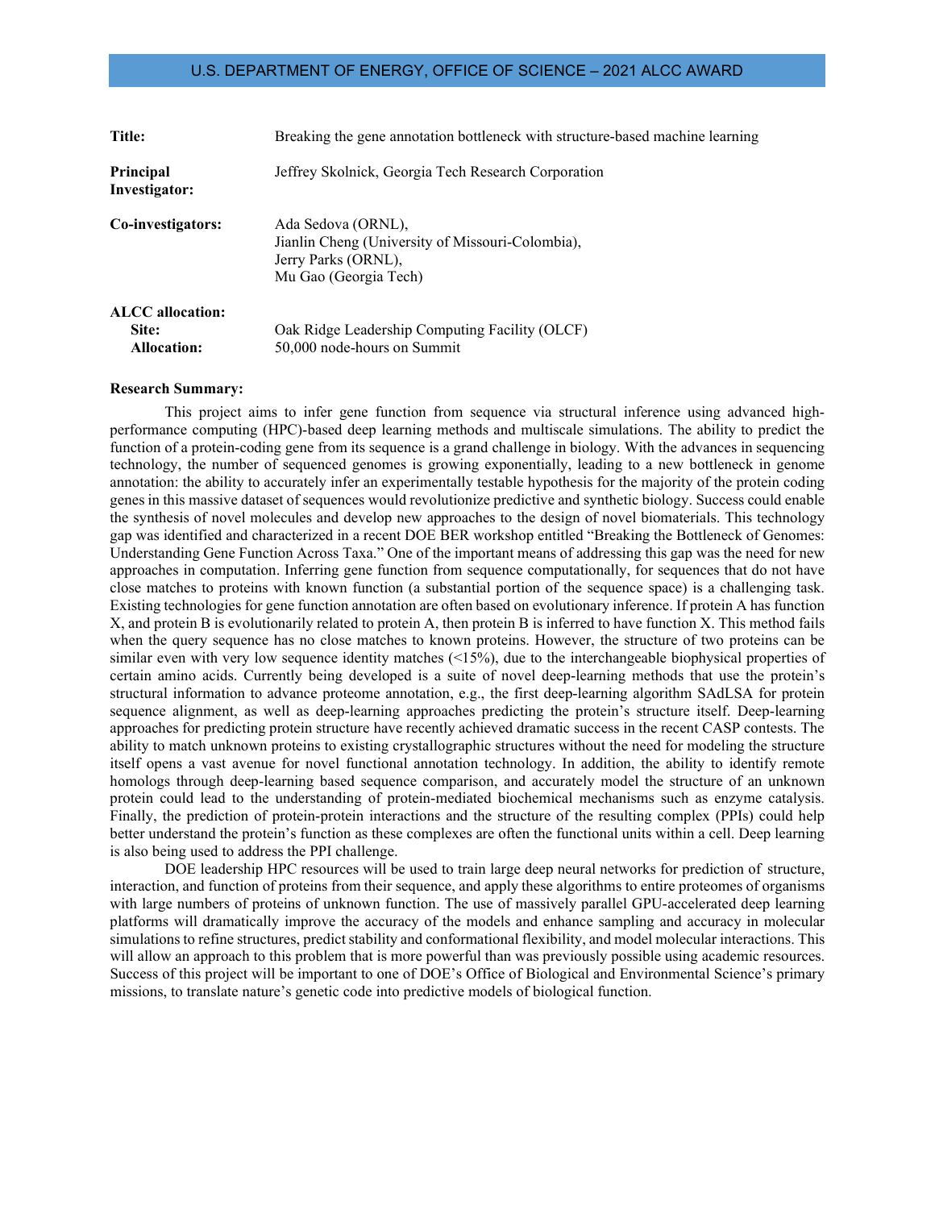U.S. DEPARTMENT OF ENERGY, OFFICE OF SCIENCE – 2021 ALCC AWARD

**Title:** Breaking the gene annotation bottleneck with structure-based machine learning

**Principal Investigator:** Jeffrey Skolnick, Georgia Tech Research Corporation

**Co-investigators:** Ada Sedova (ORNL),
Jianlin Cheng (University of Missouri-Colombia),
Jerry Parks (ORNL),
Mu Gao (Georgia Tech)

**ALCC allocation:**
**Site:** Oak Ridge Leadership Computing Facility (OLCF)
**Allocation:** 50,000 node-hours on Summit

**Research Summary:**

This project aims to infer gene function from sequence via structural inference using advanced high-performance computing (HPC)-based deep learning methods and multiscale simulations. The ability to predict the function of a protein-coding gene from its sequence is a grand challenge in biology. With the advances in sequencing technology, the number of sequenced genomes is growing exponentially, leading to a new bottleneck in genome annotation: the ability to accurately infer an experimentally testable hypothesis for the majority of the protein coding genes in this massive dataset of sequences would revolutionize predictive and synthetic biology. Success could enable the synthesis of novel molecules and develop new approaches to the design of novel biomaterials. This technology gap was identified and characterized in a recent DOE BER workshop entitled "Breaking the Bottleneck of Genomes: Understanding Gene Function Across Taxa." One of the important means of addressing this gap was the need for new approaches in computation. Inferring gene function from sequence computationally, for sequences that do not have close matches to proteins with known function (a substantial portion of the sequence space) is a challenging task. Existing technologies for gene function annotation are often based on evolutionary inference. If protein A has function X, and protein B is evolutionarily related to protein A, then protein B is inferred to have function X. This method fails when the query sequence has no close matches to known proteins. However, the structure of two proteins can be similar even with very low sequence identity matches (<15%), due to the interchangeable biophysical properties of certain amino acids. Currently being developed is a suite of novel deep-learning methods that use the protein's structural information to advance proteome annotation, e.g., the first deep-learning algorithm SAdLSA for protein sequence alignment, as well as deep-learning approaches predicting the protein's structure itself. Deep-learning approaches for predicting protein structure have recently achieved dramatic success in the recent CASP contests. The ability to match unknown proteins to existing crystallographic structures without the need for modeling the structure itself opens a vast avenue for novel functional annotation technology. In addition, the ability to identify remote homologs through deep-learning based sequence comparison, and accurately model the structure of an unknown protein could lead to the understanding of protein-mediated biochemical mechanisms such as enzyme catalysis. Finally, the prediction of protein-protein interactions and the structure of the resulting complex (PPIs) could help better understand the protein's function as these complexes are often the functional units within a cell. Deep learning is also being used to address the PPI challenge.

DOE leadership HPC resources will be used to train large deep neural networks for prediction of structure, interaction, and function of proteins from their sequence, and apply these algorithms to entire proteomes of organisms with large numbers of proteins of unknown function. The use of massively parallel GPU-accelerated deep learning platforms will dramatically improve the accuracy of the models and enhance sampling and accuracy in molecular simulations to refine structures, predict stability and conformational flexibility, and model molecular interactions. This will allow an approach to this problem that is more powerful than was previously possible using academic resources. Success of this project will be important to one of DOE's Office of Biological and Environmental Science's primary missions, to translate nature's genetic code into predictive models of biological function.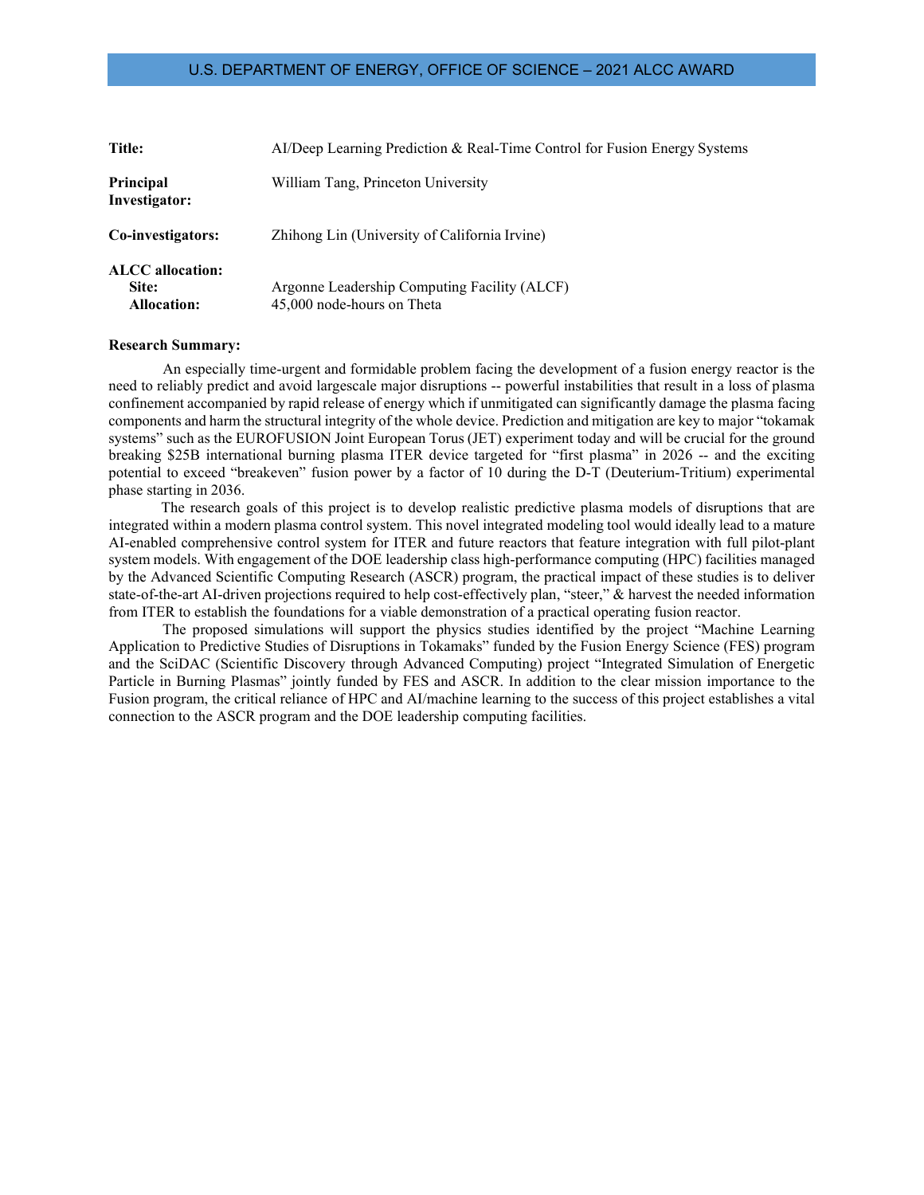U.S. DEPARTMENT OF ENERGY, OFFICE OF SCIENCE – 2021 ALCC AWARD

| | |
|---|---|
| **Title:** | AI/Deep Learning Prediction & Real-Time Control for Fusion Energy Systems |
| **Principal Investigator:** | William Tang, Princeton University |
| **Co-investigators:** | Zhihong Lin (University of California Irvine) |
| **ALCC allocation:** | |
| **Site:** | Argonne Leadership Computing Facility (ALCF) |
| **Allocation:** | 45,000 node-hours on Theta |

**Research Summary:**

An especially time-urgent and formidable problem facing the development of a fusion energy reactor is the need to reliably predict and avoid largescale major disruptions -- powerful instabilities that result in a loss of plasma confinement accompanied by rapid release of energy which if unmitigated can significantly damage the plasma facing components and harm the structural integrity of the whole device. Prediction and mitigation are key to major "tokamak systems" such as the EUROFUSION Joint European Torus (JET) experiment today and will be crucial for the ground breaking $25B international burning plasma ITER device targeted for "first plasma" in 2026 -- and the exciting potential to exceed "breakeven" fusion power by a factor of 10 during the D-T (Deuterium-Tritium) experimental phase starting in 2036.

The research goals of this project is to develop realistic predictive plasma models of disruptions that are integrated within a modern plasma control system. This novel integrated modeling tool would ideally lead to a mature AI-enabled comprehensive control system for ITER and future reactors that feature integration with full pilot-plant system models. With engagement of the DOE leadership class high-performance computing (HPC) facilities managed by the Advanced Scientific Computing Research (ASCR) program, the practical impact of these studies is to deliver state-of-the-art AI-driven projections required to help cost-effectively plan, "steer," & harvest the needed information from ITER to establish the foundations for a viable demonstration of a practical operating fusion reactor.

The proposed simulations will support the physics studies identified by the project "Machine Learning Application to Predictive Studies of Disruptions in Tokamaks" funded by the Fusion Energy Science (FES) program and the SciDAC (Scientific Discovery through Advanced Computing) project "Integrated Simulation of Energetic Particle in Burning Plasmas" jointly funded by FES and ASCR. In addition to the clear mission importance to the Fusion program, the critical reliance of HPC and AI/machine learning to the success of this project establishes a vital connection to the ASCR program and the DOE leadership computing facilities.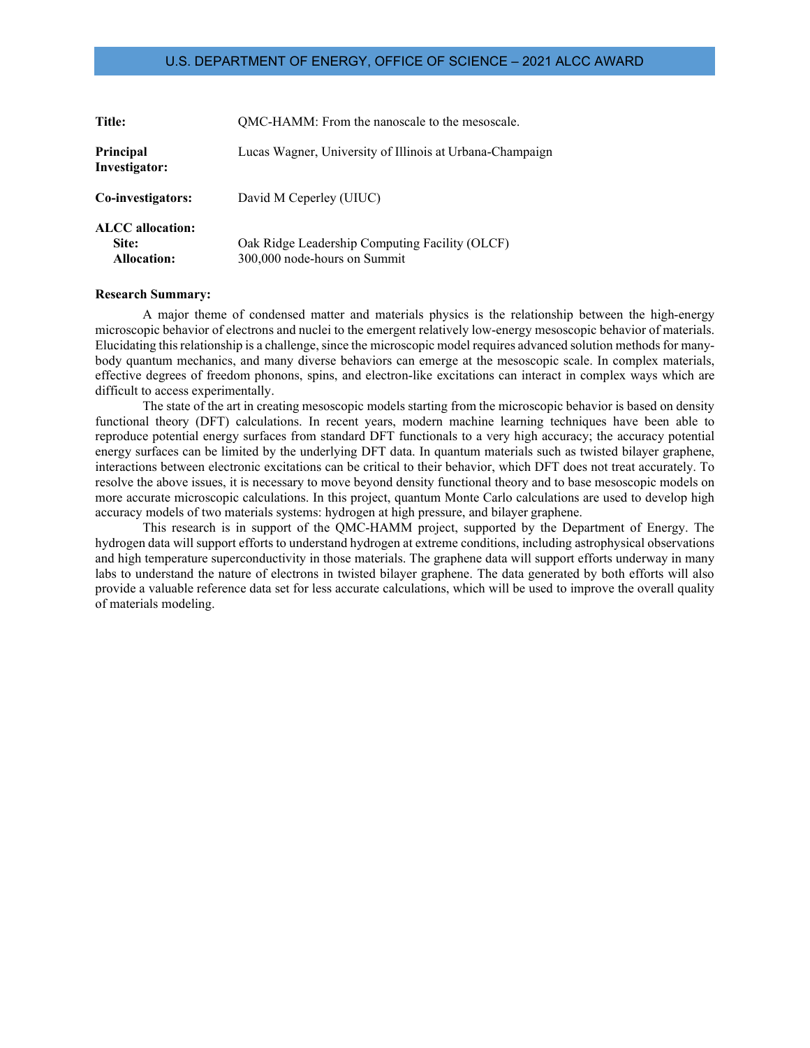U.S. DEPARTMENT OF ENERGY, OFFICE OF SCIENCE – 2021 ALCC AWARD

**Title:** QMC-HAMM: From the nanoscale to the mesoscale.

**Principal Investigator:** Lucas Wagner, University of Illinois at Urbana-Champaign

**Co-investigators:** David M Ceperley (UIUC)

**ALCC allocation:**
**Site:** Oak Ridge Leadership Computing Facility (OLCF)
**Allocation:** 300,000 node-hours on Summit

**Research Summary:**

A major theme of condensed matter and materials physics is the relationship between the high-energy microscopic behavior of electrons and nuclei to the emergent relatively low-energy mesoscopic behavior of materials. Elucidating this relationship is a challenge, since the microscopic model requires advanced solution methods for many-body quantum mechanics, and many diverse behaviors can emerge at the mesoscopic scale. In complex materials, effective degrees of freedom phonons, spins, and electron-like excitations can interact in complex ways which are difficult to access experimentally.

The state of the art in creating mesoscopic models starting from the microscopic behavior is based on density functional theory (DFT) calculations. In recent years, modern machine learning techniques have been able to reproduce potential energy surfaces from standard DFT functionals to a very high accuracy; the accuracy potential energy surfaces can be limited by the underlying DFT data. In quantum materials such as twisted bilayer graphene, interactions between electronic excitations can be critical to their behavior, which DFT does not treat accurately. To resolve the above issues, it is necessary to move beyond density functional theory and to base mesoscopic models on more accurate microscopic calculations. In this project, quantum Monte Carlo calculations are used to develop high accuracy models of two materials systems: hydrogen at high pressure, and bilayer graphene.

This research is in support of the QMC-HAMM project, supported by the Department of Energy. The hydrogen data will support efforts to understand hydrogen at extreme conditions, including astrophysical observations and high temperature superconductivity in those materials. The graphene data will support efforts underway in many labs to understand the nature of electrons in twisted bilayer graphene. The data generated by both efforts will also provide a valuable reference data set for less accurate calculations, which will be used to improve the overall quality of materials modeling.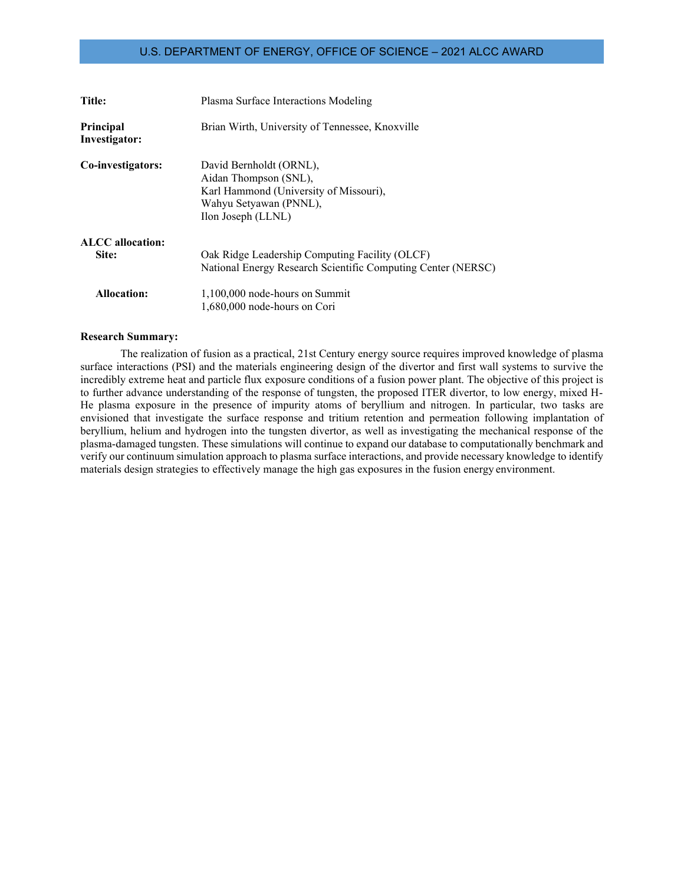U.S. DEPARTMENT OF ENERGY, OFFICE OF SCIENCE – 2021 ALCC AWARD

**Title:** Plasma Surface Interactions Modeling

**Principal Investigator:** Brian Wirth, University of Tennessee, Knoxville

**Co-investigators:** David Bernholdt (ORNL), Aidan Thompson (SNL), Karl Hammond (University of Missouri), Wahyu Setyawan (PNNL), Ilon Joseph (LLNL)

**ALCC allocation:**

**Site:** Oak Ridge Leadership Computing Facility (OLCF)
National Energy Research Scientific Computing Center (NERSC)

**Allocation:** 1,100,000 node-hours on Summit
1,680,000 node-hours on Cori

**Research Summary:**

The realization of fusion as a practical, 21st Century energy source requires improved knowledge of plasma surface interactions (PSI) and the materials engineering design of the divertor and first wall systems to survive the incredibly extreme heat and particle flux exposure conditions of a fusion power plant. The objective of this project is to further advance understanding of the response of tungsten, the proposed ITER divertor, to low energy, mixed H-He plasma exposure in the presence of impurity atoms of beryllium and nitrogen. In particular, two tasks are envisioned that investigate the surface response and tritium retention and permeation following implantation of beryllium, helium and hydrogen into the tungsten divertor, as well as investigating the mechanical response of the plasma-damaged tungsten. These simulations will continue to expand our database to computationally benchmark and verify our continuum simulation approach to plasma surface interactions, and provide necessary knowledge to identify materials design strategies to effectively manage the high gas exposures in the fusion energy environment.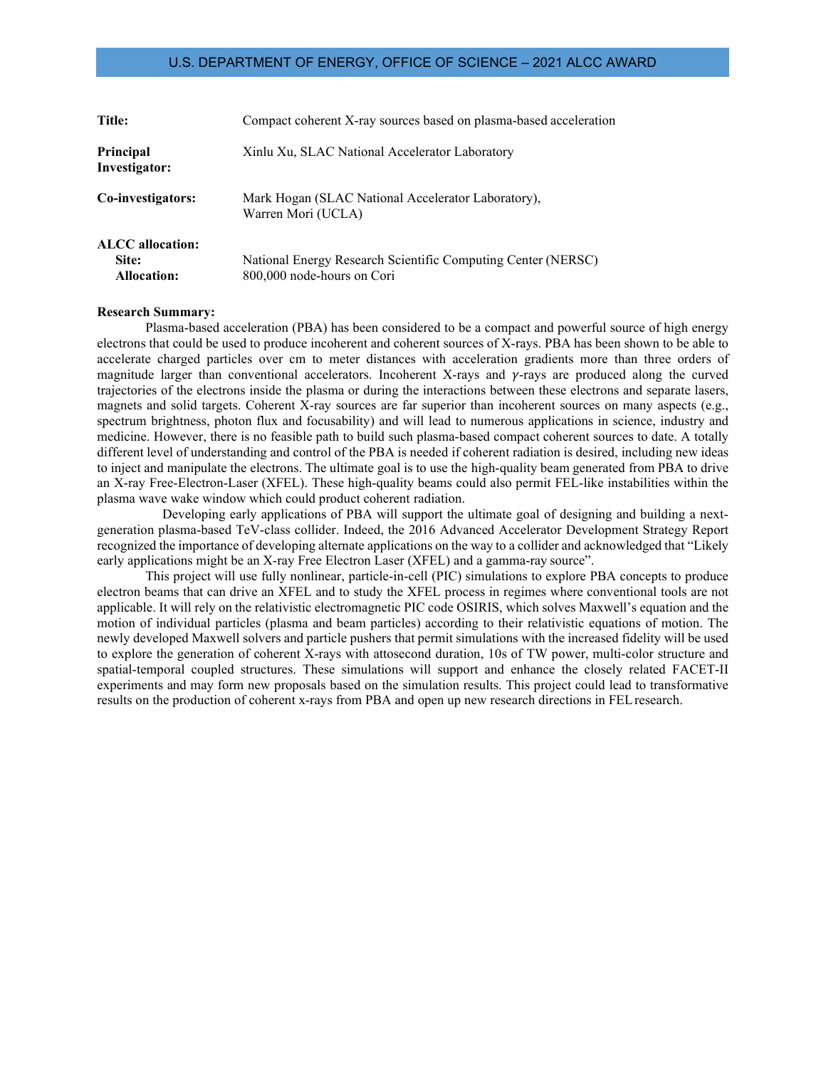U.S. DEPARTMENT OF ENERGY, OFFICE OF SCIENCE – 2021 ALCC AWARD

| | |
|---|---|
| **Title:** | Compact coherent X-ray sources based on plasma-based acceleration |
| **Principal Investigator:** | Xinlu Xu, SLAC National Accelerator Laboratory |
| **Co-investigators:** | Mark Hogan (SLAC National Accelerator Laboratory), Warren Mori (UCLA) |
| **ALCC allocation:** | |
| **Site:** | National Energy Research Scientific Computing Center (NERSC) |
| **Allocation:** | 800,000 node-hours on Cori |

**Research Summary:**

Plasma-based acceleration (PBA) has been considered to be a compact and powerful source of high energy electrons that could be used to produce incoherent and coherent sources of X-rays. PBA has been shown to be able to accelerate charged particles over cm to meter distances with acceleration gradients more than three orders of magnitude larger than conventional accelerators. Incoherent X-rays and $\gamma$-rays are produced along the curved trajectories of the electrons inside the plasma or during the interactions between these electrons and separate lasers, magnets and solid targets. Coherent X-ray sources are far superior than incoherent sources on many aspects (e.g., spectrum brightness, photon flux and focusability) and will lead to numerous applications in science, industry and medicine. However, there is no feasible path to build such plasma-based compact coherent sources to date. A totally different level of understanding and control of the PBA is needed if coherent radiation is desired, including new ideas to inject and manipulate the electrons. The ultimate goal is to use the high-quality beam generated from PBA to drive an X-ray Free-Electron-Laser (XFEL). These high-quality beams could also permit FEL-like instabilities within the plasma wave wake window which could product coherent radiation.

Developing early applications of PBA will support the ultimate goal of designing and building a next-generation plasma-based TeV-class collider. Indeed, the 2016 Advanced Accelerator Development Strategy Report recognized the importance of developing alternate applications on the way to a collider and acknowledged that "Likely early applications might be an X-ray Free Electron Laser (XFEL) and a gamma-ray source".

This project will use fully nonlinear, particle-in-cell (PIC) simulations to explore PBA concepts to produce electron beams that can drive an XFEL and to study the XFEL process in regimes where conventional tools are not applicable. It will rely on the relativistic electromagnetic PIC code OSIRIS, which solves Maxwell's equation and the motion of individual particles (plasma and beam particles) according to their relativistic equations of motion. The newly developed Maxwell solvers and particle pushers that permit simulations with the increased fidelity will be used to explore the generation of coherent X-rays with attosecond duration, 10s of TW power, multi-color structure and spatial-temporal coupled structures. These simulations will support and enhance the closely related FACET-II experiments and may form new proposals based on the simulation results. This project could lead to transformative results on the production of coherent x-rays from PBA and open up new research directions in FEL research.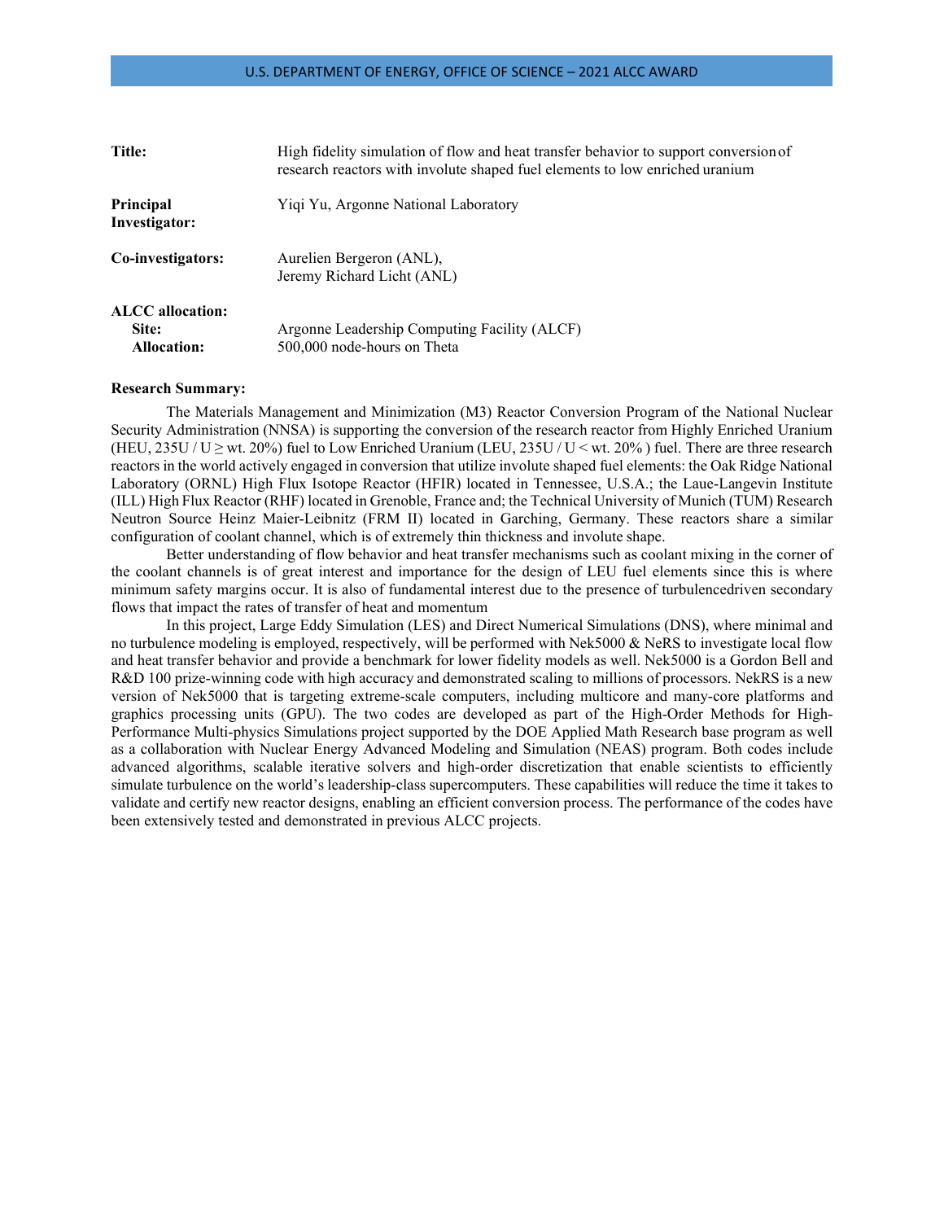| | |
|---|---|
| **Title:** | High fidelity simulation of flow and heat transfer behavior to support conversion of research reactors with involute shaped fuel elements to low enriched uranium |
| **Principal Investigator:** | Yiqi Yu, Argonne National Laboratory |
| **Co-investigators:** | Aurelien Bergeron (ANL), Jeremy Richard Licht (ANL) |
| **ALCC allocation:** | |
| **Site:** | Argonne Leadership Computing Facility (ALCF) |
| **Allocation:** | 500,000 node-hours on Theta |

**Research Summary:**

The Materials Management and Minimization (M3) Reactor Conversion Program of the National Nuclear Security Administration (NNSA) is supporting the conversion of the research reactor from Highly Enriched Uranium (HEU, 235U / U ≥ wt. 20%) fuel to Low Enriched Uranium (LEU, 235U / U < wt. 20% ) fuel. There are three research reactors in the world actively engaged in conversion that utilize involute shaped fuel elements: the Oak Ridge National Laboratory (ORNL) High Flux Isotope Reactor (HFIR) located in Tennessee, U.S.A.; the Laue-Langevin Institute (ILL) High Flux Reactor (RHF) located in Grenoble, France and; the Technical University of Munich (TUM) Research Neutron Source Heinz Maier-Leibnitz (FRM II) located in Garching, Germany. These reactors share a similar configuration of coolant channel, which is of extremely thin thickness and involute shape.

Better understanding of flow behavior and heat transfer mechanisms such as coolant mixing in the corner of the coolant channels is of great interest and importance for the design of LEU fuel elements since this is where minimum safety margins occur. It is also of fundamental interest due to the presence of turbulencedriven secondary flows that impact the rates of transfer of heat and momentum

In this project, Large Eddy Simulation (LES) and Direct Numerical Simulations (DNS), where minimal and no turbulence modeling is employed, respectively, will be performed with Nek5000 & NeRS to investigate local flow and heat transfer behavior and provide a benchmark for lower fidelity models as well. Nek5000 is a Gordon Bell and R&D 100 prize-winning code with high accuracy and demonstrated scaling to millions of processors. NekRS is a new version of Nek5000 that is targeting extreme-scale computers, including multicore and many-core platforms and graphics processing units (GPU). The two codes are developed as part of the High-Order Methods for High-Performance Multi-physics Simulations project supported by the DOE Applied Math Research base program as well as a collaboration with Nuclear Energy Advanced Modeling and Simulation (NEAS) program. Both codes include advanced algorithms, scalable iterative solvers and high-order discretization that enable scientists to efficiently simulate turbulence on the world's leadership-class supercomputers. These capabilities will reduce the time it takes to validate and certify new reactor designs, enabling an efficient conversion process. The performance of the codes have been extensively tested and demonstrated in previous ALCC projects.